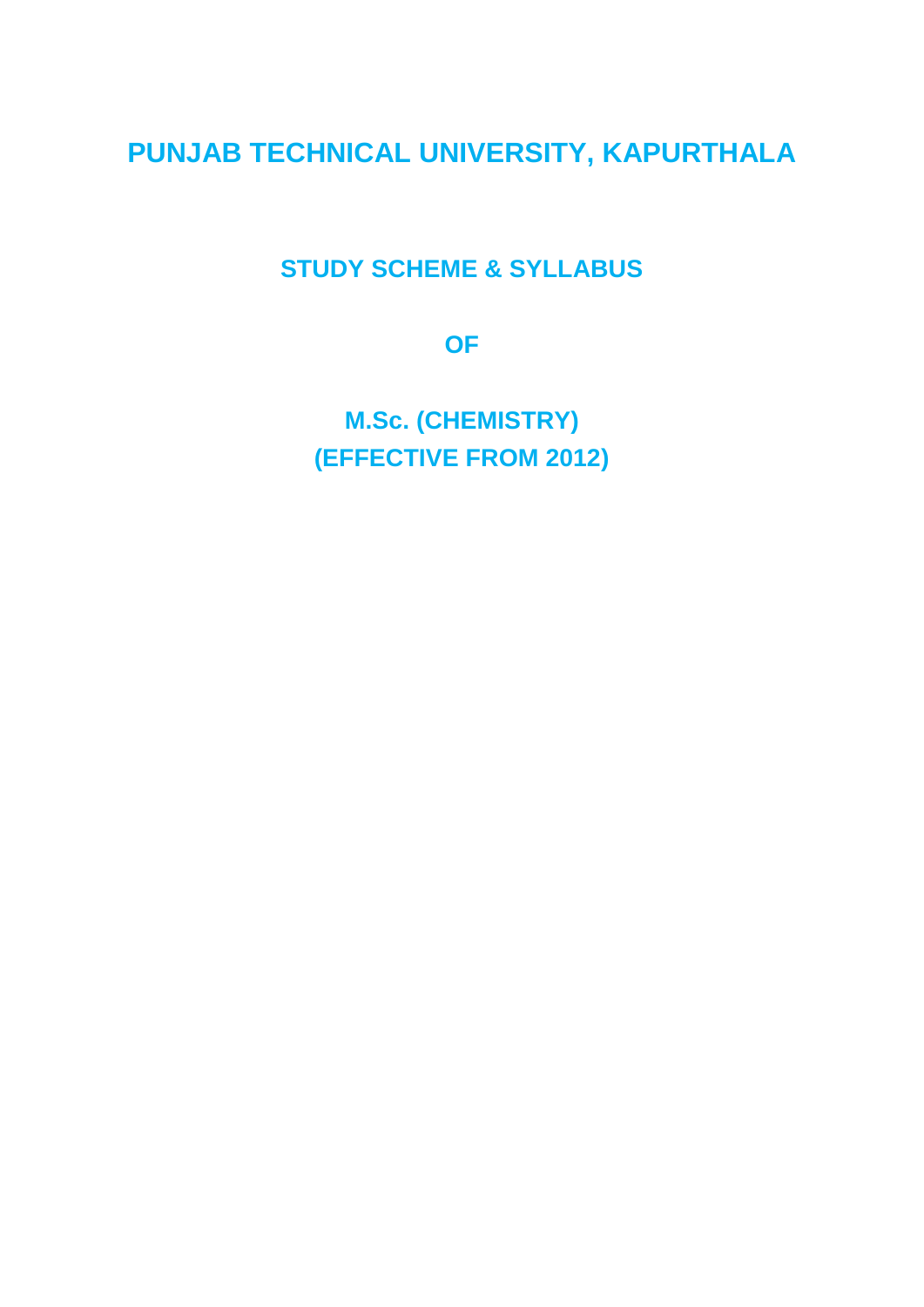# PUNJAB TECHNICAL UNIVERSITY, KAPURTHALA

## STUDY SCHEME & SYLLABUS

## OF

## M.Sc. (CHEMISTRY)
## (EFFECTIVE FROM 2012)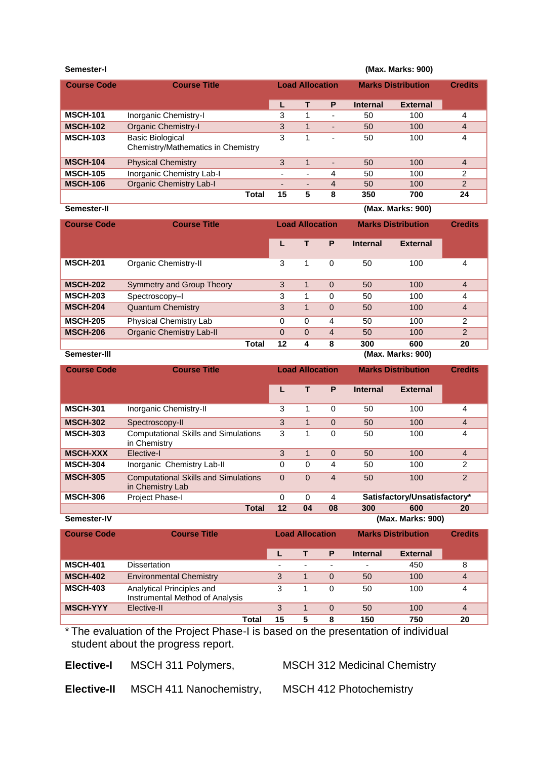**Semester-I** **(Max. Marks: 900)**

| Course Code | Course Title | Load Allocation | | | Marks Distribution | | Credits |
|---|---|---|---|---|---|---|---|
| | | L | T | P | Internal | External | |
| MSCH-101 | Inorganic Chemistry-I | 3 | 1 | - | 50 | 100 | 4 |
| MSCH-102 | Organic Chemistry-I | 3 | 1 | - | 50 | 100 | 4 |
| MSCH-103 | Basic Biological Chemistry/Mathematics in Chemistry | 3 | 1 | - | 50 | 100 | 4 |
| MSCH-104 | Physical Chemistry | 3 | 1 | - | 50 | 100 | 4 |
| MSCH-105 | Inorganic Chemistry Lab-I | - | - | 4 | 50 | 100 | 2 |
| MSCH-106 | Organic Chemistry Lab-I | - | - | 4 | 50 | 100 | 2 |
| | **Total** | **15** | **5** | **8** | **350** | **700** | **24** |

**Semester-II** **(Max. Marks: 900)**

| Course Code | Course Title | Load Allocation | | | Marks Distribution | | Credits |
|---|---|---|---|---|---|---|---|
| | | L | T | P | Internal | External | |
| MSCH-201 | Organic Chemistry-II | 3 | 1 | 0 | 50 | 100 | 4 |
| MSCH-202 | Symmetry and Group Theory | 3 | 1 | 0 | 50 | 100 | 4 |
| MSCH-203 | Spectroscopy–I | 3 | 1 | 0 | 50 | 100 | 4 |
| MSCH-204 | Quantum Chemistry | 3 | 1 | 0 | 50 | 100 | 4 |
| MSCH-205 | Physical Chemistry Lab | 0 | 0 | 4 | 50 | 100 | 2 |
| MSCH-206 | Organic Chemistry Lab-II | 0 | 0 | 4 | 50 | 100 | 2 |
| | **Total** | **12** | **4** | **8** | **300** | **600** | **20** |

**Semester-III** **(Max. Marks: 900)**

| Course Code | Course Title | Load Allocation | | | Marks Distribution | | Credits |
|---|---|---|---|---|---|---|---|
| | | L | T | P | Internal | External | |
| MSCH-301 | Inorganic Chemistry-II | 3 | 1 | 0 | 50 | 100 | 4 |
| MSCH-302 | Spectroscopy-II | 3 | 1 | 0 | 50 | 100 | 4 |
| MSCH-303 | Computational Skills and Simulations in Chemistry | 3 | 1 | 0 | 50 | 100 | 4 |
| MSCH-XXX | Elective-I | 3 | 1 | 0 | 50 | 100 | 4 |
| MSCH-304 | Inorganic Chemistry Lab-II | 0 | 0 | 4 | 50 | 100 | 2 |
| MSCH-305 | Computational Skills and Simulations in Chemistry Lab | 0 | 0 | 4 | 50 | 100 | 2 |
| MSCH-306 | Project Phase-I | 0 | 0 | 4 | Satisfactory/Unsatisfactory* | | |
| | **Total** | **12** | **04** | **08** | **300** | **600** | **20** |

**Semester-IV** **(Max. Marks: 900)**

| Course Code | Course Title | Load Allocation | | | Marks Distribution | | Credits |
|---|---|---|---|---|---|---|---|
| | | L | T | P | Internal | External | |
| MSCH-401 | Dissertation | - | - | - | - | 450 | 8 |
| MSCH-402 | Environmental Chemistry | 3 | 1 | 0 | 50 | 100 | 4 |
| MSCH-403 | Analytical Principles and Instrumental Method of Analysis | 3 | 1 | 0 | 50 | 100 | 4 |
| MSCH-YYY | Elective-II | 3 | 1 | 0 | 50 | 100 | 4 |
| | **Total** | **15** | **5** | **8** | **150** | **750** | **20** |

* The evaluation of the Project Phase-I is based on the presentation of individual student about the progress report.

**Elective-I** MSCH 311 Polymers, MSCH 312 Medicinal Chemistry

**Elective-II** MSCH 411 Nanochemistry, MSCH 412 Photochemistry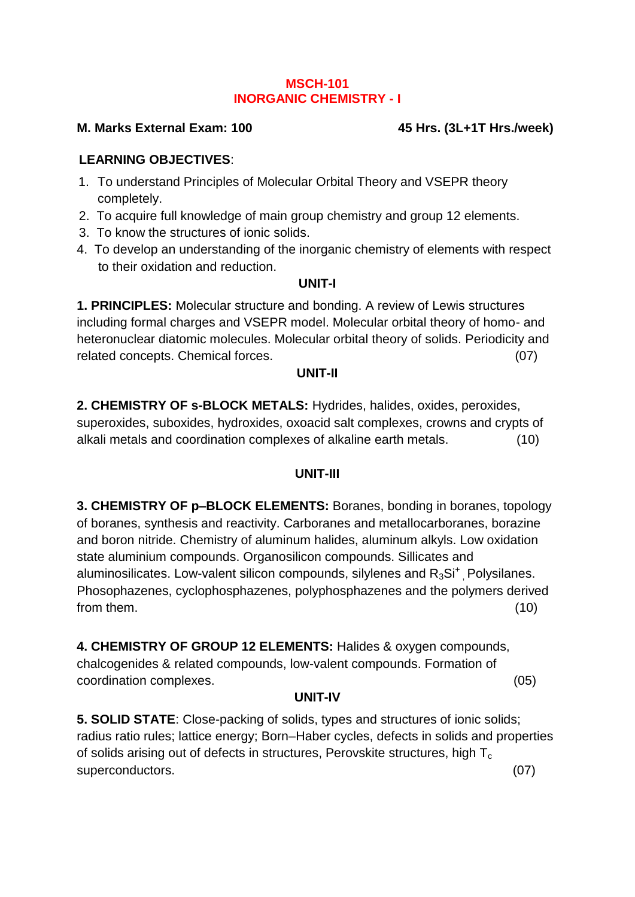# MSCH-101
# INORGANIC CHEMISTRY - I

**M. Marks External Exam: 100** **45 Hrs. (3L+1T Hrs./week)**

**LEARNING OBJECTIVES**:

1. To understand Principles of Molecular Orbital Theory and VSEPR theory completely.
2. To acquire full knowledge of main group chemistry and group 12 elements.
3. To know the structures of ionic solids.
4. To develop an understanding of the inorganic chemistry of elements with respect to their oxidation and reduction.

## UNIT-I

**1. PRINCIPLES:** Molecular structure and bonding. A review of Lewis structures including formal charges and VSEPR model. Molecular orbital theory of homo- and heteronuclear diatomic molecules. Molecular orbital theory of solids. Periodicity and related concepts. Chemical forces. (07)

## UNIT-II

**2. CHEMISTRY OF s-BLOCK METALS:** Hydrides, halides, oxides, peroxides, superoxides, suboxides, hydroxides, oxoacid salt complexes, crowns and crypts of alkali metals and coordination complexes of alkaline earth metals. (10)

## UNIT-III

**3. CHEMISTRY OF p–BLOCK ELEMENTS:** Boranes, bonding in boranes, topology of boranes, synthesis and reactivity. Carboranes and metallocarboranes, borazine and boron nitride. Chemistry of aluminum halides, aluminum alkyls. Low oxidation state aluminium compounds. Organosilicon compounds. Sillicates and aluminosilicates. Low-valent silicon compounds, silylenes and $R_3Si^+$, Polysilanes. Phosophazenes, cyclophosphazenes, polyphosphazenes and the polymers derived from them. (10)

**4. CHEMISTRY OF GROUP 12 ELEMENTS:** Halides & oxygen compounds, chalcogenides & related compounds, low-valent compounds. Formation of coordination complexes. (05)

## UNIT-IV

**5. SOLID STATE**: Close-packing of solids, types and structures of ionic solids; radius ratio rules; lattice energy; Born–Haber cycles, defects in solids and properties of solids arising out of defects in structures, Perovskite structures, high $T_c$ superconductors. (07)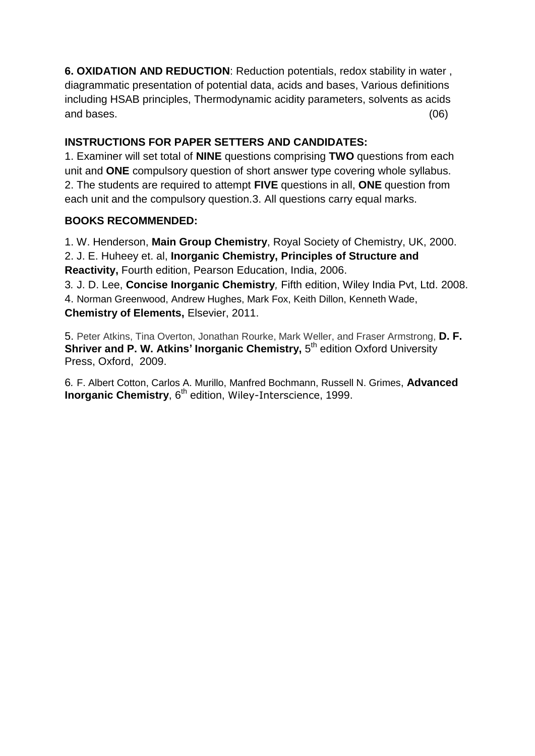**6. OXIDATION AND REDUCTION**: Reduction potentials, redox stability in water , diagrammatic presentation of potential data, acids and bases, Various definitions including HSAB principles, Thermodynamic acidity parameters, solvents as acids and bases. (06)

**INSTRUCTIONS FOR PAPER SETTERS AND CANDIDATES:**

1. Examiner will set total of **NINE** questions comprising **TWO** questions from each unit and **ONE** compulsory question of short answer type covering whole syllabus.
2. The students are required to attempt **FIVE** questions in all, **ONE** question from each unit and the compulsory question.3. All questions carry equal marks.

**BOOKS RECOMMENDED:**

1. W. Henderson, **Main Group Chemistry**, Royal Society of Chemistry, UK, 2000.
2. J. E. Huheey et. al, **Inorganic Chemistry, Principles of Structure and Reactivity,** Fourth edition, Pearson Education, India, 2006.
3. J. D. Lee, **Concise Inorganic Chemistry***,* Fifth edition, Wiley India Pvt, Ltd. 2008.
4. Norman Greenwood, Andrew Hughes, Mark Fox, Keith Dillon, Kenneth Wade, **Chemistry of Elements,** Elsevier, 2011.
5. Peter Atkins, Tina Overton, Jonathan Rourke, Mark Weller, and Fraser Armstrong, **D. F. Shriver and P. W. Atkins' Inorganic Chemistry,** 5th edition Oxford University Press, Oxford, 2009.
6. F. Albert Cotton, Carlos A. Murillo, Manfred Bochmann, Russell N. Grimes, **Advanced Inorganic Chemistry**, 6th edition, Wiley-Interscience, 1999.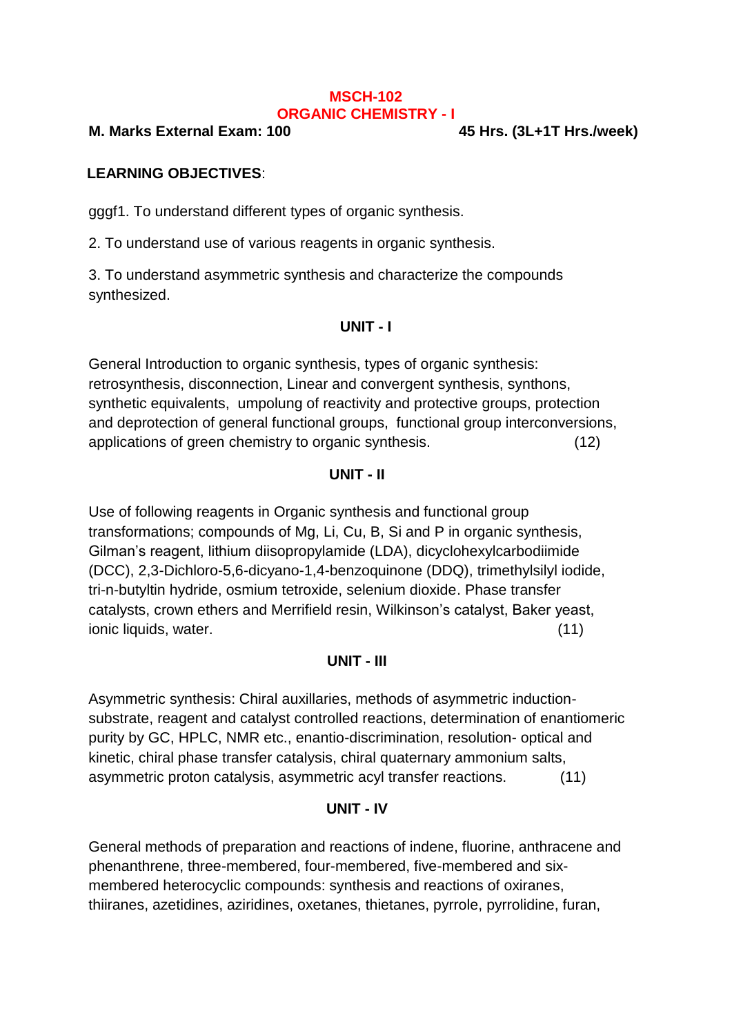**MSCH-102**

**ORGANIC CHEMISTRY - I**

**M. Marks External Exam: 100** **45 Hrs. (3L+1T Hrs./week)**

**LEARNING OBJECTIVES**:

gggf1. To understand different types of organic synthesis.

2. To understand use of various reagents in organic synthesis.

3. To understand asymmetric synthesis and characterize the compounds synthesized.

**UNIT - I**

General Introduction to organic synthesis, types of organic synthesis: retrosynthesis, disconnection, Linear and convergent synthesis, synthons, synthetic equivalents, umpolung of reactivity and protective groups, protection and deprotection of general functional groups, functional group interconversions, applications of green chemistry to organic synthesis. (12)

**UNIT - II**

Use of following reagents in Organic synthesis and functional group transformations; compounds of Mg, Li, Cu, B, Si and P in organic synthesis, Gilman's reagent, lithium diisopropylamide (LDA), dicyclohexylcarbodiimide (DCC), 2,3-Dichloro-5,6-dicyano-1,4-benzoquinone (DDQ), trimethylsilyl iodide, tri-n-butyltin hydride, osmium tetroxide, selenium dioxide. Phase transfer catalysts, crown ethers and Merrifield resin, Wilkinson's catalyst, Baker yeast, ionic liquids, water. (11)

**UNIT - III**

Asymmetric synthesis: Chiral auxillaries, methods of asymmetric induction-substrate, reagent and catalyst controlled reactions, determination of enantiomeric purity by GC, HPLC, NMR etc., enantio-discrimination, resolution- optical and kinetic, chiral phase transfer catalysis, chiral quaternary ammonium salts, asymmetric proton catalysis, asymmetric acyl transfer reactions. (11)

**UNIT - IV**

General methods of preparation and reactions of indene, fluorine, anthracene and phenanthrene, three-membered, four-membered, five-membered and six-membered heterocyclic compounds: synthesis and reactions of oxiranes, thiiranes, azetidines, aziridines, oxetanes, thietanes, pyrrole, pyrrolidine, furan,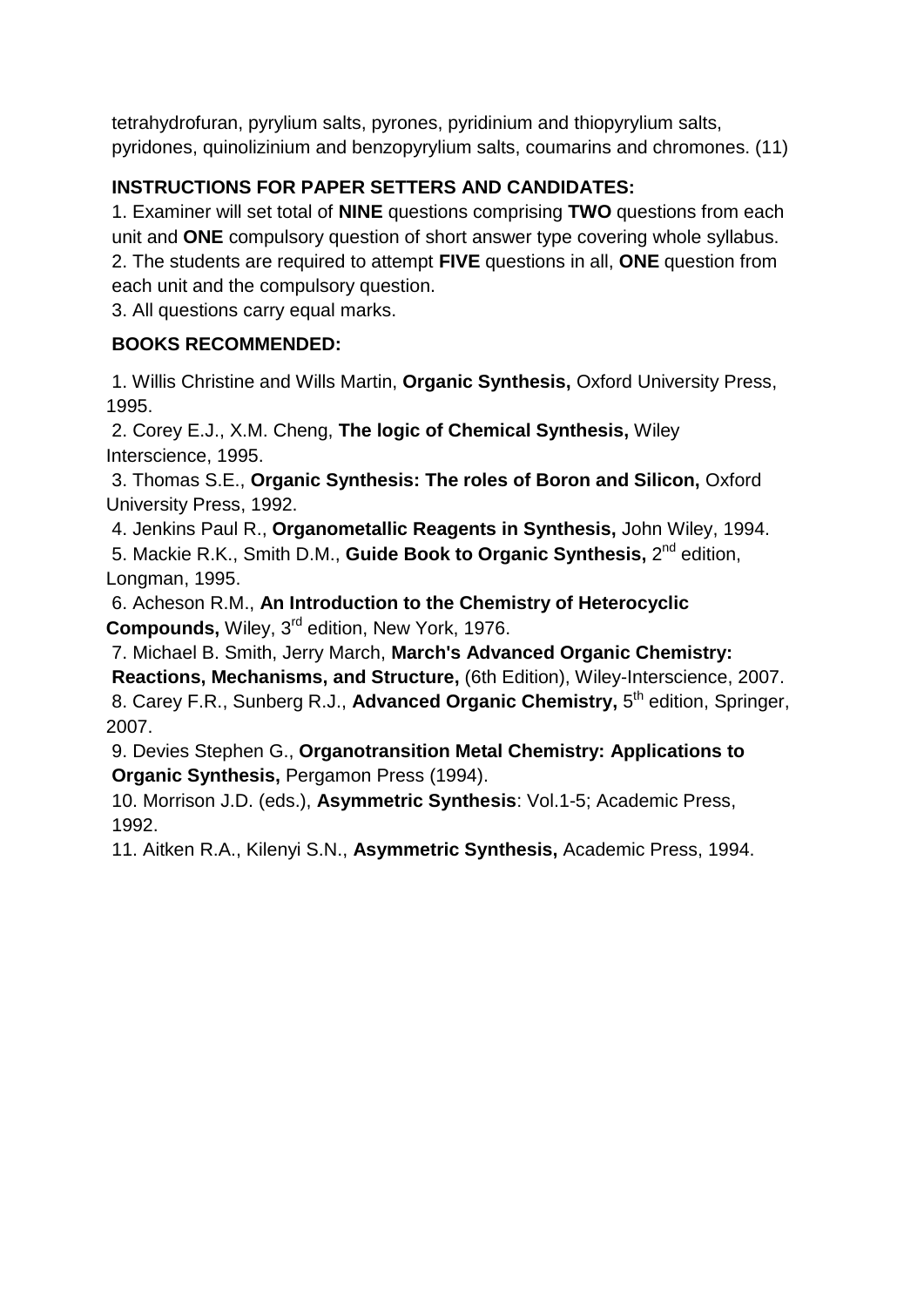tetrahydrofuran, pyrylium salts, pyrones, pyridinium and thiopyrylium salts, pyridones, quinolizinium and benzopyrylium salts, coumarins and chromones. (11)

**INSTRUCTIONS FOR PAPER SETTERS AND CANDIDATES:**

1. Examiner will set total of **NINE** questions comprising **TWO** questions from each unit and **ONE** compulsory question of short answer type covering whole syllabus.
2. The students are required to attempt **FIVE** questions in all, **ONE** question from each unit and the compulsory question.
3. All questions carry equal marks.

**BOOKS RECOMMENDED:**

1. Willis Christine and Wills Martin, **Organic Synthesis,** Oxford University Press, 1995.
2. Corey E.J., X.M. Cheng, **The logic of Chemical Synthesis,** Wiley Interscience, 1995.
3. Thomas S.E., **Organic Synthesis: The roles of Boron and Silicon,** Oxford University Press, 1992.
4. Jenkins Paul R., **Organometallic Reagents in Synthesis,** John Wiley, 1994.
5. Mackie R.K., Smith D.M., **Guide Book to Organic Synthesis,** 2nd edition, Longman, 1995.
6. Acheson R.M., **An Introduction to the Chemistry of Heterocyclic Compounds,** Wiley, 3rd edition, New York, 1976.
7. Michael B. Smith, Jerry March, **March's Advanced Organic Chemistry: Reactions, Mechanisms, and Structure,** (6th Edition), Wiley-Interscience, 2007.
8. Carey F.R., Sunberg R.J., **Advanced Organic Chemistry,** 5th edition, Springer, 2007.
9. Devies Stephen G., **Organotransition Metal Chemistry: Applications to Organic Synthesis,** Pergamon Press (1994).
10. Morrison J.D. (eds.), **Asymmetric Synthesis**: Vol.1-5; Academic Press, 1992.
11. Aitken R.A., Kilenyi S.N., **Asymmetric Synthesis,** Academic Press, 1994.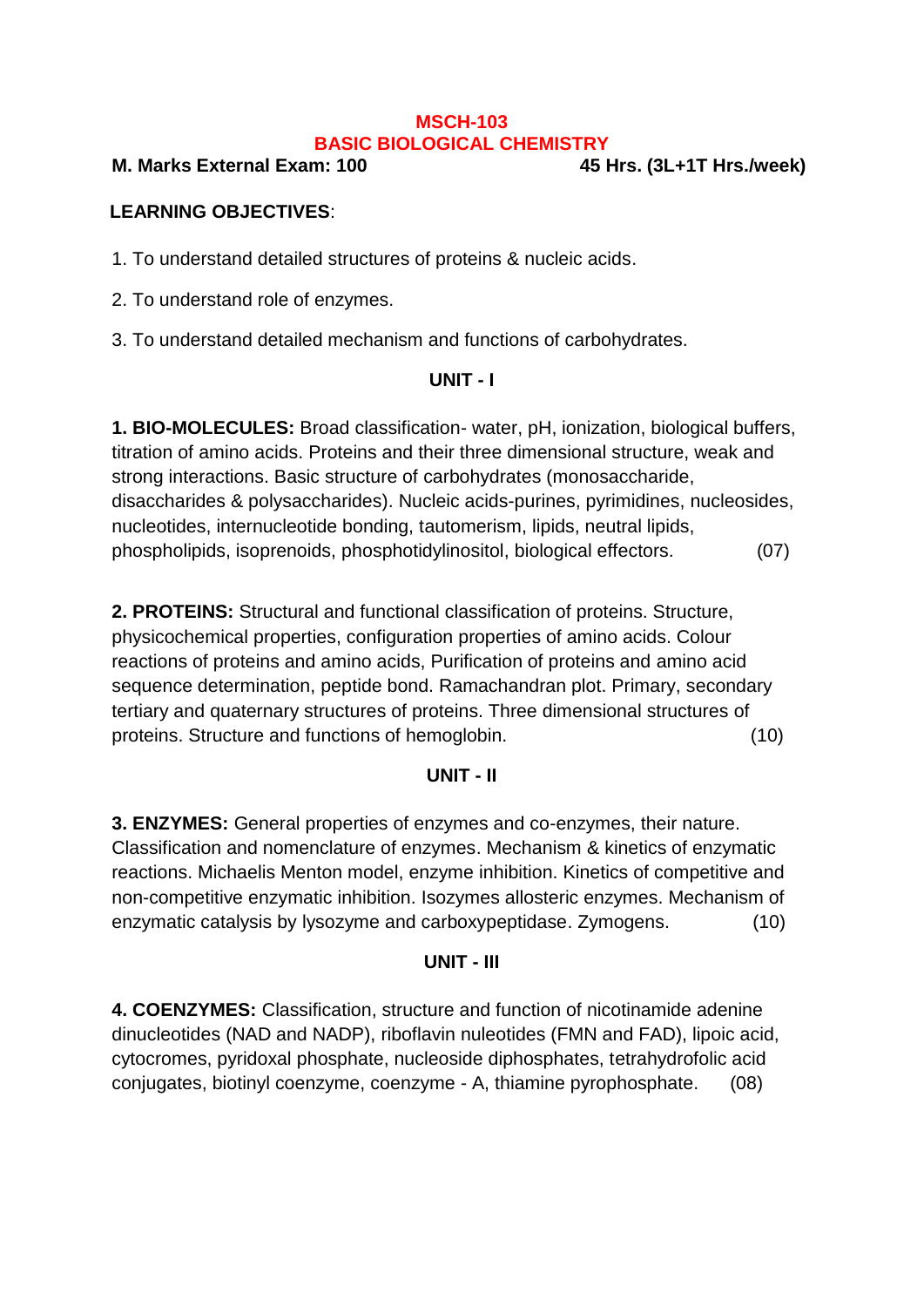# MSCH-103
## BASIC BIOLOGICAL CHEMISTRY

**M. Marks External Exam: 100** **45 Hrs. (3L+1T Hrs./week)**

**LEARNING OBJECTIVES**:

1. To understand detailed structures of proteins & nucleic acids.
2. To understand role of enzymes.
3. To understand detailed mechanism and functions of carbohydrates.

### UNIT - I

**1. BIO-MOLECULES:** Broad classification- water, pH, ionization, biological buffers, titration of amino acids. Proteins and their three dimensional structure, weak and strong interactions. Basic structure of carbohydrates (monosaccharide, disaccharides & polysaccharides). Nucleic acids-purines, pyrimidines, nucleosides, nucleotides, internucleotide bonding, tautomerism, lipids, neutral lipids, phospholipids, isoprenoids, phosphotidylinositol, biological effectors. (07)

**2. PROTEINS:** Structural and functional classification of proteins. Structure, physicochemical properties, configuration properties of amino acids. Colour reactions of proteins and amino acids, Purification of proteins and amino acid sequence determination, peptide bond. Ramachandran plot. Primary, secondary tertiary and quaternary structures of proteins. Three dimensional structures of proteins. Structure and functions of hemoglobin. (10)

### UNIT - II

**3. ENZYMES:** General properties of enzymes and co-enzymes, their nature. Classification and nomenclature of enzymes. Mechanism & kinetics of enzymatic reactions. Michaelis Menton model, enzyme inhibition. Kinetics of competitive and non-competitive enzymatic inhibition. Isozymes allosteric enzymes. Mechanism of enzymatic catalysis by lysozyme and carboxypeptidase. Zymogens. (10)

### UNIT - III

**4. COENZYMES:** Classification, structure and function of nicotinamide adenine dinucleotides (NAD and NADP), riboflavin nuleotides (FMN and FAD), lipoic acid, cytocromes, pyridoxal phosphate, nucleoside diphosphates, tetrahydrofolic acid conjugates, biotinyl coenzyme, coenzyme - A, thiamine pyrophosphate. (08)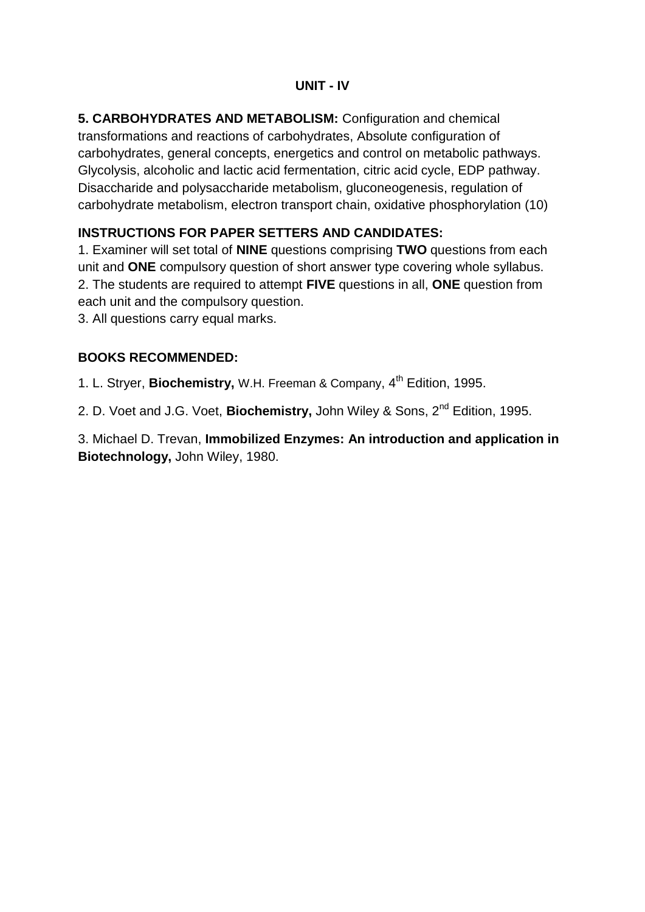## UNIT - IV

**5. CARBOHYDRATES AND METABOLISM:** Configuration and chemical transformations and reactions of carbohydrates, Absolute configuration of carbohydrates, general concepts, energetics and control on metabolic pathways. Glycolysis, alcoholic and lactic acid fermentation, citric acid cycle, EDP pathway. Disaccharide and polysaccharide metabolism, gluconeogenesis, regulation of carbohydrate metabolism, electron transport chain, oxidative phosphorylation (10)

**INSTRUCTIONS FOR PAPER SETTERS AND CANDIDATES:**

1. Examiner will set total of **NINE** questions comprising **TWO** questions from each unit and **ONE** compulsory question of short answer type covering whole syllabus.
2. The students are required to attempt **FIVE** questions in all, **ONE** question from each unit and the compulsory question.
3. All questions carry equal marks.

**BOOKS RECOMMENDED:**

1. L. Stryer, **Biochemistry,** W.H. Freeman & Company, 4th Edition, 1995.
2. D. Voet and J.G. Voet, **Biochemistry,** John Wiley & Sons, 2nd Edition, 1995.
3. Michael D. Trevan, **Immobilized Enzymes: An introduction and application in Biotechnology,** John Wiley, 1980.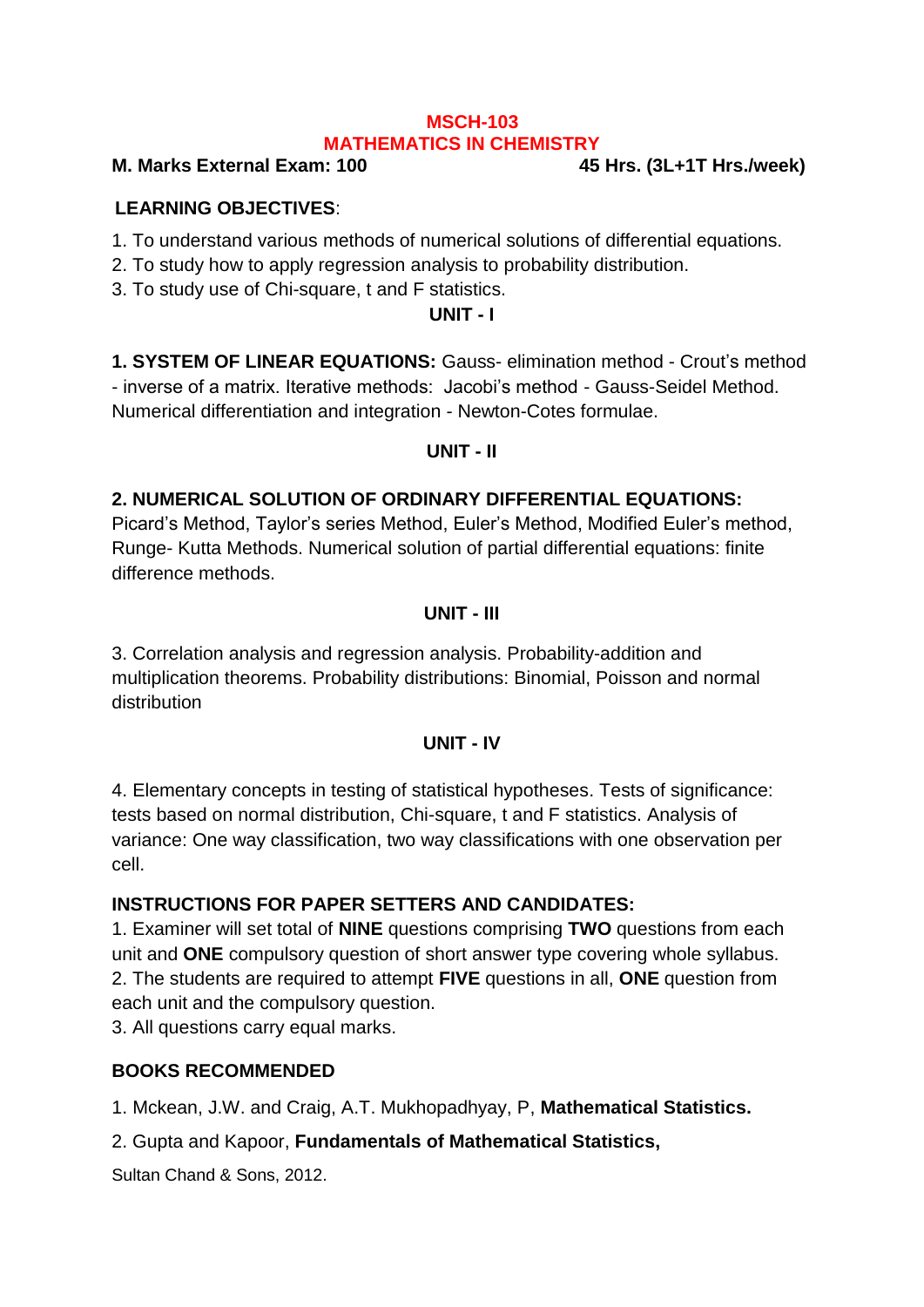# MSCH-103
# MATHEMATICS IN CHEMISTRY

**M. Marks External Exam: 100** **45 Hrs. (3L+1T Hrs./week)**

**LEARNING OBJECTIVES**:

1. To understand various methods of numerical solutions of differential equations.
2. To study how to apply regression analysis to probability distribution.
3. To study use of Chi-square, t and F statistics.

## UNIT - I

**1. SYSTEM OF LINEAR EQUATIONS:** Gauss- elimination method - Crout's method - inverse of a matrix. Iterative methods: Jacobi's method - Gauss-Seidel Method. Numerical differentiation and integration - Newton-Cotes formulae.

## UNIT - II

**2. NUMERICAL SOLUTION OF ORDINARY DIFFERENTIAL EQUATIONS:** Picard's Method, Taylor's series Method, Euler's Method, Modified Euler's method, Runge- Kutta Methods. Numerical solution of partial differential equations: finite difference methods.

## UNIT - III

3. Correlation analysis and regression analysis. Probability-addition and multiplication theorems. Probability distributions: Binomial, Poisson and normal distribution

## UNIT - IV

4. Elementary concepts in testing of statistical hypotheses. Tests of significance: tests based on normal distribution, Chi-square, t and F statistics. Analysis of variance: One way classification, two way classifications with one observation per cell.

**INSTRUCTIONS FOR PAPER SETTERS AND CANDIDATES:**

1. Examiner will set total of **NINE** questions comprising **TWO** questions from each unit and **ONE** compulsory question of short answer type covering whole syllabus.
2. The students are required to attempt **FIVE** questions in all, **ONE** question from each unit and the compulsory question.
3. All questions carry equal marks.

**BOOKS RECOMMENDED**

1. Mckean, J.W. and Craig, A.T. Mukhopadhyay, P, **Mathematical Statistics.**
2. Gupta and Kapoor, **Fundamentals of Mathematical Statistics,** Sultan Chand & Sons, 2012.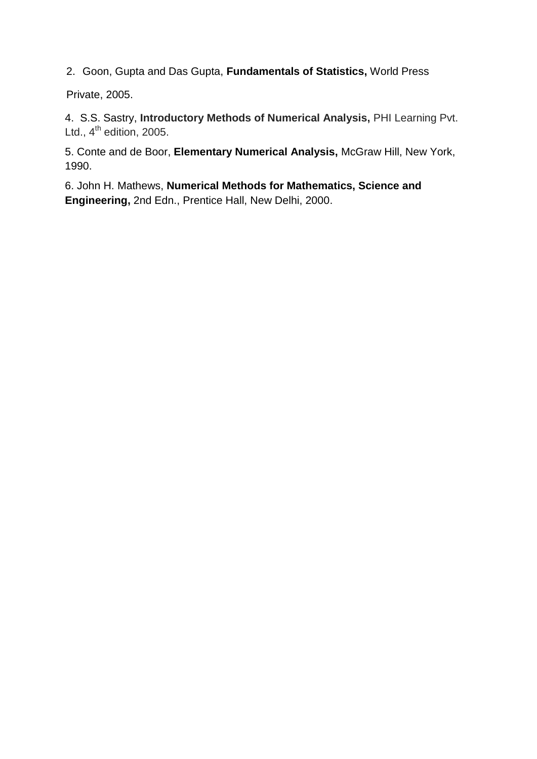2. Goon, Gupta and Das Gupta, **Fundamentals of Statistics,** World Press Private, 2005.

4. S.S. Sastry, **Introductory Methods of Numerical Analysis,** PHI Learning Pvt. Ltd., 4th edition, 2005.

5. Conte and de Boor, **Elementary Numerical Analysis,** McGraw Hill, New York, 1990.

6. John H. Mathews, **Numerical Methods for Mathematics, Science and Engineering,** 2nd Edn., Prentice Hall, New Delhi, 2000.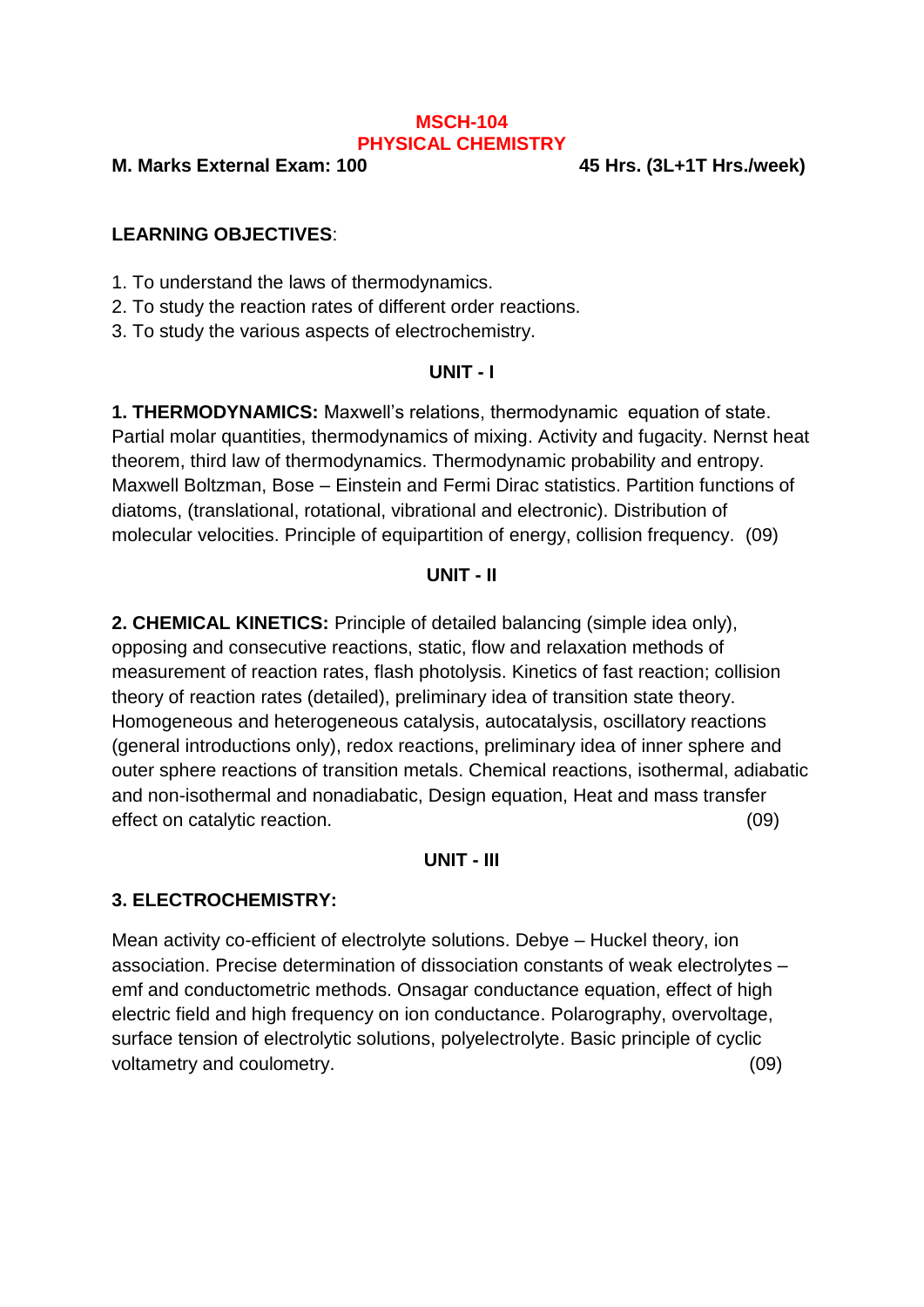# MSCH-104
## PHYSICAL CHEMISTRY

**M. Marks External Exam: 100** **45 Hrs. (3L+1T Hrs./week)**

**LEARNING OBJECTIVES**:

1. To understand the laws of thermodynamics.
2. To study the reaction rates of different order reactions.
3. To study the various aspects of electrochemistry.

### UNIT - I

**1. THERMODYNAMICS:** Maxwell's relations, thermodynamic equation of state. Partial molar quantities, thermodynamics of mixing. Activity and fugacity. Nernst heat theorem, third law of thermodynamics. Thermodynamic probability and entropy. Maxwell Boltzman, Bose – Einstein and Fermi Dirac statistics. Partition functions of diatoms, (translational, rotational, vibrational and electronic). Distribution of molecular velocities. Principle of equipartition of energy, collision frequency. (09)

### UNIT - II

**2. CHEMICAL KINETICS:** Principle of detailed balancing (simple idea only), opposing and consecutive reactions, static, flow and relaxation methods of measurement of reaction rates, flash photolysis. Kinetics of fast reaction; collision theory of reaction rates (detailed), preliminary idea of transition state theory. Homogeneous and heterogeneous catalysis, autocatalysis, oscillatory reactions (general introductions only), redox reactions, preliminary idea of inner sphere and outer sphere reactions of transition metals. Chemical reactions, isothermal, adiabatic and non-isothermal and nonadiabatic, Design equation, Heat and mass transfer effect on catalytic reaction. (09)

### UNIT - III

**3. ELECTROCHEMISTRY:**

Mean activity co-efficient of electrolyte solutions. Debye – Huckel theory, ion association. Precise determination of dissociation constants of weak electrolytes – emf and conductometric methods. Onsagar conductance equation, effect of high electric field and high frequency on ion conductance. Polarography, overvoltage, surface tension of electrolytic solutions, polyelectrolyte. Basic principle of cyclic voltametry and coulometry. (09)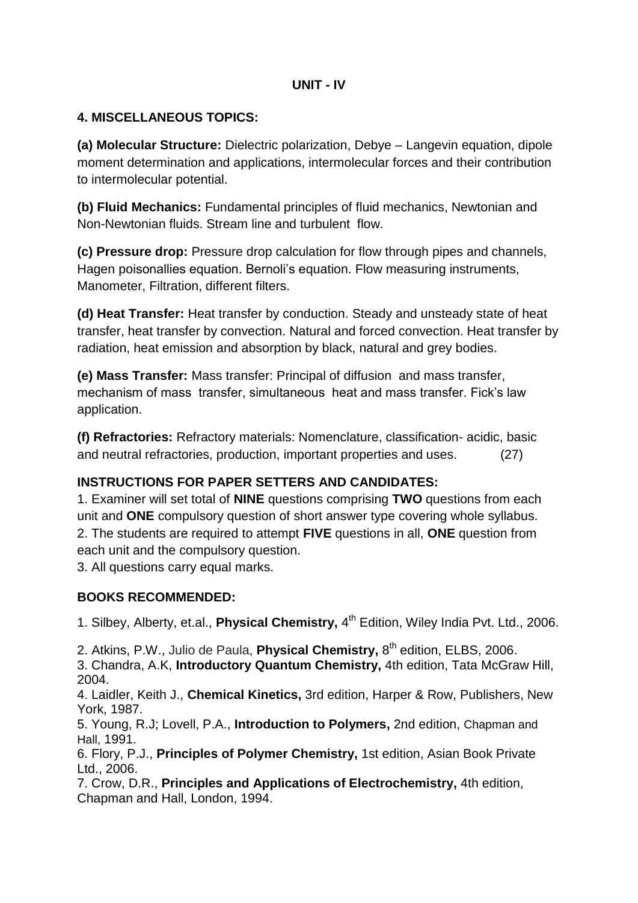## UNIT - IV

### 4. MISCELLANEOUS TOPICS:

**(a) Molecular Structure:** Dielectric polarization, Debye – Langevin equation, dipole moment determination and applications, intermolecular forces and their contribution to intermolecular potential.

**(b) Fluid Mechanics:** Fundamental principles of fluid mechanics, Newtonian and Non-Newtonian fluids. Stream line and turbulent flow.

**(c) Pressure drop:** Pressure drop calculation for flow through pipes and channels, Hagen poisonallies equation. Bernoli's equation. Flow measuring instruments, Manometer, Filtration, different filters.

**(d) Heat Transfer:** Heat transfer by conduction. Steady and unsteady state of heat transfer, heat transfer by convection. Natural and forced convection. Heat transfer by radiation, heat emission and absorption by black, natural and grey bodies.

**(e) Mass Transfer:** Mass transfer: Principal of diffusion and mass transfer, mechanism of mass transfer, simultaneous heat and mass transfer. Fick's law application.

**(f) Refractories:** Refractory materials: Nomenclature, classification- acidic, basic and neutral refractories, production, important properties and uses. (27)

### INSTRUCTIONS FOR PAPER SETTERS AND CANDIDATES:

1. Examiner will set total of **NINE** questions comprising **TWO** questions from each unit and **ONE** compulsory question of short answer type covering whole syllabus.
2. The students are required to attempt **FIVE** questions in all, **ONE** question from each unit and the compulsory question.
3. All questions carry equal marks.

### BOOKS RECOMMENDED:

1. Silbey, Alberty, et.al., **Physical Chemistry,** 4th Edition, Wiley India Pvt. Ltd., 2006.
2. Atkins, P.W., Julio de Paula, **Physical Chemistry,** 8th edition, ELBS, 2006.
3. Chandra, A.K, **Introductory Quantum Chemistry,** 4th edition, Tata McGraw Hill, 2004.
4. Laidler, Keith J., **Chemical Kinetics,** 3rd edition, Harper & Row, Publishers, New York, 1987.
5. Young, R.J; Lovell, P.A., **Introduction to Polymers,** 2nd edition, Chapman and Hall, 1991.
6. Flory, P.J., **Principles of Polymer Chemistry,** 1st edition, Asian Book Private Ltd., 2006.
7. Crow, D.R., **Principles and Applications of Electrochemistry,** 4th edition, Chapman and Hall, London, 1994.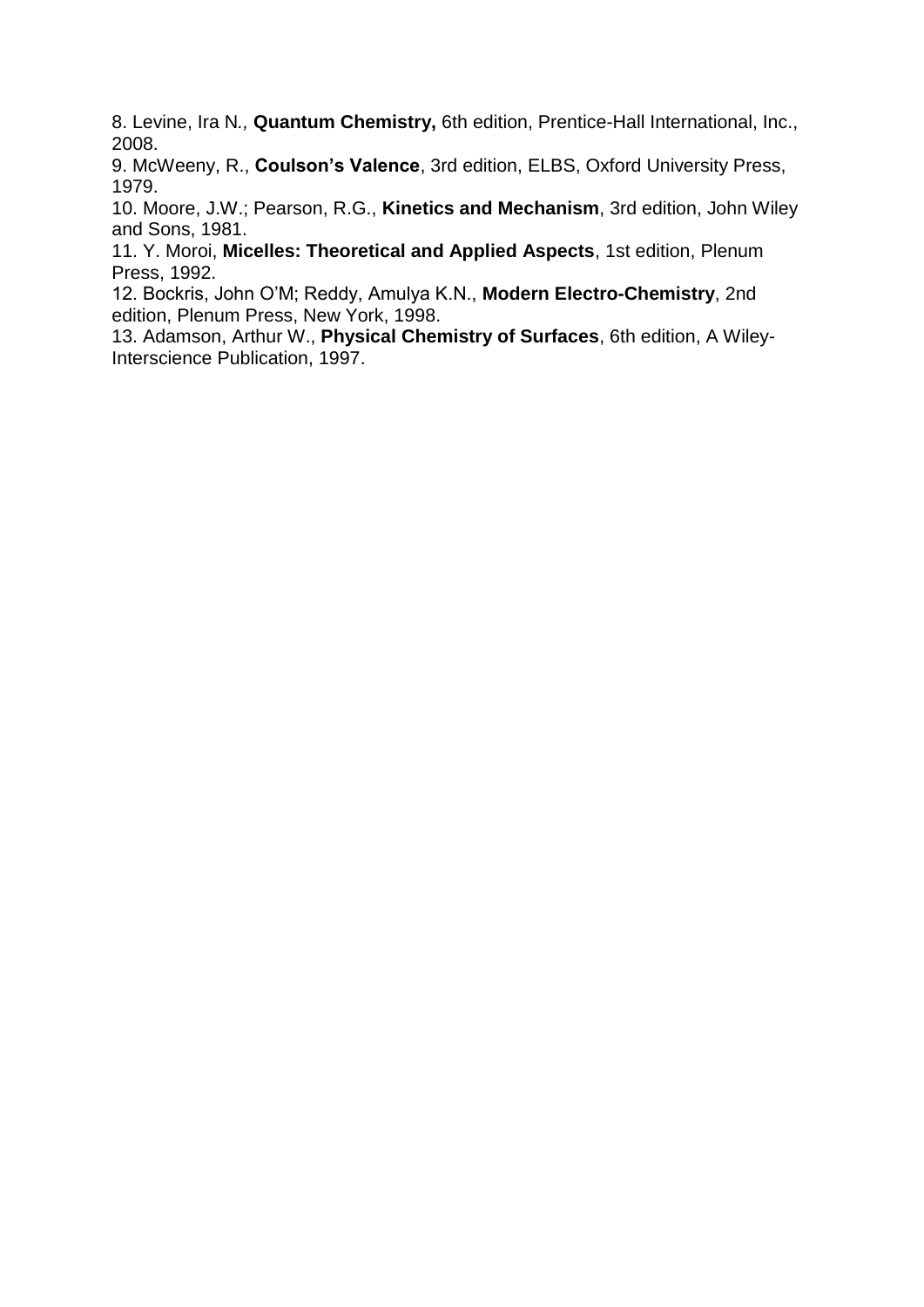8. Levine, Ira N*.,* **Quantum Chemistry,** 6th edition, Prentice-Hall International, Inc., 2008.
9. McWeeny, R., **Coulson's Valence**, 3rd edition, ELBS, Oxford University Press, 1979.
10. Moore, J.W.; Pearson, R.G., **Kinetics and Mechanism**, 3rd edition, John Wiley and Sons, 1981.
11. Y. Moroi, **Micelles: Theoretical and Applied Aspects**, 1st edition, Plenum Press, 1992.
12. Bockris, John O'M; Reddy, Amulya K.N., **Modern Electro-Chemistry**, 2nd edition, Plenum Press, New York, 1998.
13. Adamson, Arthur W., **Physical Chemistry of Surfaces**, 6th edition, A Wiley-Interscience Publication, 1997.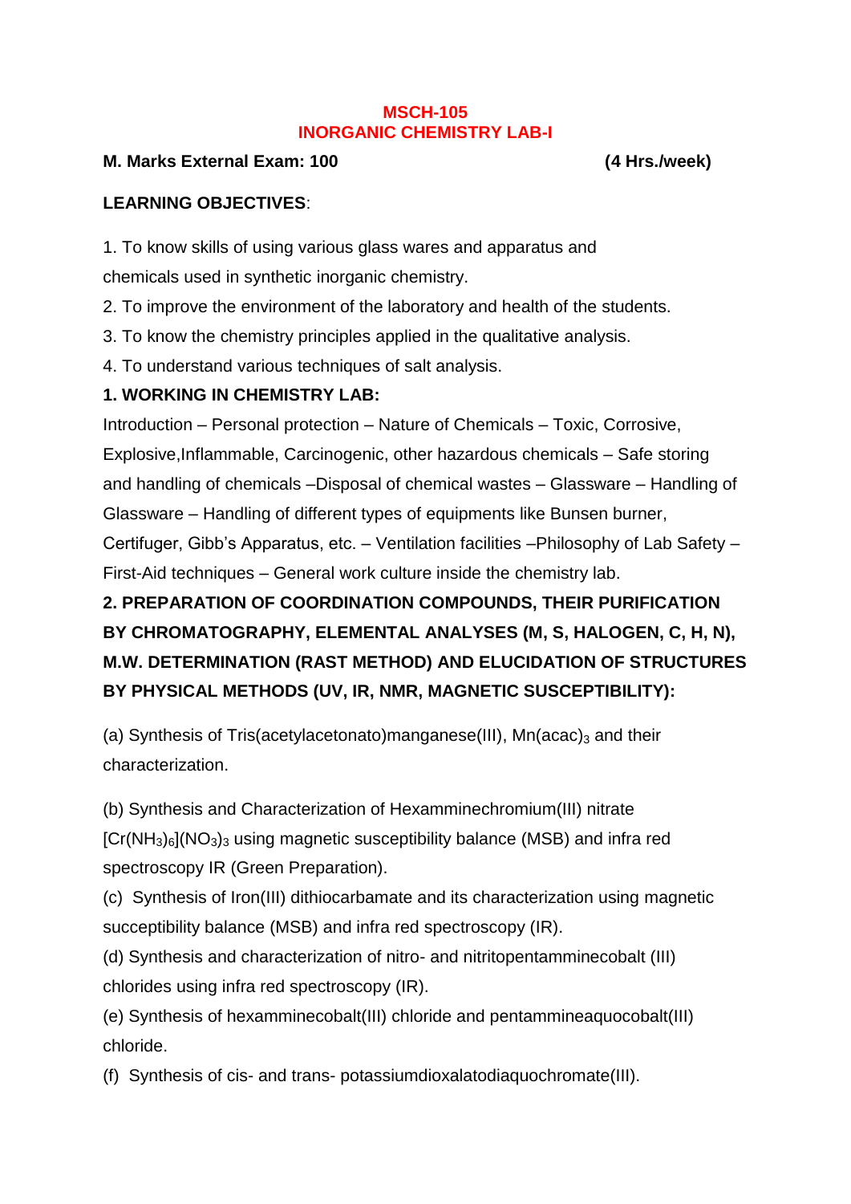# MSCH-105
## INORGANIC CHEMISTRY LAB-I

**M. Marks External Exam: 100** **(4 Hrs./week)**

**LEARNING OBJECTIVES**:

1. To know skills of using various glass wares and apparatus and chemicals used in synthetic inorganic chemistry.
2. To improve the environment of the laboratory and health of the students.
3. To know the chemistry principles applied in the qualitative analysis.
4. To understand various techniques of salt analysis.

**1. WORKING IN CHEMISTRY LAB:**

Introduction – Personal protection – Nature of Chemicals – Toxic, Corrosive, Explosive,Inflammable, Carcinogenic, other hazardous chemicals – Safe storing and handling of chemicals –Disposal of chemical wastes – Glassware – Handling of Glassware – Handling of different types of equipments like Bunsen burner, Certifuger, Gibb's Apparatus, etc. – Ventilation facilities –Philosophy of Lab Safety – First-Aid techniques – General work culture inside the chemistry lab.

**2. PREPARATION OF COORDINATION COMPOUNDS, THEIR PURIFICATION BY CHROMATOGRAPHY, ELEMENTAL ANALYSES (M, S, HALOGEN, C, H, N), M.W. DETERMINATION (RAST METHOD) AND ELUCIDATION OF STRUCTURES BY PHYSICAL METHODS (UV, IR, NMR, MAGNETIC SUSCEPTIBILITY):**

(a) Synthesis of Tris(acetylacetonato)manganese(III), $Mn(acac)_3$ and their characterization.

(b) Synthesis and Characterization of Hexamminechromium(III) nitrate $[Cr(NH_3)_6](NO_3)_3$ using magnetic susceptibility balance (MSB) and infra red spectroscopy IR (Green Preparation).

(c) Synthesis of Iron(III) dithiocarbamate and its characterization using magnetic succeptibility balance (MSB) and infra red spectroscopy (IR).

(d) Synthesis and characterization of nitro- and nitritopentamminecobalt (III) chlorides using infra red spectroscopy (IR).

(e) Synthesis of hexamminecobalt(III) chloride and pentammineaquocobalt(III) chloride.

(f) Synthesis of cis- and trans- potassiumdioxalatodiaquochromate(III).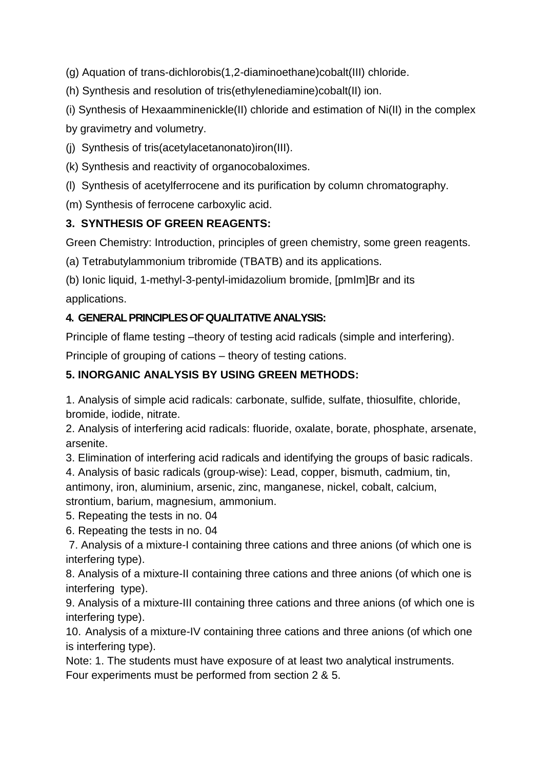(g) Aquation of trans-dichlorobis(1,2-diaminoethane)cobalt(III) chloride.

(h) Synthesis and resolution of tris(ethylenediamine)cobalt(II) ion.

(i) Synthesis of Hexaamminenickle(II) chloride and estimation of Ni(II) in the complex by gravimetry and volumetry.

(j) Synthesis of tris(acetylacetanonato)iron(III).

(k) Synthesis and reactivity of organocobaloximes.

(l) Synthesis of acetylferrocene and its purification by column chromatography.

(m) Synthesis of ferrocene carboxylic acid.

**3. SYNTHESIS OF GREEN REAGENTS:**

Green Chemistry: Introduction, principles of green chemistry, some green reagents.

(a) Tetrabutylammonium tribromide (TBATB) and its applications.

(b) Ionic liquid, 1-methyl-3-pentyl-imidazolium bromide, [pmIm]Br and its applications.

**4. GENERAL PRINCIPLES OF QUALITATIVE ANALYSIS:**

Principle of flame testing –theory of testing acid radicals (simple and interfering).

Principle of grouping of cations – theory of testing cations.

**5. INORGANIC ANALYSIS BY USING GREEN METHODS:**

1. Analysis of simple acid radicals: carbonate, sulfide, sulfate, thiosulfite, chloride, bromide, iodide, nitrate.
2. Analysis of interfering acid radicals: fluoride, oxalate, borate, phosphate, arsenate, arsenite.
3. Elimination of interfering acid radicals and identifying the groups of basic radicals.
4. Analysis of basic radicals (group-wise): Lead, copper, bismuth, cadmium, tin, antimony, iron, aluminium, arsenic, zinc, manganese, nickel, cobalt, calcium, strontium, barium, magnesium, ammonium.
5. Repeating the tests in no. 04
6. Repeating the tests in no. 04
7. Analysis of a mixture-I containing three cations and three anions (of which one is interfering type).
8. Analysis of a mixture-II containing three cations and three anions (of which one is interfering type).
9. Analysis of a mixture-III containing three cations and three anions (of which one is interfering type).
10. Analysis of a mixture-IV containing three cations and three anions (of which one is interfering type).

Note: 1. The students must have exposure of at least two analytical instruments. Four experiments must be performed from section 2 & 5.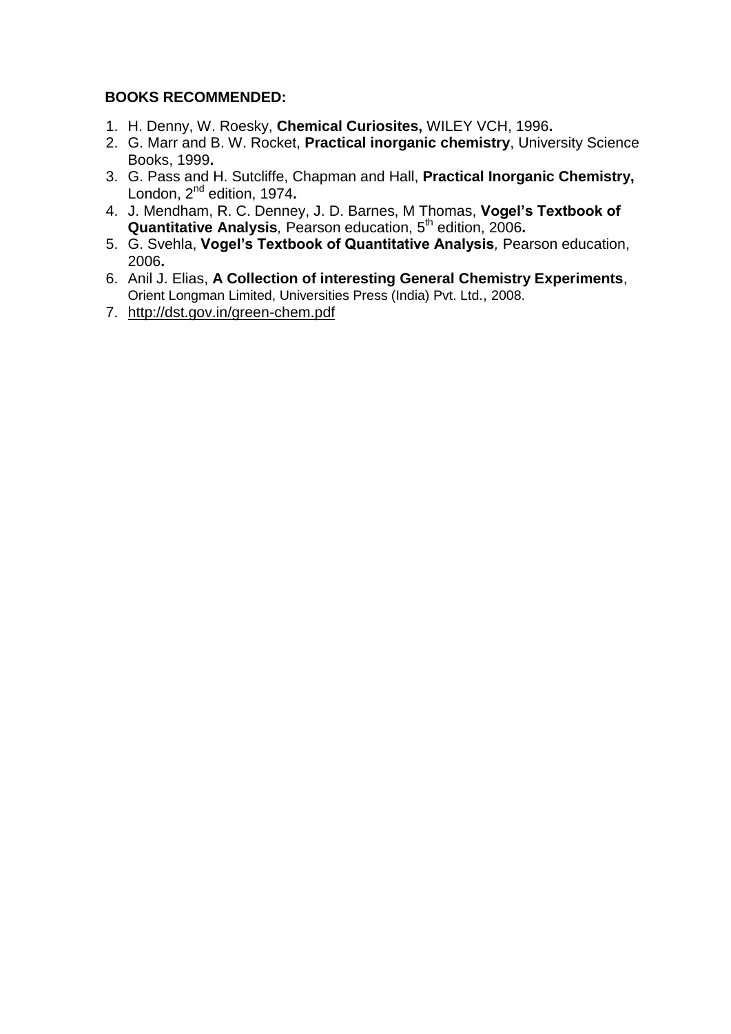**BOOKS RECOMMENDED:**

1. H. Denny, W. Roesky, **Chemical Curiosites,** WILEY VCH, 1996**.**
2. G. Marr and B. W. Rocket, **Practical inorganic chemistry**, University Science Books, 1999**.**
3. G. Pass and H. Sutcliffe, Chapman and Hall, **Practical Inorganic Chemistry,** London, 2nd edition, 1974**.**
4. J. Mendham, R. C. Denney, J. D. Barnes, M Thomas, **Vogel's Textbook of Quantitative Analysis***,* Pearson education, 5th edition, 2006**.**
5. G. Svehla, **Vogel's Textbook of Quantitative Analysis***,* Pearson education, 2006**.**
6. Anil J. Elias, **A Collection of interesting General Chemistry Experiments**, Orient Longman Limited, Universities Press (India) Pvt. Ltd., 2008.
7. http://dst.gov.in/green-chem.pdf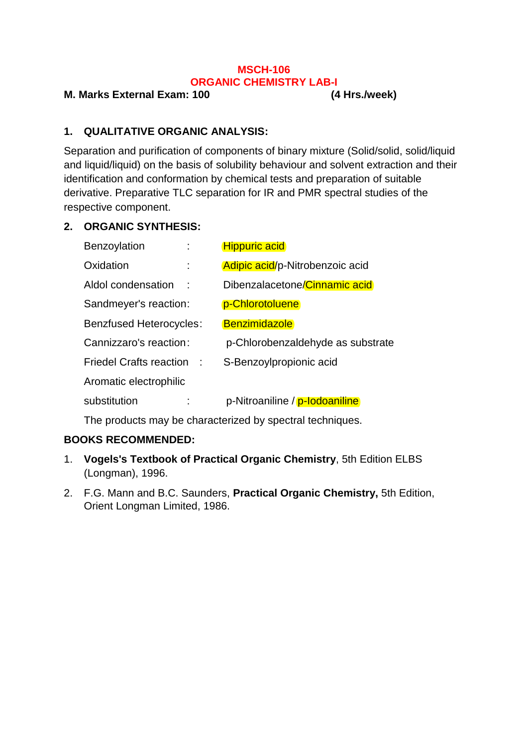# MSCH-106
## ORGANIC CHEMISTRY LAB-I

**M. Marks External Exam: 100** **(4 Hrs./week)**

### 1. QUALITATIVE ORGANIC ANALYSIS:

Separation and purification of components of binary mixture (Solid/solid, solid/liquid and liquid/liquid) on the basis of solubility behaviour and solvent extraction and their identification and conformation by chemical tests and preparation of suitable derivative. Preparative TLC separation for IR and PMR spectral studies of the respective component.

### 2. ORGANIC SYNTHESIS:

| | | |
|---|---|---|
| Benzoylation | : | Hippuric acid |
| Oxidation | : | Adipic acid/p-Nitrobenzoic acid |
| Aldol condensation | : | Dibenzalacetone/Cinnamic acid |
| Sandmeyer's reaction | : | p-Chlorotoluene |
| Benzfused Heterocycles | : | Benzimidazole |
| Cannizzaro's reaction | : | p-Chlorobenzaldehyde as substrate |
| Friedel Crafts reaction | : | S-Benzoylpropionic acid |
| Aromatic electrophilic substitution | : | p-Nitroaniline / p-Iodoaniline |

The products may be characterized by spectral techniques.

**BOOKS RECOMMENDED:**

1. **Vogels's Textbook of Practical Organic Chemistry**, 5th Edition ELBS (Longman), 1996.
2. F.G. Mann and B.C. Saunders, **Practical Organic Chemistry,** 5th Edition, Orient Longman Limited, 1986.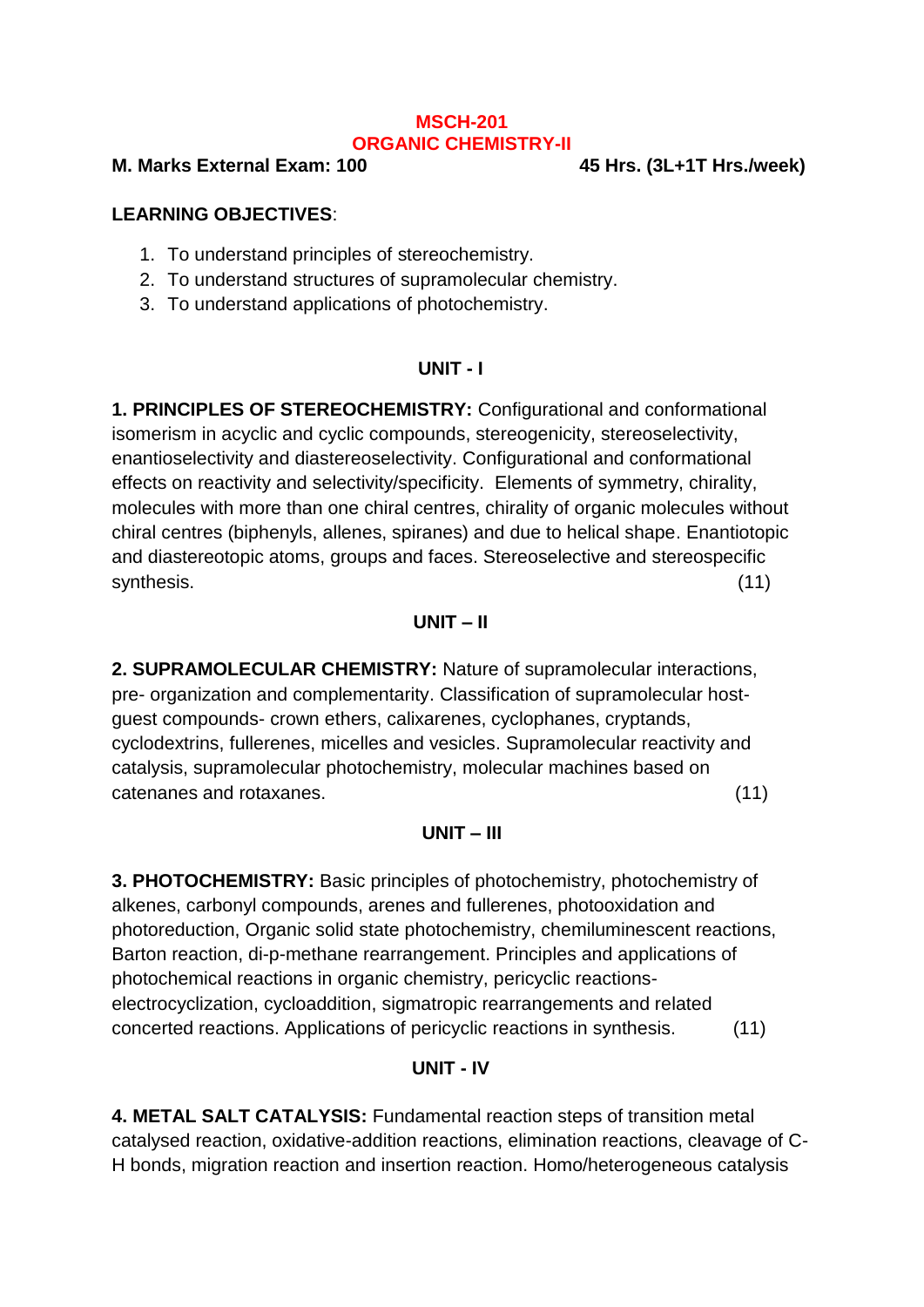# MSCH-201
# ORGANIC CHEMISTRY-II

**M. Marks External Exam: 100** **45 Hrs. (3L+1T Hrs./week)**

**LEARNING OBJECTIVES**:

1. To understand principles of stereochemistry.
2. To understand structures of supramolecular chemistry.
3. To understand applications of photochemistry.

## UNIT - I

**1. PRINCIPLES OF STEREOCHEMISTRY:** Configurational and conformational isomerism in acyclic and cyclic compounds, stereogenicity, stereoselectivity, enantioselectivity and diastereoselectivity. Configurational and conformational effects on reactivity and selectivity/specificity. Elements of symmetry, chirality, molecules with more than one chiral centres, chirality of organic molecules without chiral centres (biphenyls, allenes, spiranes) and due to helical shape. Enantiotopic and diastereotopic atoms, groups and faces. Stereoselective and stereospecific synthesis. (11)

## UNIT – II

**2. SUPRAMOLECULAR CHEMISTRY:** Nature of supramolecular interactions, pre- organization and complementarity. Classification of supramolecular host-guest compounds- crown ethers, calixarenes, cyclophanes, cryptands, cyclodextrins, fullerenes, micelles and vesicles. Supramolecular reactivity and catalysis, supramolecular photochemistry, molecular machines based on catenanes and rotaxanes. (11)

## UNIT – III

**3. PHOTOCHEMISTRY:** Basic principles of photochemistry, photochemistry of alkenes, carbonyl compounds, arenes and fullerenes, photooxidation and photoreduction, Organic solid state photochemistry, chemiluminescent reactions, Barton reaction, di-p-methane rearrangement. Principles and applications of photochemical reactions in organic chemistry, pericyclic reactions-electrocyclization, cycloaddition, sigmatropic rearrangements and related concerted reactions. Applications of pericyclic reactions in synthesis. (11)

## UNIT - IV

**4. METAL SALT CATALYSIS:** Fundamental reaction steps of transition metal catalysed reaction, oxidative-addition reactions, elimination reactions, cleavage of C-H bonds, migration reaction and insertion reaction. Homo/heterogeneous catalysis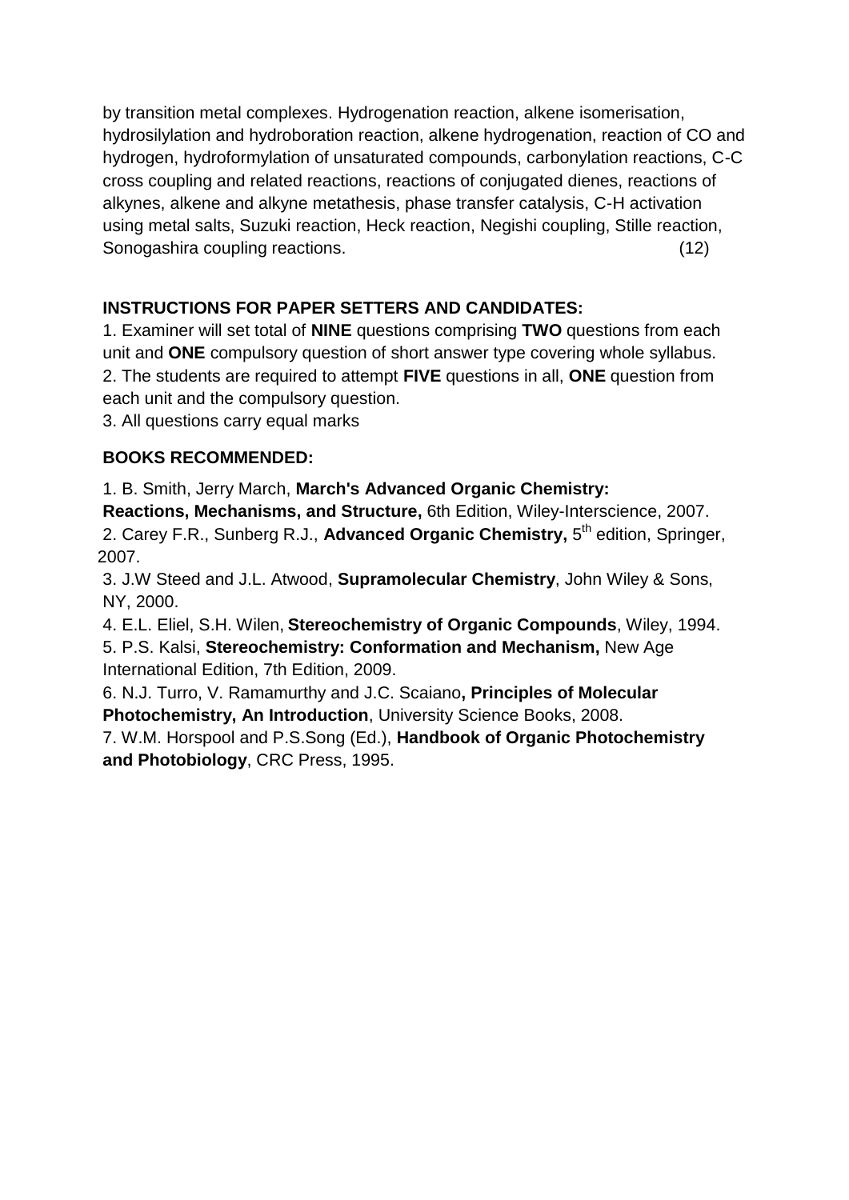by transition metal complexes. Hydrogenation reaction, alkene isomerisation, hydrosilylation and hydroboration reaction, alkene hydrogenation, reaction of CO and hydrogen, hydroformylation of unsaturated compounds, carbonylation reactions, C-C cross coupling and related reactions, reactions of conjugated dienes, reactions of alkynes, alkene and alkyne metathesis, phase transfer catalysis, C-H activation using metal salts, Suzuki reaction, Heck reaction, Negishi coupling, Stille reaction, Sonogashira coupling reactions. (12)

**INSTRUCTIONS FOR PAPER SETTERS AND CANDIDATES:**

1. Examiner will set total of **NINE** questions comprising **TWO** questions from each unit and **ONE** compulsory question of short answer type covering whole syllabus.
2. The students are required to attempt **FIVE** questions in all, **ONE** question from each unit and the compulsory question.
3. All questions carry equal marks

**BOOKS RECOMMENDED:**

1. B. Smith, Jerry March, **March's Advanced Organic Chemistry: Reactions, Mechanisms, and Structure,** 6th Edition, Wiley-Interscience, 2007.
2. Carey F.R., Sunberg R.J., **Advanced Organic Chemistry,** 5th edition, Springer, 2007.
3. J.W Steed and J.L. Atwood, **Supramolecular Chemistry**, John Wiley & Sons, NY, 2000.
4. E.L. Eliel, S.H. Wilen, **Stereochemistry of Organic Compounds**, Wiley, 1994.
5. P.S. Kalsi, **Stereochemistry: Conformation and Mechanism,** New Age International Edition, 7th Edition, 2009.
6. N.J. Turro, V. Ramamurthy and J.C. Scaiano**, Principles of Molecular Photochemistry, An Introduction**, University Science Books, 2008.
7. W.M. Horspool and P.S.Song (Ed.), **Handbook of Organic Photochemistry and Photobiology**, CRC Press, 1995.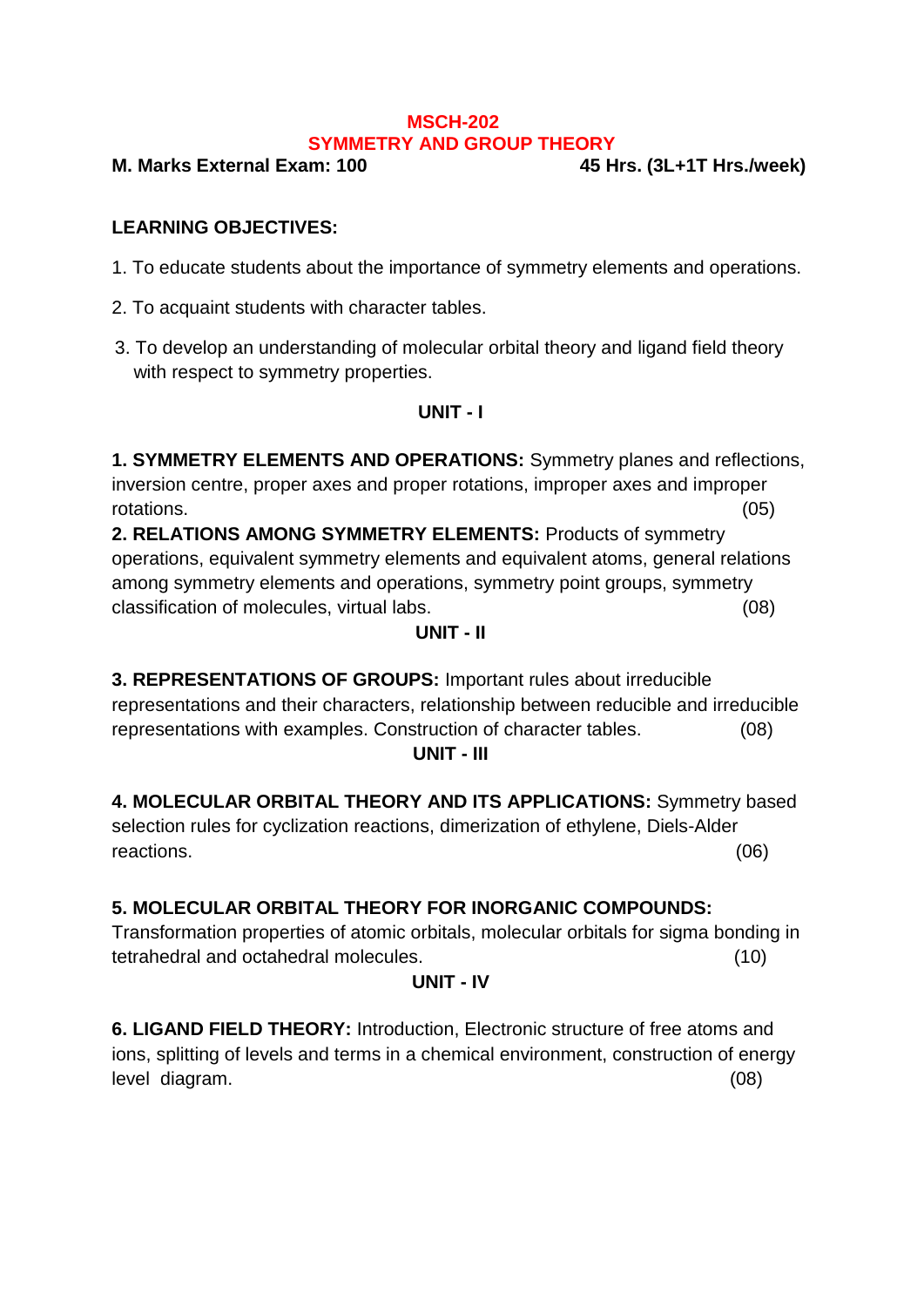# MSCH-202
# SYMMETRY AND GROUP THEORY

**M. Marks External Exam: 100** **45 Hrs. (3L+1T Hrs./week)**

**LEARNING OBJECTIVES:**

1. To educate students about the importance of symmetry elements and operations.
2. To acquaint students with character tables.
3. To develop an understanding of molecular orbital theory and ligand field theory with respect to symmetry properties.

## UNIT - I

**1. SYMMETRY ELEMENTS AND OPERATIONS:** Symmetry planes and reflections, inversion centre, proper axes and proper rotations, improper axes and improper rotations. (05)

**2. RELATIONS AMONG SYMMETRY ELEMENTS:** Products of symmetry operations, equivalent symmetry elements and equivalent atoms, general relations among symmetry elements and operations, symmetry point groups, symmetry classification of molecules, virtual labs. (08)

## UNIT - II

**3. REPRESENTATIONS OF GROUPS:** Important rules about irreducible representations and their characters, relationship between reducible and irreducible representations with examples. Construction of character tables. (08)

## UNIT - III

**4. MOLECULAR ORBITAL THEORY AND ITS APPLICATIONS:** Symmetry based selection rules for cyclization reactions, dimerization of ethylene, Diels-Alder reactions. (06)

**5. MOLECULAR ORBITAL THEORY FOR INORGANIC COMPOUNDS:** Transformation properties of atomic orbitals, molecular orbitals for sigma bonding in tetrahedral and octahedral molecules. (10)

## UNIT - IV

**6. LIGAND FIELD THEORY:** Introduction, Electronic structure of free atoms and ions, splitting of levels and terms in a chemical environment, construction of energy level diagram. (08)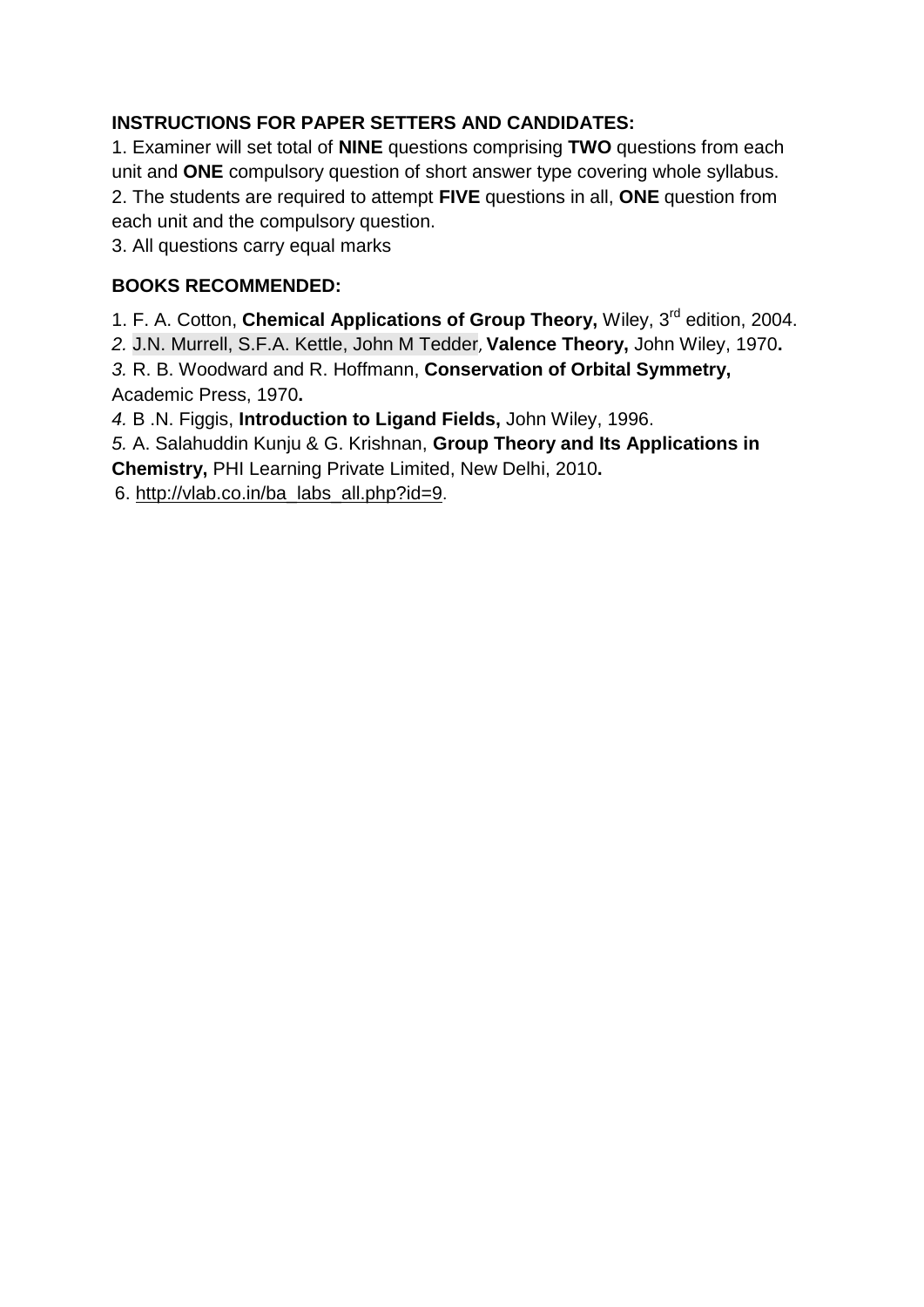**INSTRUCTIONS FOR PAPER SETTERS AND CANDIDATES:**

1. Examiner will set total of **NINE** questions comprising **TWO** questions from each unit and **ONE** compulsory question of short answer type covering whole syllabus.
2. The students are required to attempt **FIVE** questions in all, **ONE** question from each unit and the compulsory question.
3. All questions carry equal marks

**BOOKS RECOMMENDED:**

1. F. A. Cotton, **Chemical Applications of Group Theory,** Wiley, 3rd edition, 2004.
2. J.N. Murrell, S.F.A. Kettle, John M Tedder, **Valence Theory,** John Wiley, 1970**.**
3. R. B. Woodward and R. Hoffmann, **Conservation of Orbital Symmetry,** Academic Press, 1970**.**
4. B .N. Figgis, **Introduction to Ligand Fields,** John Wiley, 1996.
5. A. Salahuddin Kunju & G. Krishnan, **Group Theory and Its Applications in Chemistry,** PHI Learning Private Limited, New Delhi, 2010**.**
6. http://vlab.co.in/ba_labs_all.php?id=9.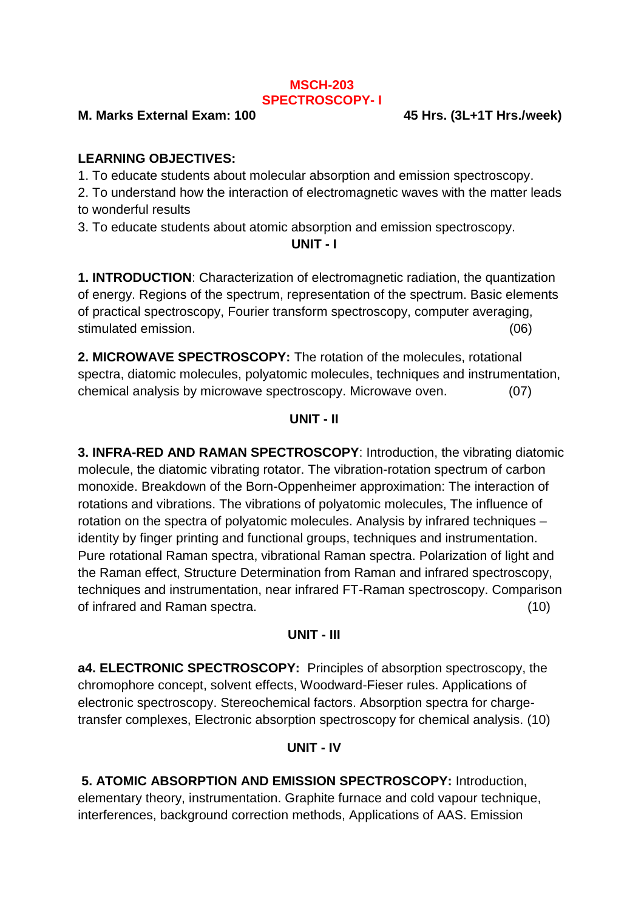## MSCH-203
## SPECTROSCOPY- I

**M. Marks External Exam: 100** **45 Hrs. (3L+1T Hrs./week)**

**LEARNING OBJECTIVES:**

1. To educate students about molecular absorption and emission spectroscopy.
2. To understand how the interaction of electromagnetic waves with the matter leads to wonderful results
3. To educate students about atomic absorption and emission spectroscopy.

**UNIT - I**

**1. INTRODUCTION**: Characterization of electromagnetic radiation, the quantization of energy. Regions of the spectrum, representation of the spectrum. Basic elements of practical spectroscopy, Fourier transform spectroscopy, computer averaging, stimulated emission. (06)

**2. MICROWAVE SPECTROSCOPY:** The rotation of the molecules, rotational spectra, diatomic molecules, polyatomic molecules, techniques and instrumentation, chemical analysis by microwave spectroscopy. Microwave oven. (07)

**UNIT - II**

**3. INFRA-RED AND RAMAN SPECTROSCOPY**: Introduction, the vibrating diatomic molecule, the diatomic vibrating rotator. The vibration-rotation spectrum of carbon monoxide. Breakdown of the Born-Oppenheimer approximation: The interaction of rotations and vibrations. The vibrations of polyatomic molecules, The influence of rotation on the spectra of polyatomic molecules. Analysis by infrared techniques – identity by finger printing and functional groups, techniques and instrumentation. Pure rotational Raman spectra, vibrational Raman spectra. Polarization of light and the Raman effect, Structure Determination from Raman and infrared spectroscopy, techniques and instrumentation, near infrared FT-Raman spectroscopy. Comparison of infrared and Raman spectra. (10)

**UNIT - III**

**a4. ELECTRONIC SPECTROSCOPY:** Principles of absorption spectroscopy, the chromophore concept, solvent effects, Woodward-Fieser rules. Applications of electronic spectroscopy. Stereochemical factors. Absorption spectra for charge-transfer complexes, Electronic absorption spectroscopy for chemical analysis. (10)

**UNIT - IV**

**5. ATOMIC ABSORPTION AND EMISSION SPECTROSCOPY:** Introduction, elementary theory, instrumentation. Graphite furnace and cold vapour technique, interferences, background correction methods, Applications of AAS. Emission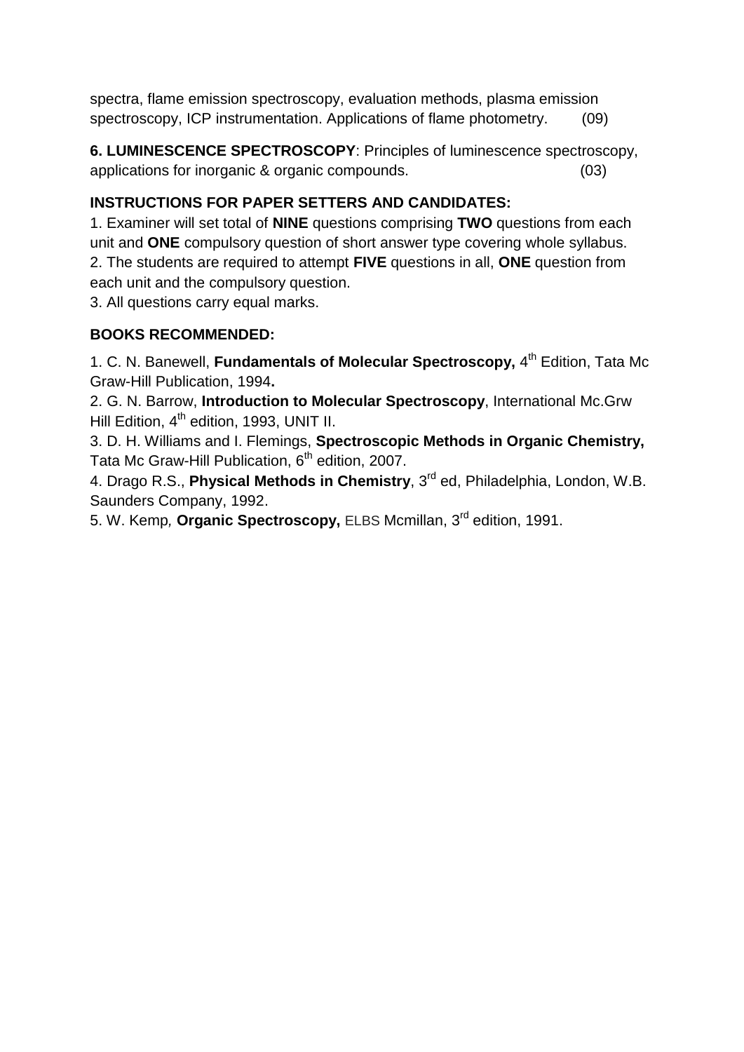spectra, flame emission spectroscopy, evaluation methods, plasma emission spectroscopy, ICP instrumentation. Applications of flame photometry. (09)

**6. LUMINESCENCE SPECTROSCOPY**: Principles of luminescence spectroscopy, applications for inorganic & organic compounds. (03)

**INSTRUCTIONS FOR PAPER SETTERS AND CANDIDATES:**

1. Examiner will set total of **NINE** questions comprising **TWO** questions from each unit and **ONE** compulsory question of short answer type covering whole syllabus.
2. The students are required to attempt **FIVE** questions in all, **ONE** question from each unit and the compulsory question.
3. All questions carry equal marks.

**BOOKS RECOMMENDED:**

1. C. N. Banewell, **Fundamentals of Molecular Spectroscopy,** 4th Edition, Tata Mc Graw-Hill Publication, 1994**.**
2. G. N. Barrow, **Introduction to Molecular Spectroscopy**, International Mc.Grw Hill Edition, 4th edition, 1993, UNIT II.
3. D. H. Williams and I. Flemings, **Spectroscopic Methods in Organic Chemistry,** Tata Mc Graw-Hill Publication, 6th edition, 2007.
4. Drago R.S., **Physical Methods in Chemistry**, 3rd ed, Philadelphia, London, W.B. Saunders Company, 1992.
5. W. Kemp*,* **Organic Spectroscopy,** ELBS Mcmillan, 3rd edition, 1991.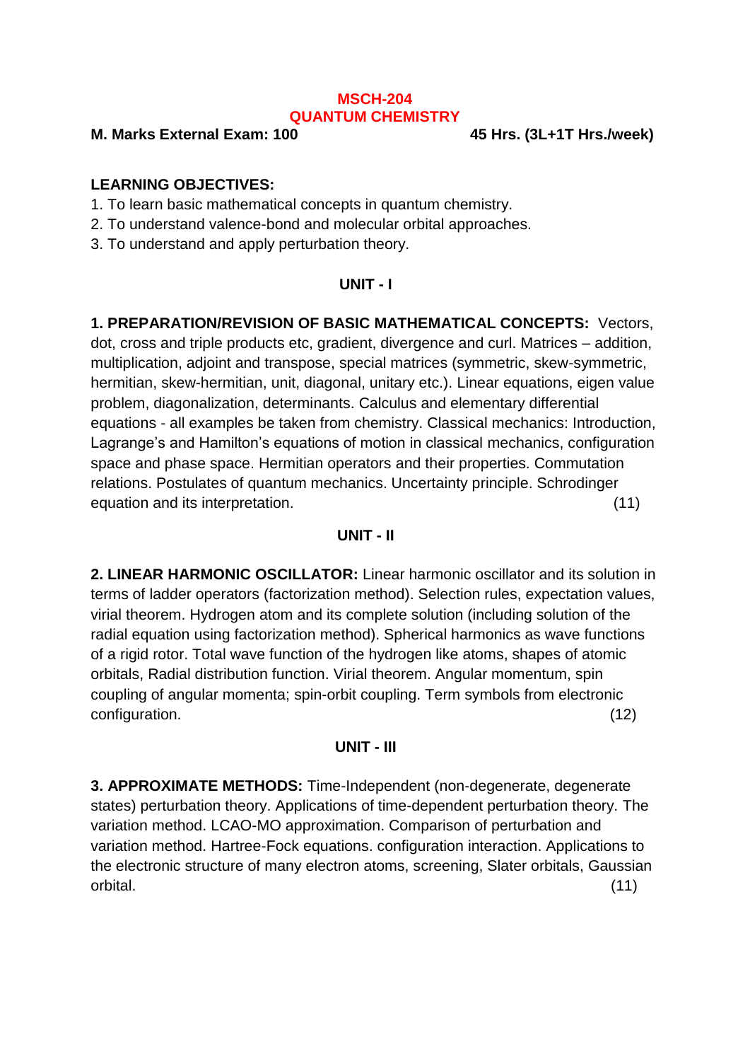# MSCH-204
## QUANTUM CHEMISTRY

**M. Marks External Exam: 100** **45 Hrs. (3L+1T Hrs./week)**

**LEARNING OBJECTIVES:**

1. To learn basic mathematical concepts in quantum chemistry.
2. To understand valence-bond and molecular orbital approaches.
3. To understand and apply perturbation theory.

### UNIT - I

**1. PREPARATION/REVISION OF BASIC MATHEMATICAL CONCEPTS:** Vectors, dot, cross and triple products etc, gradient, divergence and curl. Matrices – addition, multiplication, adjoint and transpose, special matrices (symmetric, skew-symmetric, hermitian, skew-hermitian, unit, diagonal, unitary etc.). Linear equations, eigen value problem, diagonalization, determinants. Calculus and elementary differential equations - all examples be taken from chemistry. Classical mechanics: Introduction, Lagrange's and Hamilton's equations of motion in classical mechanics, configuration space and phase space. Hermitian operators and their properties. Commutation relations. Postulates of quantum mechanics. Uncertainty principle. Schrodinger equation and its interpretation. (11)

### UNIT - II

**2. LINEAR HARMONIC OSCILLATOR:** Linear harmonic oscillator and its solution in terms of ladder operators (factorization method). Selection rules, expectation values, virial theorem. Hydrogen atom and its complete solution (including solution of the radial equation using factorization method). Spherical harmonics as wave functions of a rigid rotor. Total wave function of the hydrogen like atoms, shapes of atomic orbitals, Radial distribution function. Virial theorem. Angular momentum, spin coupling of angular momenta; spin-orbit coupling. Term symbols from electronic configuration. (12)

### UNIT - III

**3. APPROXIMATE METHODS:** Time-Independent (non-degenerate, degenerate states) perturbation theory. Applications of time-dependent perturbation theory. The variation method. LCAO-MO approximation. Comparison of perturbation and variation method. Hartree-Fock equations. configuration interaction. Applications to the electronic structure of many electron atoms, screening, Slater orbitals, Gaussian orbital. (11)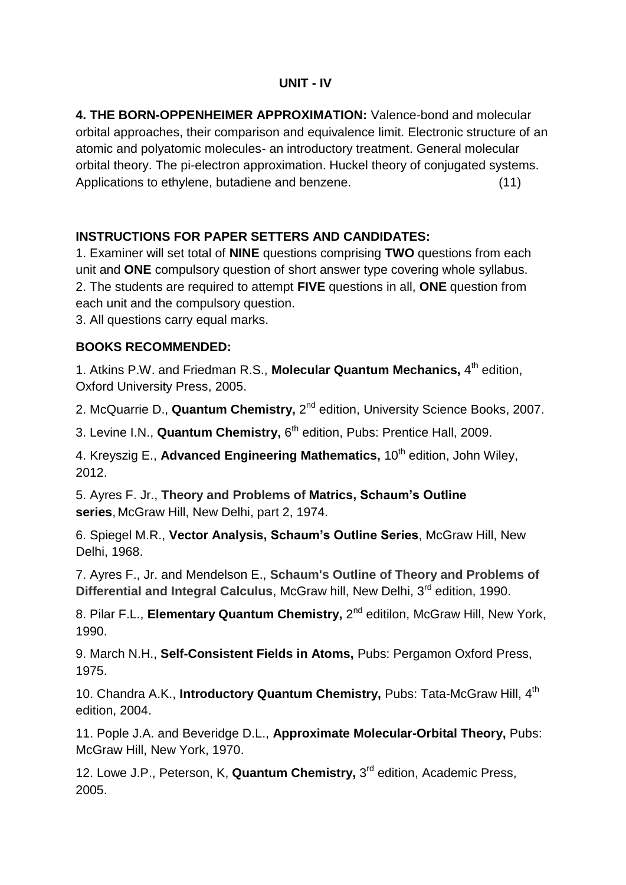## UNIT - IV

**4. THE BORN-OPPENHEIMER APPROXIMATION:** Valence-bond and molecular orbital approaches, their comparison and equivalence limit. Electronic structure of an atomic and polyatomic molecules- an introductory treatment. General molecular orbital theory. The pi-electron approximation. Huckel theory of conjugated systems. Applications to ethylene, butadiene and benzene. (11)

### INSTRUCTIONS FOR PAPER SETTERS AND CANDIDATES:

1. Examiner will set total of **NINE** questions comprising **TWO** questions from each unit and **ONE** compulsory question of short answer type covering whole syllabus.
2. The students are required to attempt **FIVE** questions in all, **ONE** question from each unit and the compulsory question.
3. All questions carry equal marks.

### BOOKS RECOMMENDED:

1. Atkins P.W. and Friedman R.S., **Molecular Quantum Mechanics,** 4th edition, Oxford University Press, 2005.
2. McQuarrie D., **Quantum Chemistry,** 2nd edition, University Science Books, 2007.
3. Levine I.N., **Quantum Chemistry,** 6th edition, Pubs: Prentice Hall, 2009.
4. Kreyszig E., **Advanced Engineering Mathematics,** 10th edition, John Wiley, 2012.
5. Ayres F. Jr., **Theory and Problems of Matrics, Schaum's Outline series**, McGraw Hill, New Delhi, part 2, 1974.
6. Spiegel M.R., **Vector Analysis, Schaum's Outline Series**, McGraw Hill, New Delhi, 1968.
7. Ayres F., Jr. and Mendelson E., **Schaum's Outline of Theory and Problems of Differential and Integral Calculus**, McGraw hill, New Delhi, 3rd edition, 1990.
8. Pilar F.L., **Elementary Quantum Chemistry,** 2nd editilon, McGraw Hill, New York, 1990.
9. March N.H., **Self-Consistent Fields in Atoms,** Pubs: Pergamon Oxford Press, 1975.
10. Chandra A.K., **Introductory Quantum Chemistry,** Pubs: Tata-McGraw Hill, 4th edition, 2004.
11. Pople J.A. and Beveridge D.L., **Approximate Molecular-Orbital Theory,** Pubs: McGraw Hill, New York, 1970.
12. Lowe J.P., Peterson, K, **Quantum Chemistry,** 3rd edition, Academic Press, 2005.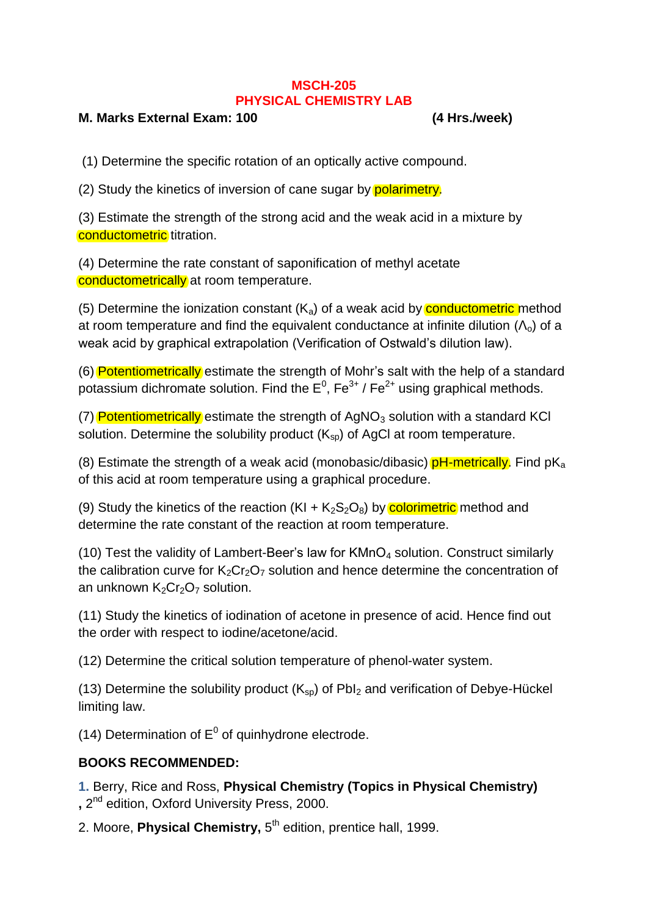## MSCH-205
## PHYSICAL CHEMISTRY LAB

**M. Marks External Exam: 100** **(4 Hrs./week)**

(1) Determine the specific rotation of an optically active compound.

(2) Study the kinetics of inversion of cane sugar by polarimetry.

(3) Estimate the strength of the strong acid and the weak acid in a mixture by conductometric titration.

(4) Determine the rate constant of saponification of methyl acetate conductometrically at room temperature.

(5) Determine the ionization constant ($K_a$) of a weak acid by conductometric method at room temperature and find the equivalent conductance at infinite dilution ($\Lambda_o$) of a weak acid by graphical extrapolation (Verification of Ostwald's dilution law).

(6) Potentiometrically estimate the strength of Mohr's salt with the help of a standard potassium dichromate solution. Find the $E^0$, $Fe^{3+}$ / $Fe^{2+}$ using graphical methods.

(7) Potentiometrically estimate the strength of $AgNO_3$ solution with a standard KCl solution. Determine the solubility product ($K_{sp}$) of AgCl at room temperature.

(8) Estimate the strength of a weak acid (monobasic/dibasic) pH-metrically. Find $pK_a$ of this acid at room temperature using a graphical procedure.

(9) Study the kinetics of the reaction (KI + $K_2S_2O_8$) by colorimetric method and determine the rate constant of the reaction at room temperature.

(10) Test the validity of Lambert-Beer's law for $KMnO_4$ solution. Construct similarly the calibration curve for $K_2Cr_2O_7$ solution and hence determine the concentration of an unknown $K_2Cr_2O_7$ solution.

(11) Study the kinetics of iodination of acetone in presence of acid. Hence find out the order with respect to iodine/acetone/acid.

(12) Determine the critical solution temperature of phenol-water system.

(13) Determine the solubility product ($K_{sp}$) of $PbI_2$ and verification of Debye-Hückel limiting law.

(14) Determination of $E^0$ of quinhydrone electrode.

**BOOKS RECOMMENDED:**

1. Berry, Rice and Ross, **Physical Chemistry (Topics in Physical Chemistry)**, 2nd edition, Oxford University Press, 2000.
2. Moore, **Physical Chemistry,** 5th edition, prentice hall, 1999.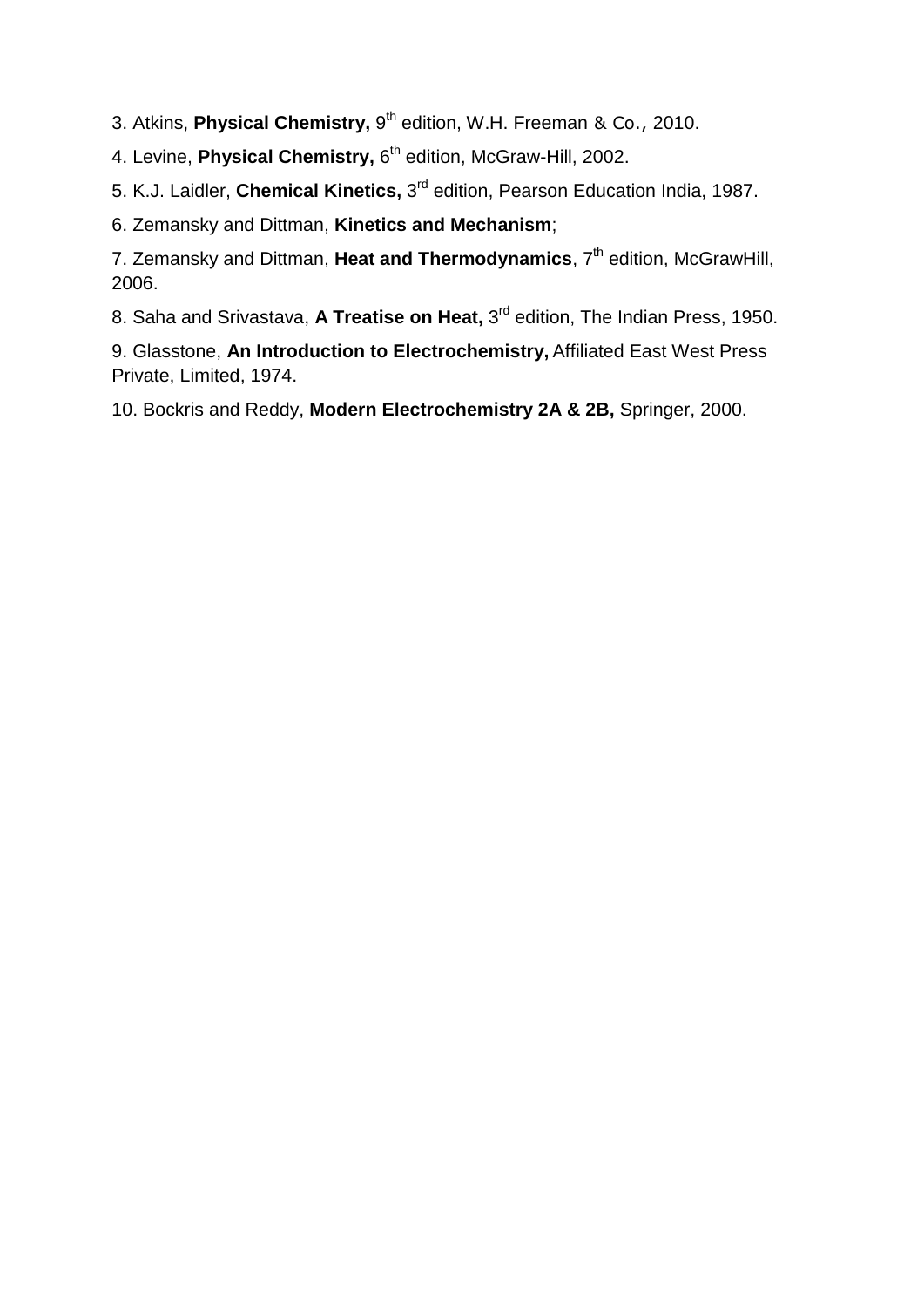3. Atkins, **Physical Chemistry,** 9th edition, W.H. Freeman & Co., 2010.

4. Levine, **Physical Chemistry,** 6th edition, McGraw-Hill, 2002.

5. K.J. Laidler, **Chemical Kinetics,** 3rd edition, Pearson Education India, 1987.

6. Zemansky and Dittman, **Kinetics and Mechanism**;

7. Zemansky and Dittman, **Heat and Thermodynamics**, 7th edition, McGrawHill, 2006.

8. Saha and Srivastava, **A Treatise on Heat,** 3rd edition, The Indian Press, 1950.

9. Glasstone, **An Introduction to Electrochemistry,** Affiliated East West Press Private, Limited, 1974.

10. Bockris and Reddy, **Modern Electrochemistry 2A & 2B,** Springer, 2000.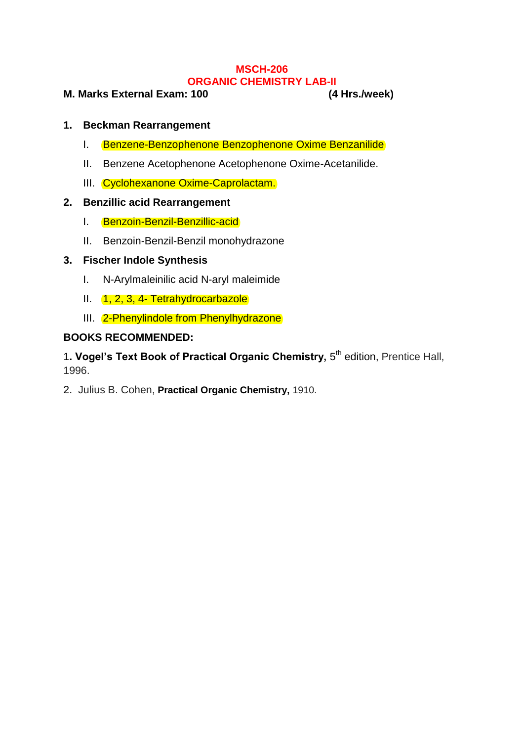# MSCH-206
## ORGANIC CHEMISTRY LAB-II

**M. Marks External Exam: 100** **(4 Hrs./week)**

1. **Beckman Rearrangement**
   I. Benzene-Benzophenone Benzophenone Oxime Benzanilide
   II. Benzene Acetophenone Acetophenone Oxime-Acetanilide.
   III. Cyclohexanone Oxime-Caprolactam.
2. **Benzillic acid Rearrangement**
   I. Benzoin-Benzil-Benzillic-acid
   II. Benzoin-Benzil-Benzil monohydrazone
3. **Fischer Indole Synthesis**
   I. N-Arylmaleinilic acid N-aryl maleimide
   II. 1, 2, 3, 4- Tetrahydrocarbazole
   III. 2-Phenylindole from Phenylhydrazone

**BOOKS RECOMMENDED:**

1. **Vogel's Text Book of Practical Organic Chemistry,** 5th edition, Prentice Hall, 1996.
2. Julius B. Cohen, **Practical Organic Chemistry,** 1910.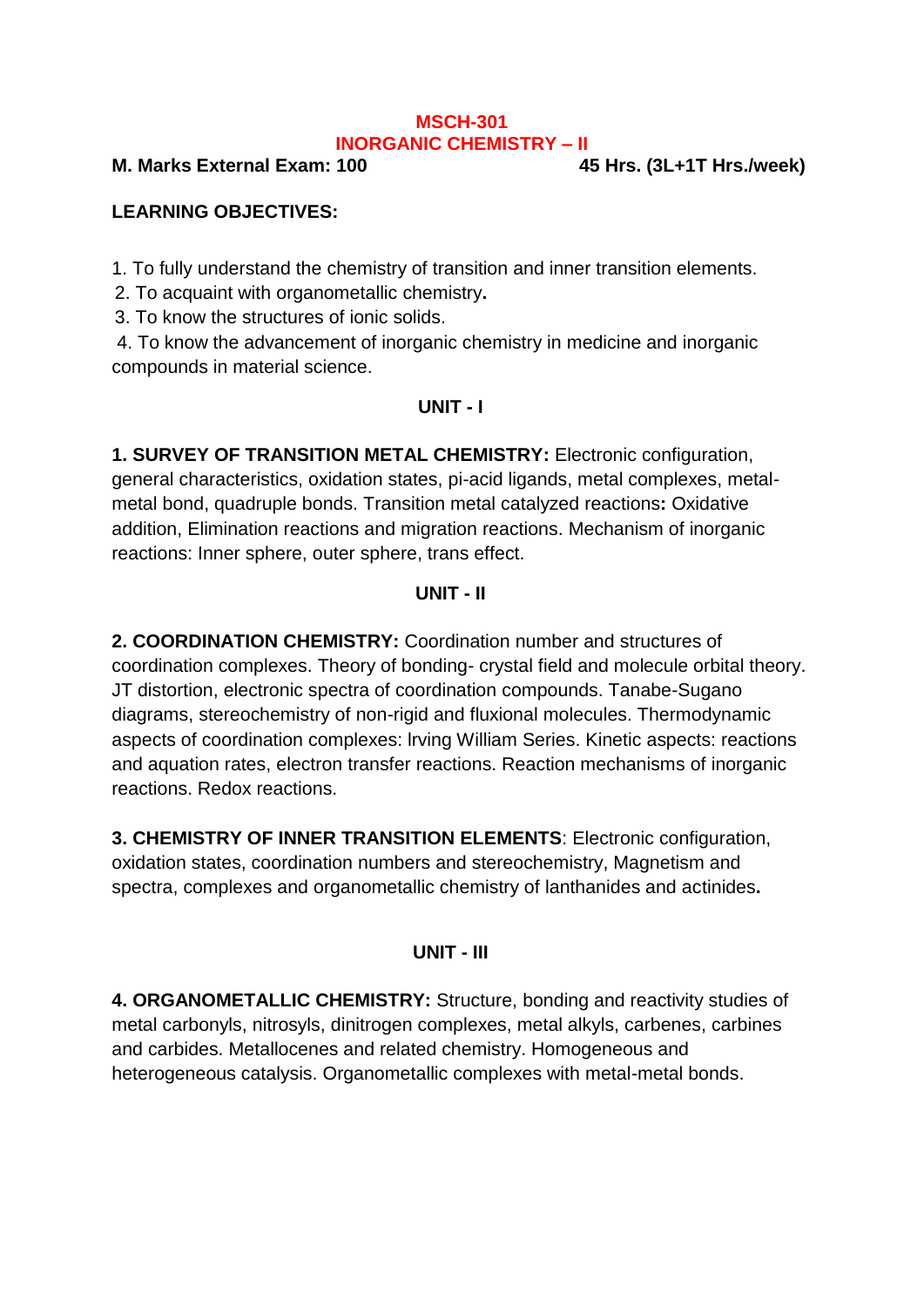# MSCH-301
# INORGANIC CHEMISTRY – II

**M. Marks External Exam: 100** **45 Hrs. (3L+1T Hrs./week)**

**LEARNING OBJECTIVES:**

1. To fully understand the chemistry of transition and inner transition elements.
2. To acquaint with organometallic chemistry.
3. To know the structures of ionic solids.
4. To know the advancement of inorganic chemistry in medicine and inorganic compounds in material science.

## UNIT - I

**1. SURVEY OF TRANSITION METAL CHEMISTRY:** Electronic configuration, general characteristics, oxidation states, pi-acid ligands, metal complexes, metal-metal bond, quadruple bonds. Transition metal catalyzed reactions**:** Oxidative addition, Elimination reactions and migration reactions. Mechanism of inorganic reactions: Inner sphere, outer sphere, trans effect.

## UNIT - II

**2. COORDINATION CHEMISTRY:** Coordination number and structures of coordination complexes. Theory of bonding- crystal field and molecule orbital theory. JT distortion, electronic spectra of coordination compounds. Tanabe-Sugano diagrams, stereochemistry of non-rigid and fluxional molecules. Thermodynamic aspects of coordination complexes: lrving William Series. Kinetic aspects: reactions and aquation rates, electron transfer reactions. Reaction mechanisms of inorganic reactions. Redox reactions.

**3. CHEMISTRY OF INNER TRANSITION ELEMENTS**: Electronic configuration, oxidation states, coordination numbers and stereochemistry, Magnetism and spectra, complexes and organometallic chemistry of lanthanides and actinides**.**

## UNIT - III

**4. ORGANOMETALLIC CHEMISTRY:** Structure, bonding and reactivity studies of metal carbonyls, nitrosyls, dinitrogen complexes, metal alkyls, carbenes, carbines and carbides. Metallocenes and related chemistry. Homogeneous and heterogeneous catalysis. Organometallic complexes with metal-metal bonds.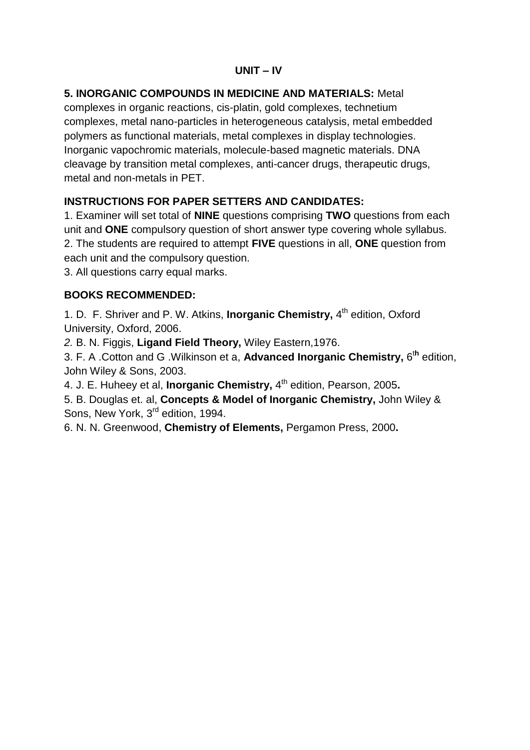## UNIT – IV

**5. INORGANIC COMPOUNDS IN MEDICINE AND MATERIALS:** Metal complexes in organic reactions, cis-platin, gold complexes, technetium complexes, metal nano-particles in heterogeneous catalysis, metal embedded polymers as functional materials, metal complexes in display technologies. Inorganic vapochromic materials, molecule-based magnetic materials. DNA cleavage by transition metal complexes, anti-cancer drugs, therapeutic drugs, metal and non-metals in PET.

**INSTRUCTIONS FOR PAPER SETTERS AND CANDIDATES:**

1. Examiner will set total of **NINE** questions comprising **TWO** questions from each unit and **ONE** compulsory question of short answer type covering whole syllabus.
2. The students are required to attempt **FIVE** questions in all, **ONE** question from each unit and the compulsory question.
3. All questions carry equal marks.

**BOOKS RECOMMENDED:**

1. D. F. Shriver and P. W. Atkins, **Inorganic Chemistry,** 4th edition, Oxford University, Oxford, 2006.
2. B. N. Figgis, **Ligand Field Theory,** Wiley Eastern,1976.
3. F. A .Cotton and G .Wilkinson et a, **Advanced Inorganic Chemistry,** 6th edition, John Wiley & Sons, 2003.
4. J. E. Huheey et al, **Inorganic Chemistry,** 4th edition, Pearson, 2005**.**
5. B. Douglas et. al, **Concepts & Model of Inorganic Chemistry,** John Wiley & Sons, New York, 3rd edition, 1994.
6. N. N. Greenwood, **Chemistry of Elements,** Pergamon Press, 2000**.**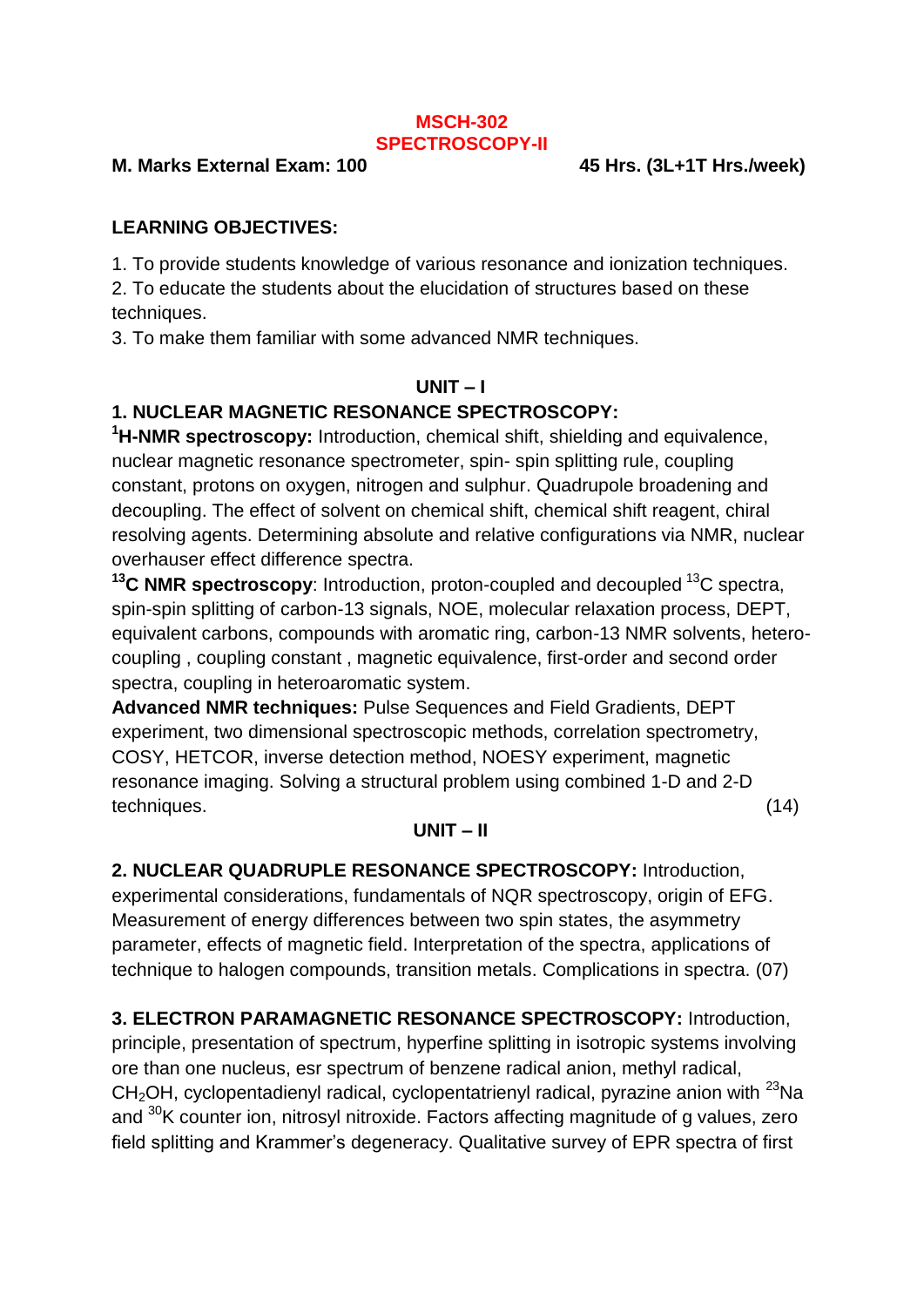# MSCH-302
# SPECTROSCOPY-II

**M. Marks External Exam: 100** **45 Hrs. (3L+1T Hrs./week)**

**LEARNING OBJECTIVES:**

1. To provide students knowledge of various resonance and ionization techniques.
2. To educate the students about the elucidation of structures based on these techniques.
3. To make them familiar with some advanced NMR techniques.

**UNIT – I**

**1. NUCLEAR MAGNETIC RESONANCE SPECTROSCOPY:**

**$^{1}$H-NMR spectroscopy:** Introduction, chemical shift, shielding and equivalence, nuclear magnetic resonance spectrometer, spin- spin splitting rule, coupling constant, protons on oxygen, nitrogen and sulphur. Quadrupole broadening and decoupling. The effect of solvent on chemical shift, chemical shift reagent, chiral resolving agents. Determining absolute and relative configurations via NMR, nuclear overhauser effect difference spectra.

**$^{13}$C NMR spectroscopy**: Introduction, proton-coupled and decoupled $^{13}$C spectra, spin-spin splitting of carbon-13 signals, NOE, molecular relaxation process, DEPT, equivalent carbons, compounds with aromatic ring, carbon-13 NMR solvents, hetero-coupling , coupling constant , magnetic equivalence, first-order and second order spectra, coupling in heteroaromatic system.

**Advanced NMR techniques:** Pulse Sequences and Field Gradients, DEPT experiment, two dimensional spectroscopic methods, correlation spectrometry, COSY, HETCOR, inverse detection method, NOESY experiment, magnetic resonance imaging. Solving a structural problem using combined 1-D and 2-D techniques. (14)

**UNIT – II**

**2. NUCLEAR QUADRUPLE RESONANCE SPECTROSCOPY:** Introduction, experimental considerations, fundamentals of NQR spectroscopy, origin of EFG. Measurement of energy differences between two spin states, the asymmetry parameter, effects of magnetic field. Interpretation of the spectra, applications of technique to halogen compounds, transition metals. Complications in spectra. (07)

**3. ELECTRON PARAMAGNETIC RESONANCE SPECTROSCOPY:** Introduction, principle, presentation of spectrum, hyperfine splitting in isotropic systems involving ore than one nucleus, esr spectrum of benzene radical anion, methyl radical, $CH_2OH$, cyclopentadienyl radical, cyclopentatrienyl radical, pyrazine anion with $^{23}$Na and $^{30}$K counter ion, nitrosyl nitroxide. Factors affecting magnitude of g values, zero field splitting and Krammer's degeneracy. Qualitative survey of EPR spectra of first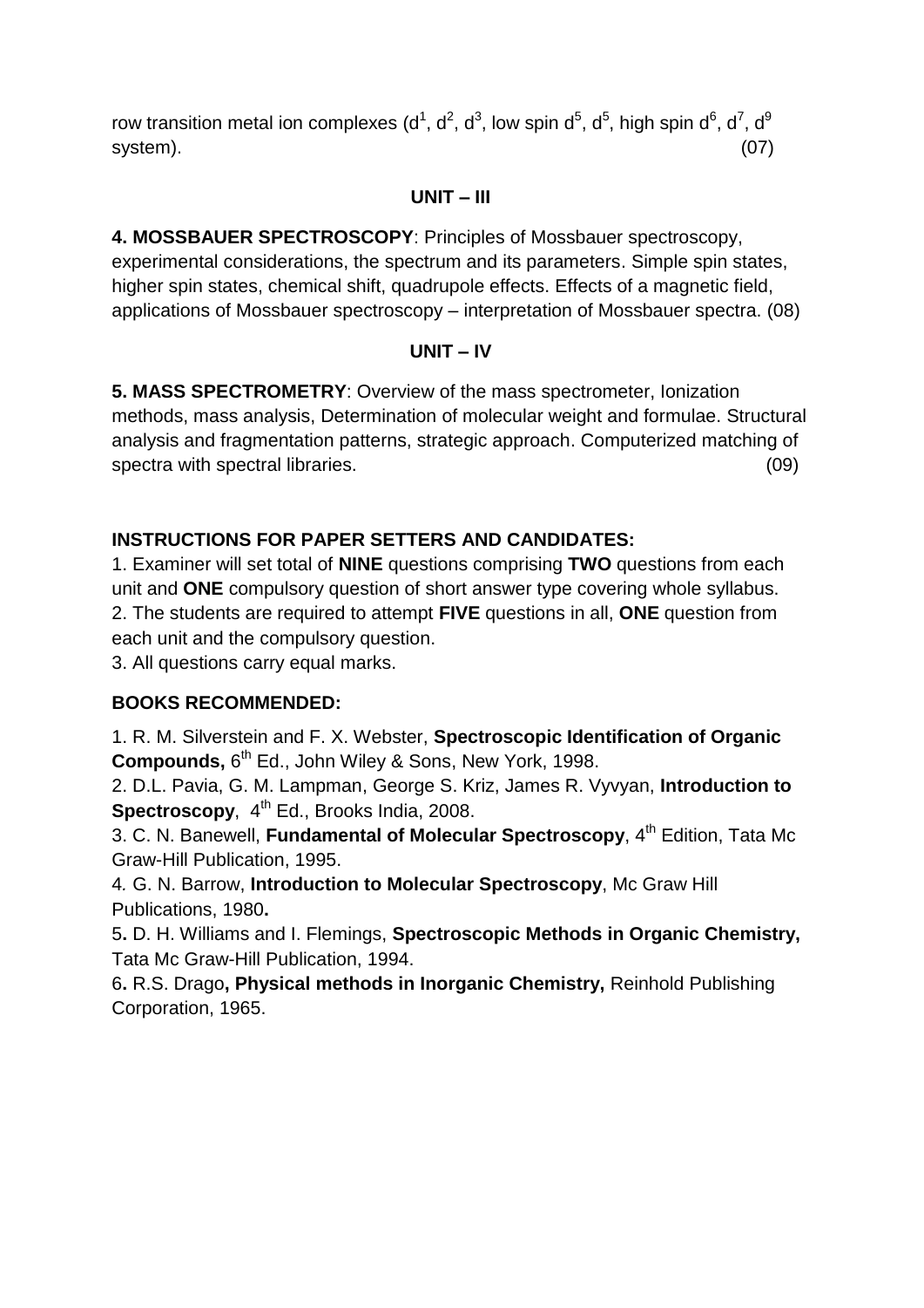row transition metal ion complexes ($d^1$, $d^2$, $d^3$, low spin $d^5$, $d^5$, high spin $d^6$, $d^7$, $d^9$ system). (07)

## UNIT – III

**4. MOSSBAUER SPECTROSCOPY**: Principles of Mossbauer spectroscopy, experimental considerations, the spectrum and its parameters. Simple spin states, higher spin states, chemical shift, quadrupole effects. Effects of a magnetic field, applications of Mossbauer spectroscopy – interpretation of Mossbauer spectra. (08)

## UNIT – IV

**5. MASS SPECTROMETRY**: Overview of the mass spectrometer, Ionization methods, mass analysis, Determination of molecular weight and formulae. Structural analysis and fragmentation patterns, strategic approach. Computerized matching of spectra with spectral libraries. (09)

### INSTRUCTIONS FOR PAPER SETTERS AND CANDIDATES:

1. Examiner will set total of **NINE** questions comprising **TWO** questions from each unit and **ONE** compulsory question of short answer type covering whole syllabus.
2. The students are required to attempt **FIVE** questions in all, **ONE** question from each unit and the compulsory question.
3. All questions carry equal marks.

### BOOKS RECOMMENDED:

1. R. M. Silverstein and F. X. Webster, **Spectroscopic Identification of Organic Compounds,** 6th Ed., John Wiley & Sons, New York, 1998.
2. D.L. Pavia, G. M. Lampman, George S. Kriz, James R. Vyvyan, **Introduction to Spectroscopy**, 4th Ed., Brooks India, 2008.
3. C. N. Banewell, **Fundamental of Molecular Spectroscopy**, 4th Edition, Tata Mc Graw-Hill Publication, 1995.
4. G. N. Barrow, **Introduction to Molecular Spectroscopy**, Mc Graw Hill Publications, 1980.
5. D. H. Williams and I. Flemings, **Spectroscopic Methods in Organic Chemistry,** Tata Mc Graw-Hill Publication, 1994.
6. R.S. Drago**, Physical methods in Inorganic Chemistry,** Reinhold Publishing Corporation, 1965.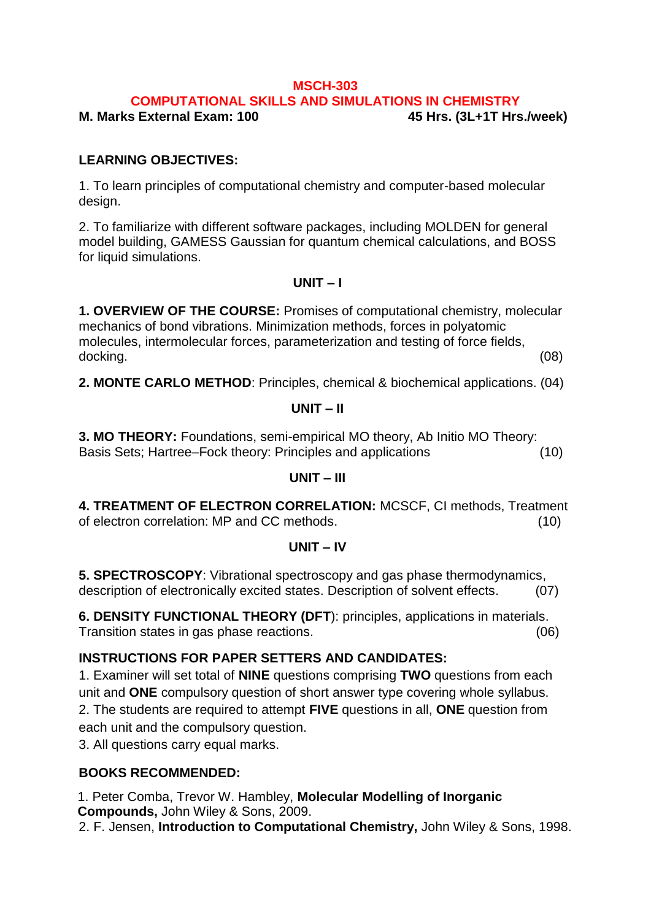# MSCH-303

## COMPUTATIONAL SKILLS AND SIMULATIONS IN CHEMISTRY

**M. Marks External Exam: 100** **45 Hrs. (3L+1T Hrs./week)**

### LEARNING OBJECTIVES:

1. To learn principles of computational chemistry and computer-based molecular design.

2. To familiarize with different software packages, including MOLDEN for general model building, GAMESS Gaussian for quantum chemical calculations, and BOSS for liquid simulations.

### UNIT – I

**1. OVERVIEW OF THE COURSE:** Promises of computational chemistry, molecular mechanics of bond vibrations. Minimization methods, forces in polyatomic molecules, intermolecular forces, parameterization and testing of force fields, docking. (08)

**2. MONTE CARLO METHOD**: Principles, chemical & biochemical applications. (04)

### UNIT – II

**3. MO THEORY:** Foundations, semi-empirical MO theory, Ab Initio MO Theory: Basis Sets; Hartree–Fock theory: Principles and applications (10)

### UNIT – III

**4. TREATMENT OF ELECTRON CORRELATION:** MCSCF, CI methods, Treatment of electron correlation: MP and CC methods. (10)

### UNIT – IV

**5. SPECTROSCOPY**: Vibrational spectroscopy and gas phase thermodynamics, description of electronically excited states. Description of solvent effects. (07)

**6. DENSITY FUNCTIONAL THEORY (DFT**): principles, applications in materials. Transition states in gas phase reactions. (06)

### INSTRUCTIONS FOR PAPER SETTERS AND CANDIDATES:

1. Examiner will set total of **NINE** questions comprising **TWO** questions from each unit and **ONE** compulsory question of short answer type covering whole syllabus.
2. The students are required to attempt **FIVE** questions in all, **ONE** question from each unit and the compulsory question.
3. All questions carry equal marks.

### BOOKS RECOMMENDED:

1. Peter Comba, Trevor W. Hambley, **Molecular Modelling of Inorganic Compounds,** John Wiley & Sons, 2009.
2. F. Jensen, **Introduction to Computational Chemistry,** John Wiley & Sons, 1998.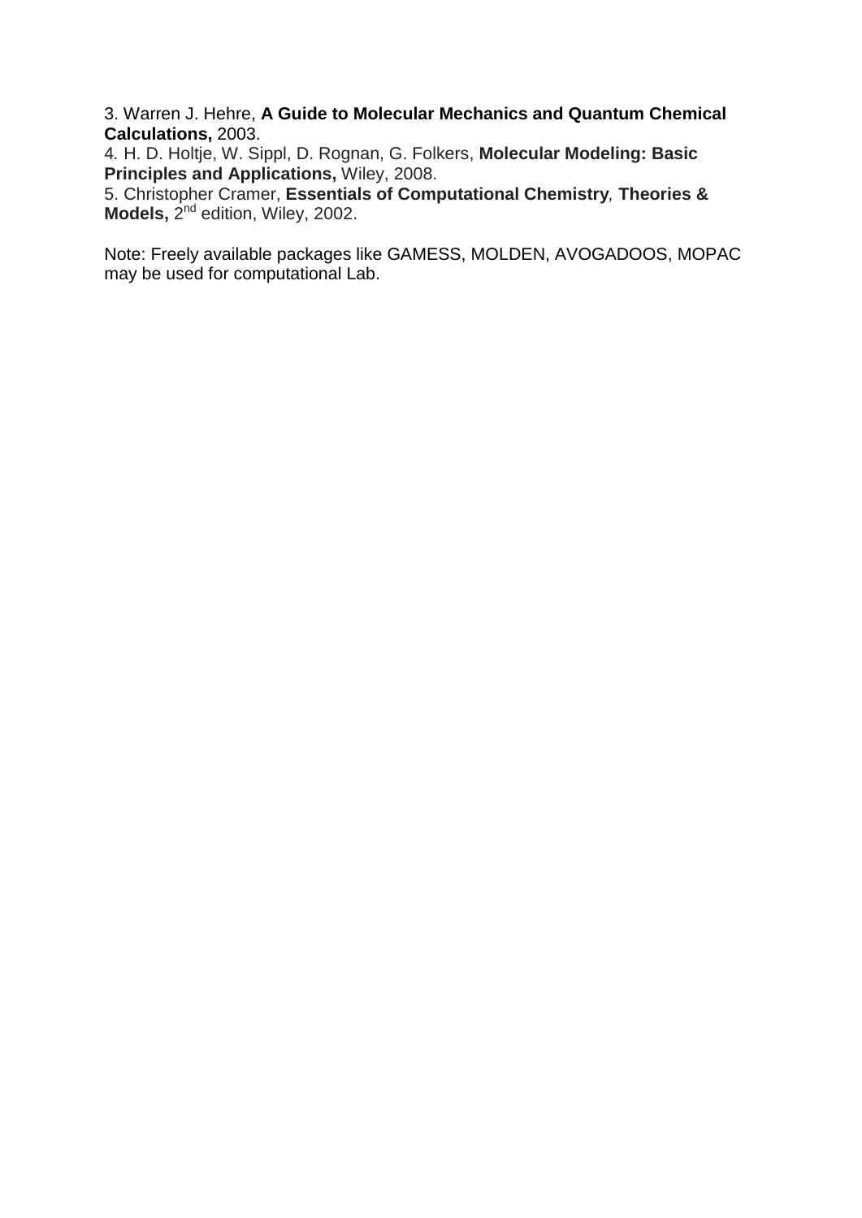3. Warren J. Hehre, **A Guide to Molecular Mechanics and Quantum Chemical Calculations,** 2003.
4. H. D. Holtje, W. Sippl, D. Rognan, G. Folkers, **Molecular Modeling: Basic Principles and Applications,** Wiley, 2008.
5. Christopher Cramer, **Essentials of Computational Chemistry, Theories & Models,** $2^{nd}$ edition, Wiley, 2002.

Note: Freely available packages like GAMESS, MOLDEN, AVOGADOOS, MOPAC may be used for computational Lab.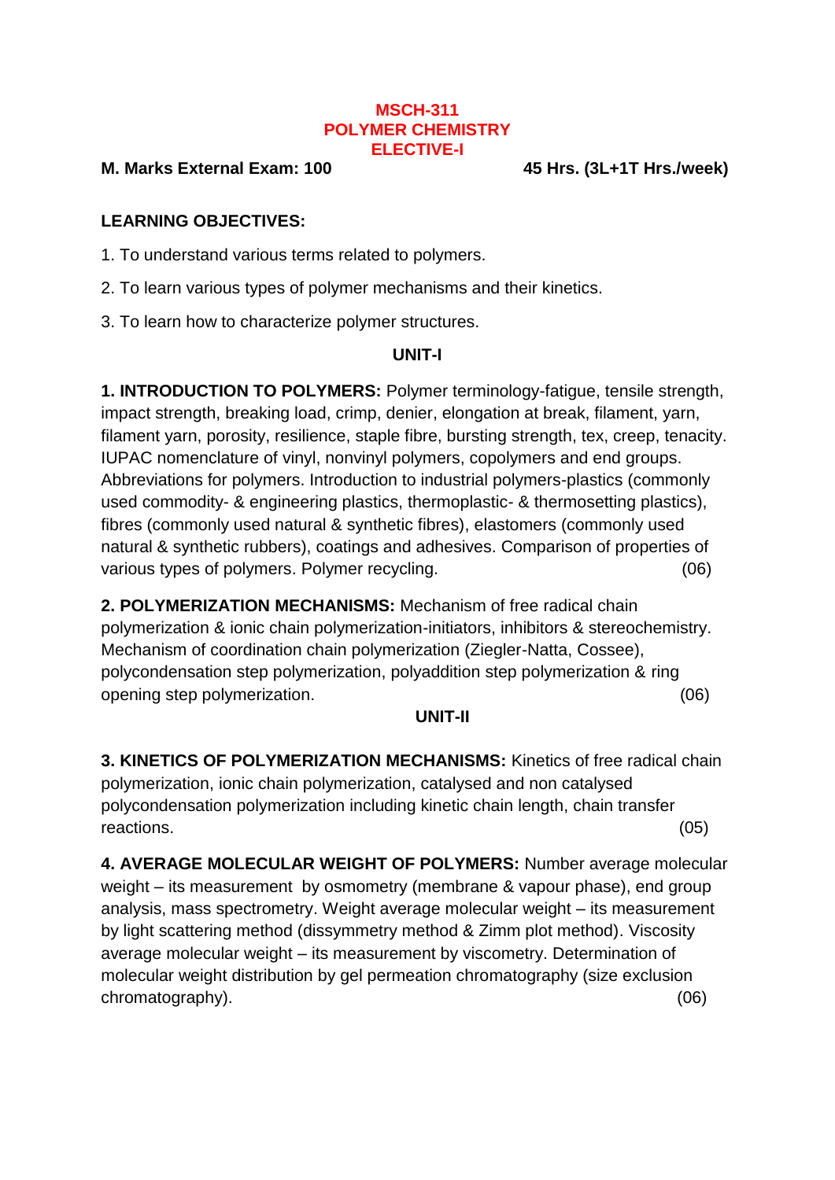**MSCH-311**
**POLYMER CHEMISTRY**
**ELECTIVE-I**

**M. Marks External Exam: 100** **45 Hrs. (3L+1T Hrs./week)**

**LEARNING OBJECTIVES:**

1. To understand various terms related to polymers.
2. To learn various types of polymer mechanisms and their kinetics.
3. To learn how to characterize polymer structures.

**UNIT-I**

**1. INTRODUCTION TO POLYMERS:** Polymer terminology-fatigue, tensile strength, impact strength, breaking load, crimp, denier, elongation at break, filament, yarn, filament yarn, porosity, resilience, staple fibre, bursting strength, tex, creep, tenacity. IUPAC nomenclature of vinyl, nonvinyl polymers, copolymers and end groups. Abbreviations for polymers. Introduction to industrial polymers-plastics (commonly used commodity- & engineering plastics, thermoplastic- & thermosetting plastics), fibres (commonly used natural & synthetic fibres), elastomers (commonly used natural & synthetic rubbers), coatings and adhesives. Comparison of properties of various types of polymers. Polymer recycling. (06)

**2. POLYMERIZATION MECHANISMS:** Mechanism of free radical chain polymerization & ionic chain polymerization-initiators, inhibitors & stereochemistry. Mechanism of coordination chain polymerization (Ziegler-Natta, Cossee), polycondensation step polymerization, polyaddition step polymerization & ring opening step polymerization. (06)

**UNIT-II**

**3. KINETICS OF POLYMERIZATION MECHANISMS:** Kinetics of free radical chain polymerization, ionic chain polymerization, catalysed and non catalysed polycondensation polymerization including kinetic chain length, chain transfer reactions. (05)

**4. AVERAGE MOLECULAR WEIGHT OF POLYMERS:** Number average molecular weight – its measurement by osmometry (membrane & vapour phase), end group analysis, mass spectrometry. Weight average molecular weight – its measurement by light scattering method (dissymmetry method & Zimm plot method). Viscosity average molecular weight – its measurement by viscometry. Determination of molecular weight distribution by gel permeation chromatography (size exclusion chromatography). (06)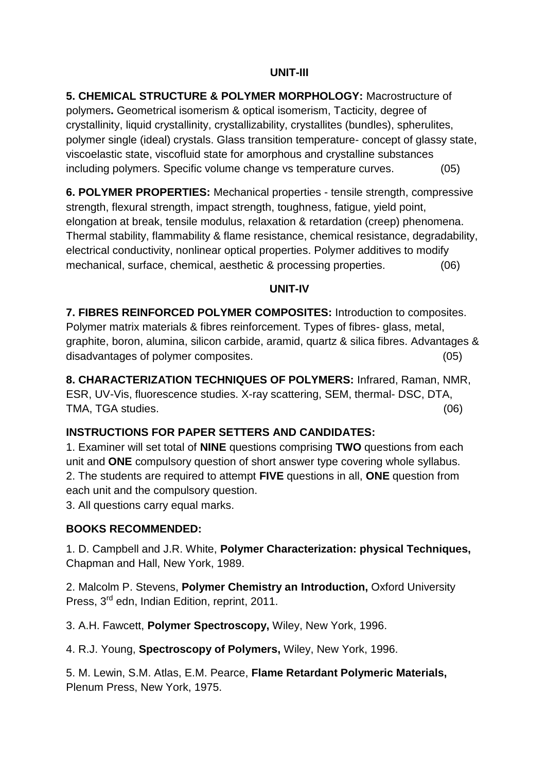## UNIT-III

**5. CHEMICAL STRUCTURE & POLYMER MORPHOLOGY:** Macrostructure of polymers**.** Geometrical isomerism & optical isomerism, Tacticity, degree of crystallinity, liquid crystallinity, crystallizability, crystallites (bundles), spherulites, polymer single (ideal) crystals. Glass transition temperature- concept of glassy state, viscoelastic state, viscofluid state for amorphous and crystalline substances including polymers. Specific volume change vs temperature curves. (05)

**6. POLYMER PROPERTIES:** Mechanical properties - tensile strength, compressive strength, flexural strength, impact strength, toughness, fatigue, yield point, elongation at break, tensile modulus, relaxation & retardation (creep) phenomena. Thermal stability, flammability & flame resistance, chemical resistance, degradability, electrical conductivity, nonlinear optical properties. Polymer additives to modify mechanical, surface, chemical, aesthetic & processing properties. (06)

## UNIT-IV

**7. FIBRES REINFORCED POLYMER COMPOSITES:** Introduction to composites. Polymer matrix materials & fibres reinforcement. Types of fibres- glass, metal, graphite, boron, alumina, silicon carbide, aramid, quartz & silica fibres. Advantages & disadvantages of polymer composites. (05)

**8. CHARACTERIZATION TECHNIQUES OF POLYMERS:** Infrared, Raman, NMR, ESR, UV-Vis, fluorescence studies. X-ray scattering, SEM, thermal- DSC, DTA, TMA, TGA studies. (06)

### INSTRUCTIONS FOR PAPER SETTERS AND CANDIDATES:

1. Examiner will set total of **NINE** questions comprising **TWO** questions from each unit and **ONE** compulsory question of short answer type covering whole syllabus.
2. The students are required to attempt **FIVE** questions in all, **ONE** question from each unit and the compulsory question.
3. All questions carry equal marks.

### BOOKS RECOMMENDED:

1. D. Campbell and J.R. White, **Polymer Characterization: physical Techniques,** Chapman and Hall, New York, 1989.

2. Malcolm P. Stevens, **Polymer Chemistry an Introduction,** Oxford University Press, 3rd edn, Indian Edition, reprint, 2011.

3. A.H. Fawcett, **Polymer Spectroscopy,** Wiley, New York, 1996.

4. R.J. Young, **Spectroscopy of Polymers,** Wiley, New York, 1996.

5. M. Lewin, S.M. Atlas, E.M. Pearce, **Flame Retardant Polymeric Materials,** Plenum Press, New York, 1975.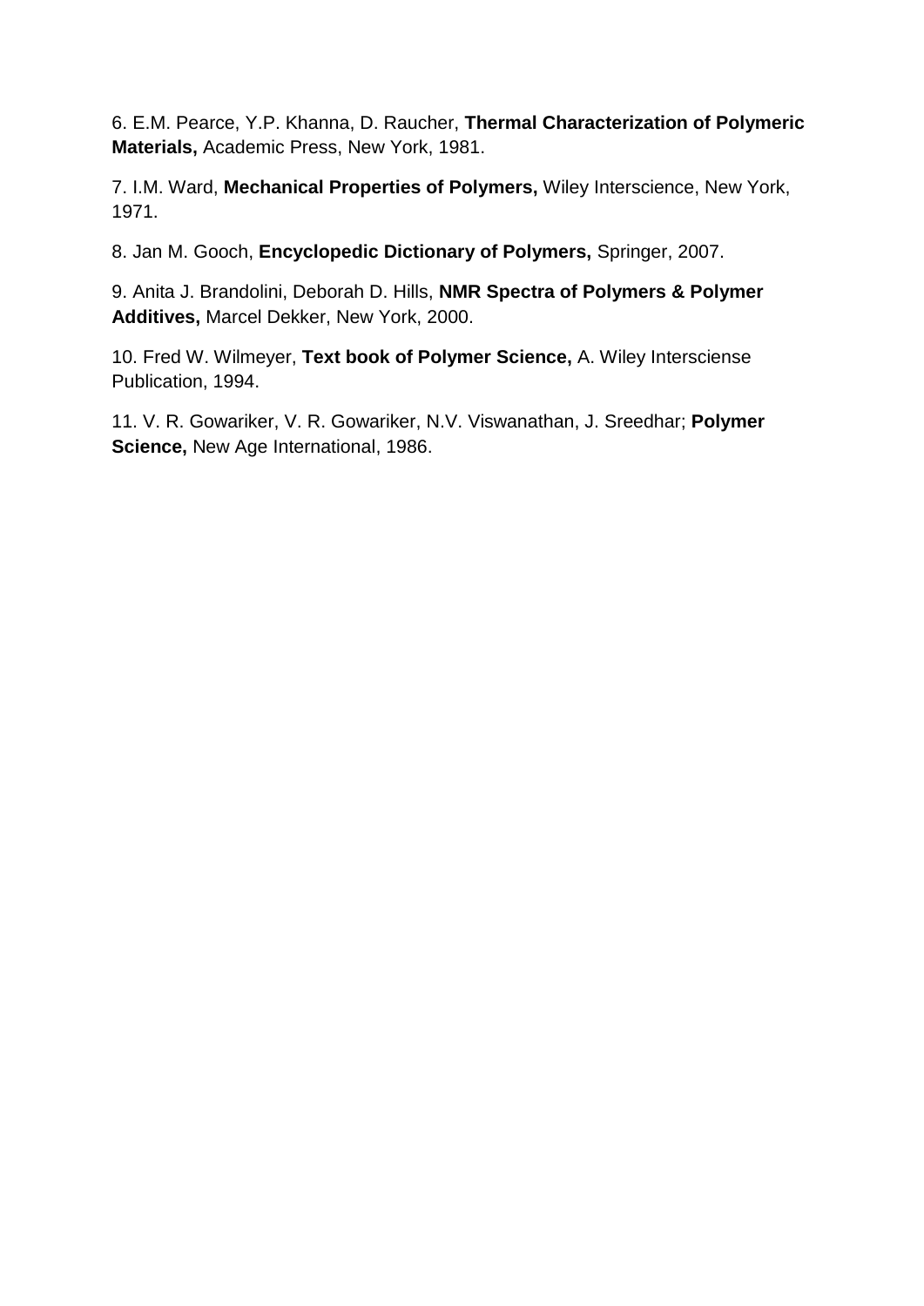6. E.M. Pearce, Y.P. Khanna, D. Raucher, **Thermal Characterization of Polymeric Materials,** Academic Press, New York, 1981.

7. I.M. Ward, **Mechanical Properties of Polymers,** Wiley Interscience, New York, 1971.

8. Jan M. Gooch, **Encyclopedic Dictionary of Polymers,** Springer, 2007.

9. Anita J. Brandolini, Deborah D. Hills, **NMR Spectra of Polymers & Polymer Additives,** Marcel Dekker, New York, 2000.

10. Fred W. Wilmeyer, **Text book of Polymer Science,** A. Wiley Intersciense Publication, 1994.

11. V. R. Gowariker, V. R. Gowariker, N.V. Viswanathan, J. Sreedhar; **Polymer Science,** New Age International, 1986.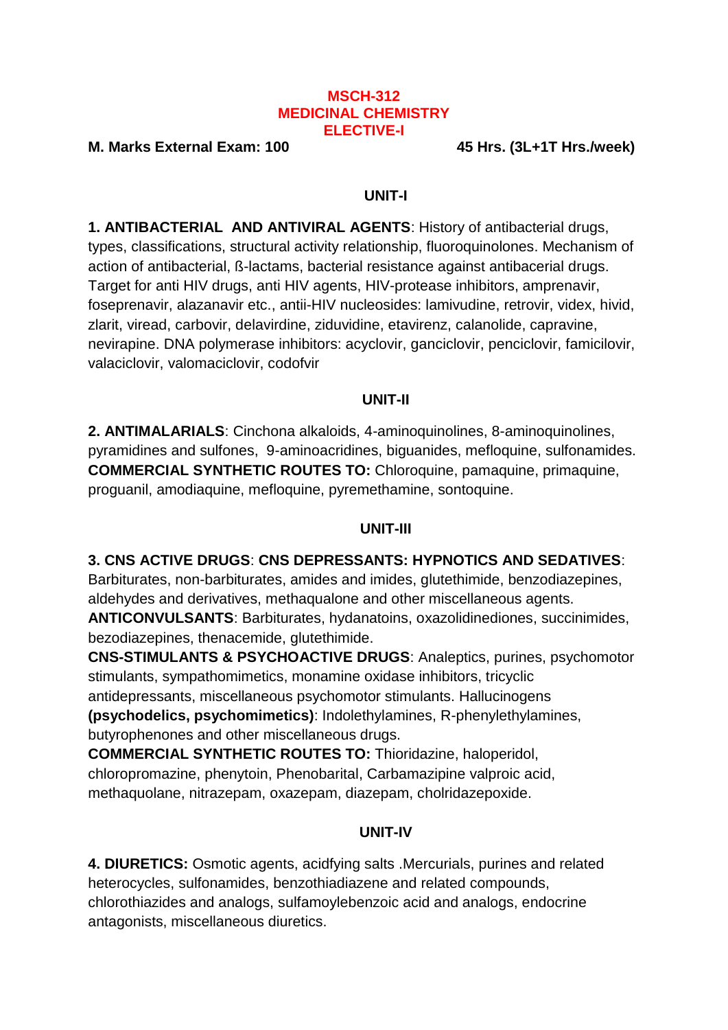**MSCH-312**
**MEDICINAL CHEMISTRY**
**ELECTIVE-I**

**M. Marks External Exam: 100** **45 Hrs. (3L+1T Hrs./week)**

## UNIT-I

**1. ANTIBACTERIAL AND ANTIVIRAL AGENTS**: History of antibacterial drugs, types, classifications, structural activity relationship, fluoroquinolones. Mechanism of action of antibacterial, ß-lactams, bacterial resistance against antibacerial drugs. Target for anti HIV drugs, anti HIV agents, HIV-protease inhibitors, amprenavir, foseprenavir, alazanavir etc., antii-HIV nucleosides: lamivudine, retrovir, videx, hivid, zlarit, viread, carbovir, delavirdine, ziduvidine, etavirenz, calanolide, capravine, nevirapine. DNA polymerase inhibitors: acyclovir, ganciclovir, penciclovir, famicilovir, valaciclovir, valomaciclovir, codofvir

## UNIT-II

**2. ANTIMALARIALS**: Cinchona alkaloids, 4-aminoquinolines, 8-aminoquinolines, pyramidines and sulfones, 9-aminoacridines, biguanides, mefloquine, sulfonamides. **COMMERCIAL SYNTHETIC ROUTES TO:** Chloroquine, pamaquine, primaquine, proguanil, amodiaquine, mefloquine, pyremethamine, sontoquine.

## UNIT-III

**3. CNS ACTIVE DRUGS**: **CNS DEPRESSANTS: HYPNOTICS AND SEDATIVES**: Barbiturates, non-barbiturates, amides and imides, glutethimide, benzodiazepines, aldehydes and derivatives, methaqualone and other miscellaneous agents.
**ANTICONVULSANTS**: Barbiturates, hydanatoins, oxazolidinediones, succinimides, bezodiazepines, thenacemide, glutethimide.
**CNS-STIMULANTS & PSYCHOACTIVE DRUGS**: Analeptics, purines, psychomotor stimulants, sympathomimetics, monamine oxidase inhibitors, tricyclic antidepressants, miscellaneous psychomotor stimulants. Hallucinogens **(psychodelics, psychomimetics)**: Indolethylamines, R-phenylethylamines, butyrophenones and other miscellaneous drugs.
**COMMERCIAL SYNTHETIC ROUTES TO:** Thioridazine, haloperidol, chloropromazine, phenytoin, Phenobarital, Carbamazipine valproic acid, methaquolane, nitrazepam, oxazepam, diazepam, cholridazepoxide.

## UNIT-IV

**4. DIURETICS:** Osmotic agents, acidfying salts .Mercurials, purines and related heterocycles, sulfonamides, benzothiadiazene and related compounds, chlorothiazides and analogs, sulfamoylebenzoic acid and analogs, endocrine antagonists, miscellaneous diuretics.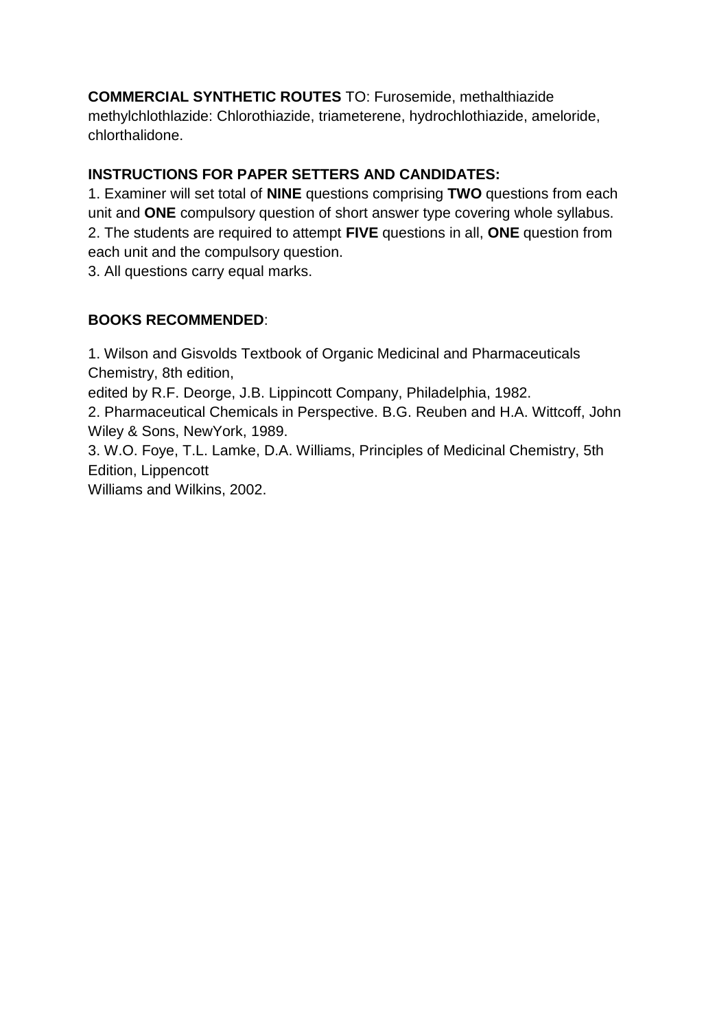**COMMERCIAL SYNTHETIC ROUTES** TO: Furosemide, methalthiazide methylchlothlazide: Chlorothiazide, triameterene, hydrochlothiazide, ameloride, chlorthalidone.

**INSTRUCTIONS FOR PAPER SETTERS AND CANDIDATES:**

1. Examiner will set total of **NINE** questions comprising **TWO** questions from each unit and **ONE** compulsory question of short answer type covering whole syllabus.
2. The students are required to attempt **FIVE** questions in all, **ONE** question from each unit and the compulsory question.
3. All questions carry equal marks.

**BOOKS RECOMMENDED**:

1. Wilson and Gisvolds Textbook of Organic Medicinal and Pharmaceuticals Chemistry, 8th edition, edited by R.F. Deorge, J.B. Lippincott Company, Philadelphia, 1982.
2. Pharmaceutical Chemicals in Perspective. B.G. Reuben and H.A. Wittcoff, John Wiley & Sons, NewYork, 1989.
3. W.O. Foye, T.L. Lamke, D.A. Williams, Principles of Medicinal Chemistry, 5th Edition, Lippencott Williams and Wilkins, 2002.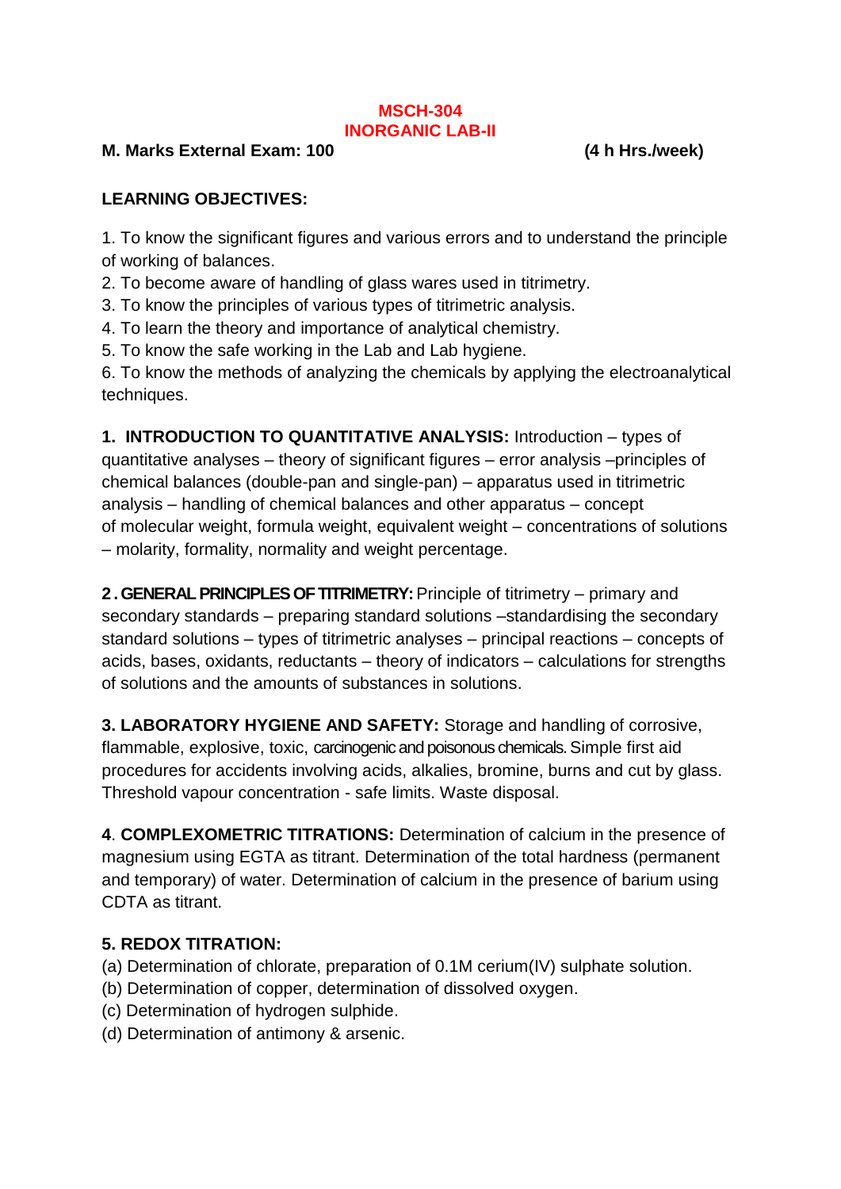# MSCH-304
## INORGANIC LAB-II

**M. Marks External Exam: 100** **(4 h Hrs./week)**

**LEARNING OBJECTIVES:**

1. To know the significant figures and various errors and to understand the principle of working of balances.
2. To become aware of handling of glass wares used in titrimetry.
3. To know the principles of various types of titrimetric analysis.
4. To learn the theory and importance of analytical chemistry.
5. To know the safe working in the Lab and Lab hygiene.
6. To know the methods of analyzing the chemicals by applying the electroanalytical techniques.

**1. INTRODUCTION TO QUANTITATIVE ANALYSIS:** Introduction – types of quantitative analyses – theory of significant figures – error analysis –principles of chemical balances (double-pan and single-pan) – apparatus used in titrimetric analysis – handling of chemical balances and other apparatus – concept of molecular weight, formula weight, equivalent weight – concentrations of solutions – molarity, formality, normality and weight percentage.

**2. GENERAL PRINCIPLES OF TITRIMETRY:** Principle of titrimetry – primary and secondary standards – preparing standard solutions –standardising the secondary standard solutions – types of titrimetric analyses – principal reactions – concepts of acids, bases, oxidants, reductants – theory of indicators – calculations for strengths of solutions and the amounts of substances in solutions.

**3. LABORATORY HYGIENE AND SAFETY:** Storage and handling of corrosive, flammable, explosive, toxic, carcinogenic and poisonous chemicals. Simple first aid procedures for accidents involving acids, alkalies, bromine, burns and cut by glass. Threshold vapour concentration - safe limits. Waste disposal.

**4**. **COMPLEXOMETRIC TITRATIONS:** Determination of calcium in the presence of magnesium using EGTA as titrant. Determination of the total hardness (permanent and temporary) of water. Determination of calcium in the presence of barium using CDTA as titrant.

**5. REDOX TITRATION:**

(a) Determination of chlorate, preparation of 0.1M cerium(IV) sulphate solution.
(b) Determination of copper, determination of dissolved oxygen.
(c) Determination of hydrogen sulphide.
(d) Determination of antimony & arsenic.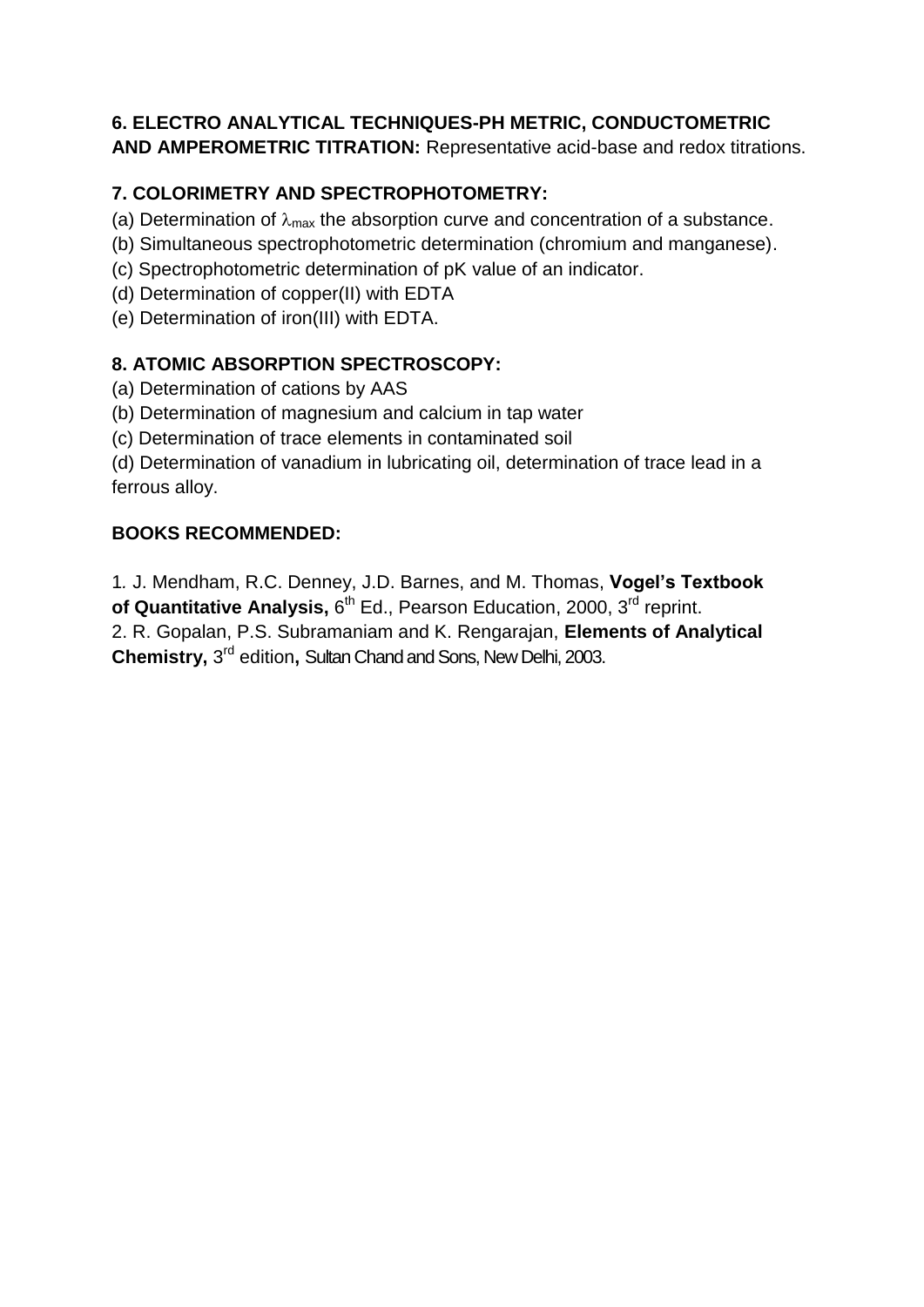**6. ELECTRO ANALYTICAL TECHNIQUES-PH METRIC, CONDUCTOMETRIC AND AMPEROMETRIC TITRATION:** Representative acid-base and redox titrations.

**7. COLORIMETRY AND SPECTROPHOTOMETRY:**

(a) Determination of $\lambda_{max}$ the absorption curve and concentration of a substance.

(b) Simultaneous spectrophotometric determination (chromium and manganese).

(c) Spectrophotometric determination of pK value of an indicator.

(d) Determination of copper(II) with EDTA

(e) Determination of iron(III) with EDTA.

**8. ATOMIC ABSORPTION SPECTROSCOPY:**

(a) Determination of cations by AAS

(b) Determination of magnesium and calcium in tap water

(c) Determination of trace elements in contaminated soil

(d) Determination of vanadium in lubricating oil, determination of trace lead in a ferrous alloy.

**BOOKS RECOMMENDED:**

1. J. Mendham, R.C. Denney, J.D. Barnes, and M. Thomas, **Vogel's Textbook of Quantitative Analysis,** 6th Ed., Pearson Education, 2000, 3rd reprint.

2. R. Gopalan, P.S. Subramaniam and K. Rengarajan, **Elements of Analytical Chemistry,** 3rd edition**,** Sultan Chand and Sons, New Delhi, 2003.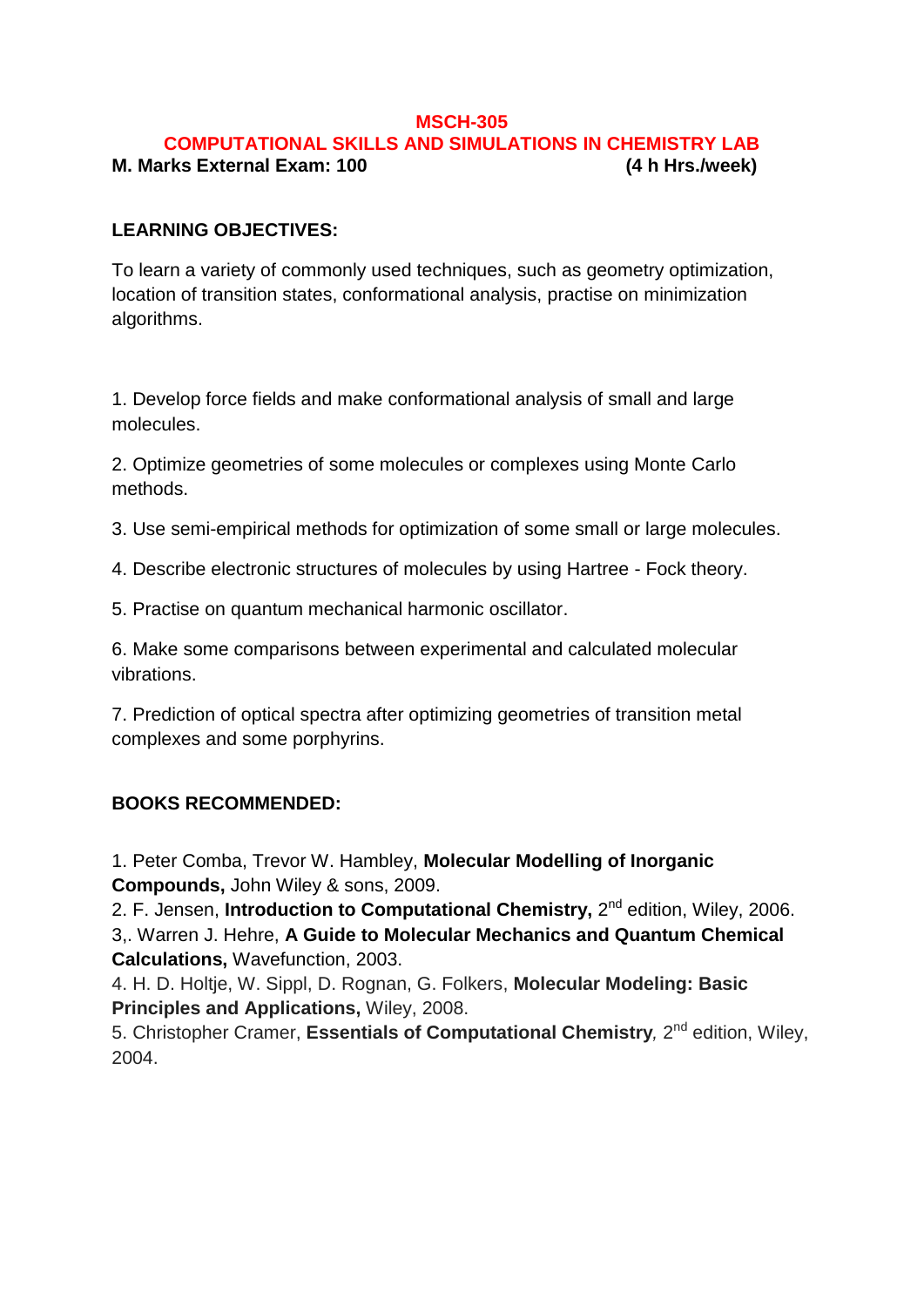# MSCH-305

## COMPUTATIONAL SKILLS AND SIMULATIONS IN CHEMISTRY LAB

**M. Marks External Exam: 100** **(4 h Hrs./week)**

**LEARNING OBJECTIVES:**

To learn a variety of commonly used techniques, such as geometry optimization, location of transition states, conformational analysis, practise on minimization algorithms.

1. Develop force fields and make conformational analysis of small and large molecules.
2. Optimize geometries of some molecules or complexes using Monte Carlo methods.
3. Use semi-empirical methods for optimization of some small or large molecules.
4. Describe electronic structures of molecules by using Hartree - Fock theory.
5. Practise on quantum mechanical harmonic oscillator.
6. Make some comparisons between experimental and calculated molecular vibrations.
7. Prediction of optical spectra after optimizing geometries of transition metal complexes and some porphyrins.

**BOOKS RECOMMENDED:**

1. Peter Comba, Trevor W. Hambley, **Molecular Modelling of Inorganic Compounds,** John Wiley & sons, 2009.
2. F. Jensen, **Introduction to Computational Chemistry,** 2nd edition, Wiley, 2006.
3,. Warren J. Hehre, **A Guide to Molecular Mechanics and Quantum Chemical Calculations,** Wavefunction, 2003.
4. H. D. Holtje, W. Sippl, D. Rognan, G. Folkers, **Molecular Modeling: Basic Principles and Applications,** Wiley, 2008.
5. Christopher Cramer, **Essentials of Computational Chemistry***,* 2nd edition, Wiley, 2004.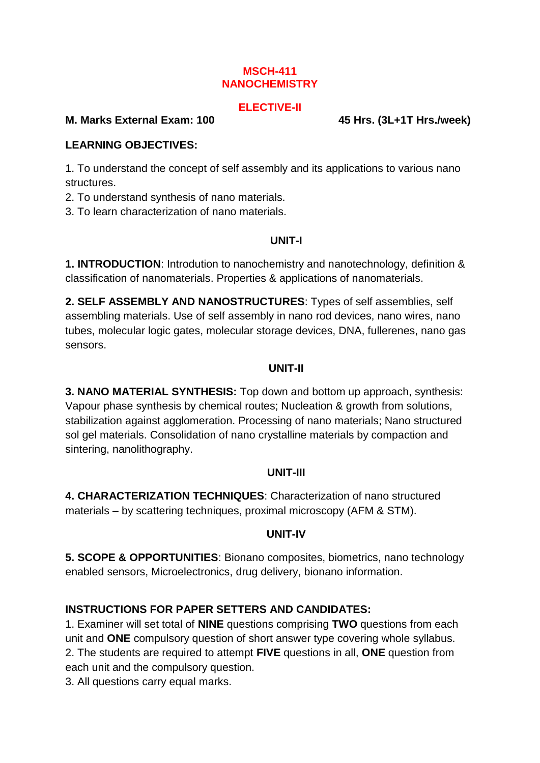# MSCH-411
# NANOCHEMISTRY

## ELECTIVE-II

**M. Marks External Exam: 100** **45 Hrs. (3L+1T Hrs./week)**

**LEARNING OBJECTIVES:**

1. To understand the concept of self assembly and its applications to various nano structures.
2. To understand synthesis of nano materials.
3. To learn characterization of nano materials.

### UNIT-I

**1. INTRODUCTION**: Introdution to nanochemistry and nanotechnology, definition & classification of nanomaterials. Properties & applications of nanomaterials.

**2. SELF ASSEMBLY AND NANOSTRUCTURES**: Types of self assemblies, self assembling materials. Use of self assembly in nano rod devices, nano wires, nano tubes, molecular logic gates, molecular storage devices, DNA, fullerenes, nano gas sensors.

### UNIT-II

**3. NANO MATERIAL SYNTHESIS:** Top down and bottom up approach, synthesis: Vapour phase synthesis by chemical routes; Nucleation & growth from solutions, stabilization against agglomeration. Processing of nano materials; Nano structured sol gel materials. Consolidation of nano crystalline materials by compaction and sintering, nanolithography.

### UNIT-III

**4. CHARACTERIZATION TECHNIQUES**: Characterization of nano structured materials – by scattering techniques, proximal microscopy (AFM & STM).

### UNIT-IV

**5. SCOPE & OPPORTUNITIES**: Bionano composites, biometrics, nano technology enabled sensors, Microelectronics, drug delivery, bionano information.

**INSTRUCTIONS FOR PAPER SETTERS AND CANDIDATES:**

1. Examiner will set total of **NINE** questions comprising **TWO** questions from each unit and **ONE** compulsory question of short answer type covering whole syllabus.
2. The students are required to attempt **FIVE** questions in all, **ONE** question from each unit and the compulsory question.
3. All questions carry equal marks.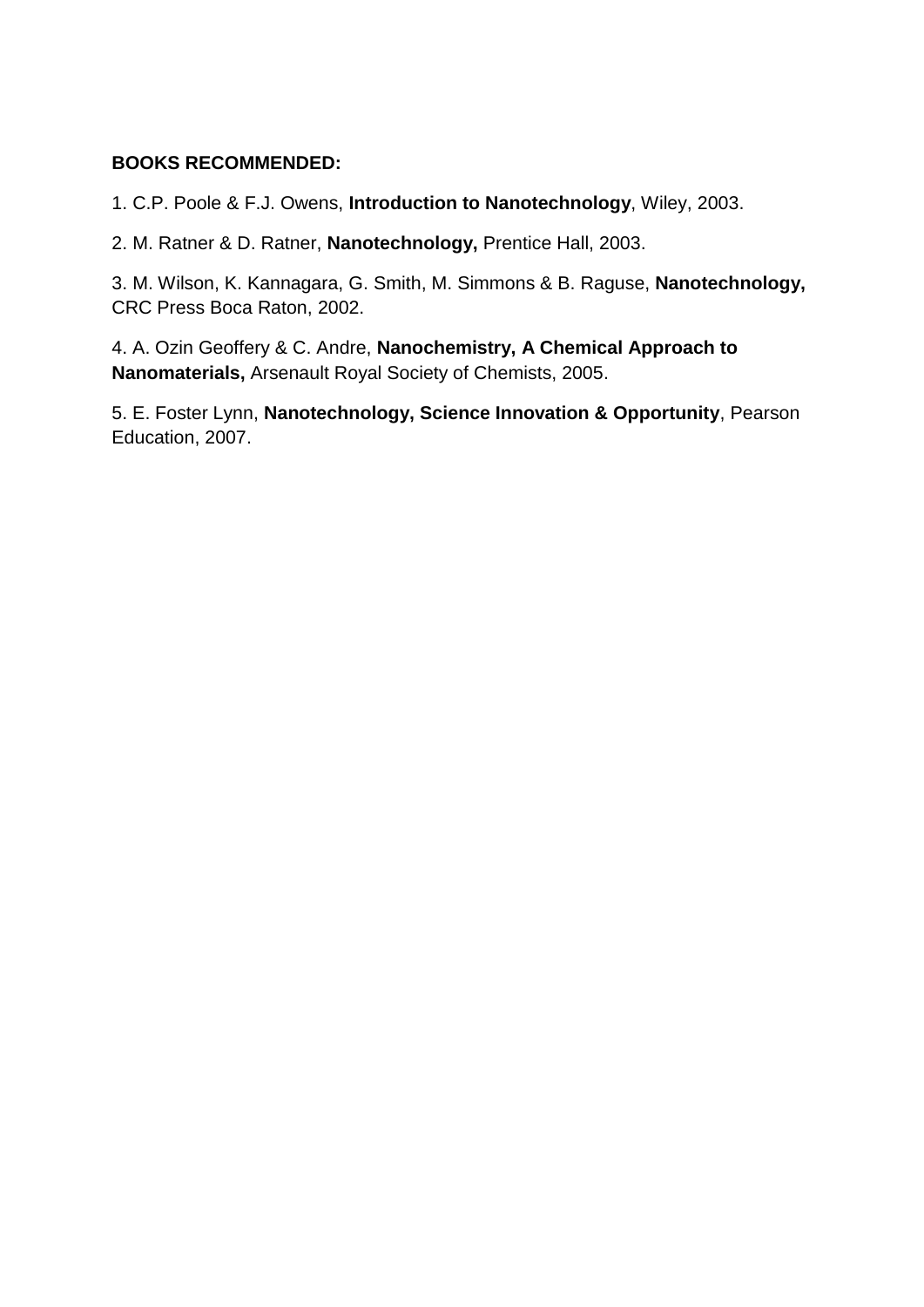**BOOKS RECOMMENDED:**

1. C.P. Poole & F.J. Owens, **Introduction to Nanotechnology**, Wiley, 2003.

2. M. Ratner & D. Ratner, **Nanotechnology,** Prentice Hall, 2003.

3. M. Wilson, K. Kannagara, G. Smith, M. Simmons & B. Raguse, **Nanotechnology,** CRC Press Boca Raton, 2002.

4. A. Ozin Geoffery & C. Andre, **Nanochemistry, A Chemical Approach to Nanomaterials,** Arsenault Royal Society of Chemists, 2005.

5. E. Foster Lynn, **Nanotechnology, Science Innovation & Opportunity**, Pearson Education, 2007.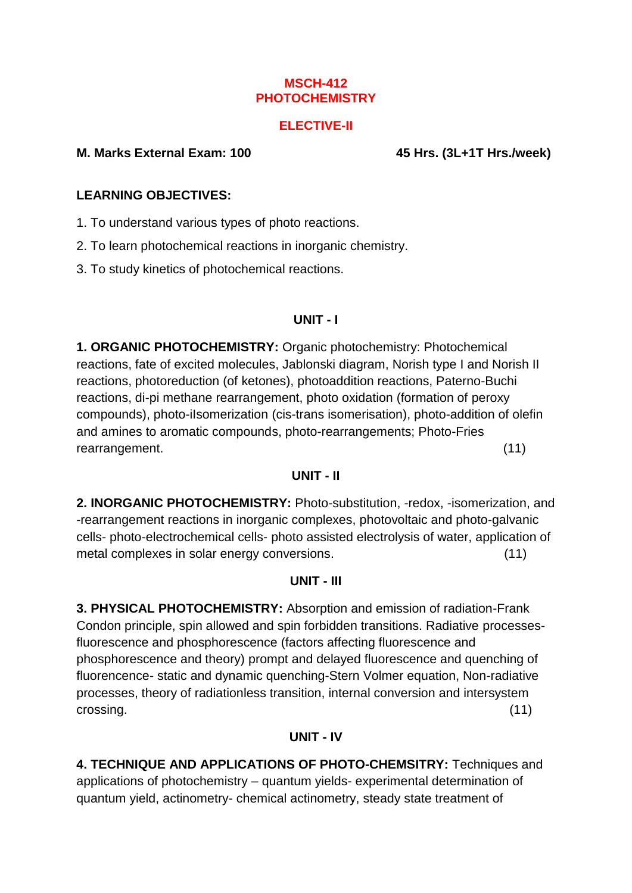**MSCH-412**
**PHOTOCHEMISTRY**

**ELECTIVE-II**

**M. Marks External Exam: 100** **45 Hrs. (3L+1T Hrs./week)**

**LEARNING OBJECTIVES:**

1. To understand various types of photo reactions.
2. To learn photochemical reactions in inorganic chemistry.
3. To study kinetics of photochemical reactions.

## UNIT - I

**1. ORGANIC PHOTOCHEMISTRY:** Organic photochemistry: Photochemical reactions, fate of excited molecules, Jablonski diagram, Norish type I and Norish II reactions, photoreduction (of ketones), photoaddition reactions, Paterno-Buchi reactions, di-pi methane rearrangement, photo oxidation (formation of peroxy compounds), photo-iIsomerization (cis-trans isomerisation), photo-addition of olefin and amines to aromatic compounds, photo-rearrangements; Photo-Fries rearrangement. (11)

## UNIT - II

**2. INORGANIC PHOTOCHEMISTRY:** Photo-substitution, -redox, -isomerization, and -rearrangement reactions in inorganic complexes, photovoltaic and photo-galvanic cells- photo-electrochemical cells- photo assisted electrolysis of water, application of metal complexes in solar energy conversions. (11)

## UNIT - III

**3. PHYSICAL PHOTOCHEMISTRY:** Absorption and emission of radiation-Frank Condon principle, spin allowed and spin forbidden transitions. Radiative processes-fluorescence and phosphorescence (factors affecting fluorescence and phosphorescence and theory) prompt and delayed fluorescence and quenching of fluorencence- static and dynamic quenching-Stern Volmer equation, Non-radiative processes, theory of radiationless transition, internal conversion and intersystem crossing. (11)

## UNIT - IV

**4. TECHNIQUE AND APPLICATIONS OF PHOTO-CHEMSITRY:** Techniques and applications of photochemistry – quantum yields- experimental determination of quantum yield, actinometry- chemical actinometry, steady state treatment of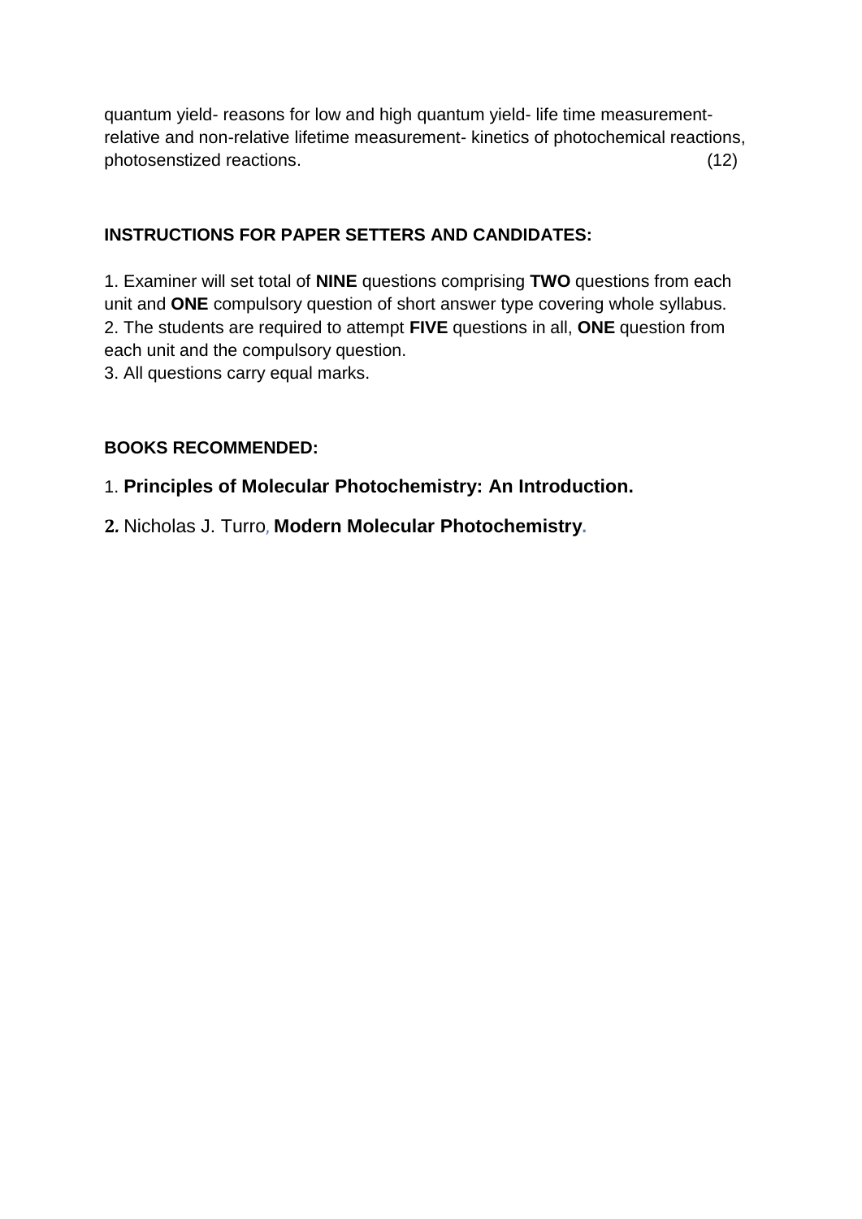quantum yield- reasons for low and high quantum yield- life time measurement- relative and non-relative lifetime measurement- kinetics of photochemical reactions, photosenstized reactions. (12)

**INSTRUCTIONS FOR PAPER SETTERS AND CANDIDATES:**

1. Examiner will set total of **NINE** questions comprising **TWO** questions from each unit and **ONE** compulsory question of short answer type covering whole syllabus.
2. The students are required to attempt **FIVE** questions in all, **ONE** question from each unit and the compulsory question.
3. All questions carry equal marks.

**BOOKS RECOMMENDED:**

1. **Principles of Molecular Photochemistry: An Introduction.**
2. Nicholas J. Turro, **Modern Molecular Photochemistry.**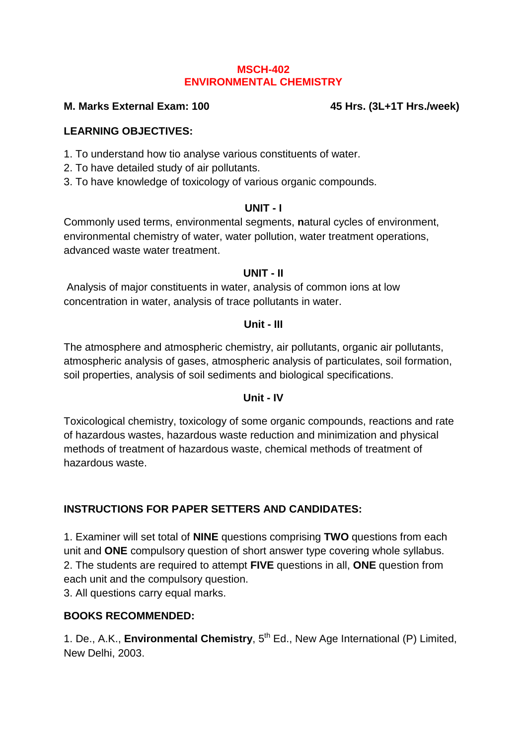# MSCH-402
# ENVIRONMENTAL CHEMISTRY

**M. Marks External Exam: 100** **45 Hrs. (3L+1T Hrs./week)**

**LEARNING OBJECTIVES:**

1. To understand how tio analyse various constituents of water.
2. To have detailed study of air pollutants.
3. To have knowledge of toxicology of various organic compounds.

## UNIT - I

Commonly used terms, environmental segments, **n**atural cycles of environment, environmental chemistry of water, water pollution, water treatment operations, advanced waste water treatment.

## UNIT - II

Analysis of major constituents in water, analysis of common ions at low concentration in water, analysis of trace pollutants in water.

## Unit - III

The atmosphere and atmospheric chemistry, air pollutants, organic air pollutants, atmospheric analysis of gases, atmospheric analysis of particulates, soil formation, soil properties, analysis of soil sediments and biological specifications.

## Unit - IV

Toxicological chemistry, toxicology of some organic compounds, reactions and rate of hazardous wastes, hazardous waste reduction and minimization and physical methods of treatment of hazardous waste, chemical methods of treatment of hazardous waste.

**INSTRUCTIONS FOR PAPER SETTERS AND CANDIDATES:**

1. Examiner will set total of **NINE** questions comprising **TWO** questions from each unit and **ONE** compulsory question of short answer type covering whole syllabus.
2. The students are required to attempt **FIVE** questions in all, **ONE** question from each unit and the compulsory question.
3. All questions carry equal marks.

**BOOKS RECOMMENDED:**

1. De., A.K., **Environmental Chemistry**, 5th Ed., New Age International (P) Limited, New Delhi, 2003.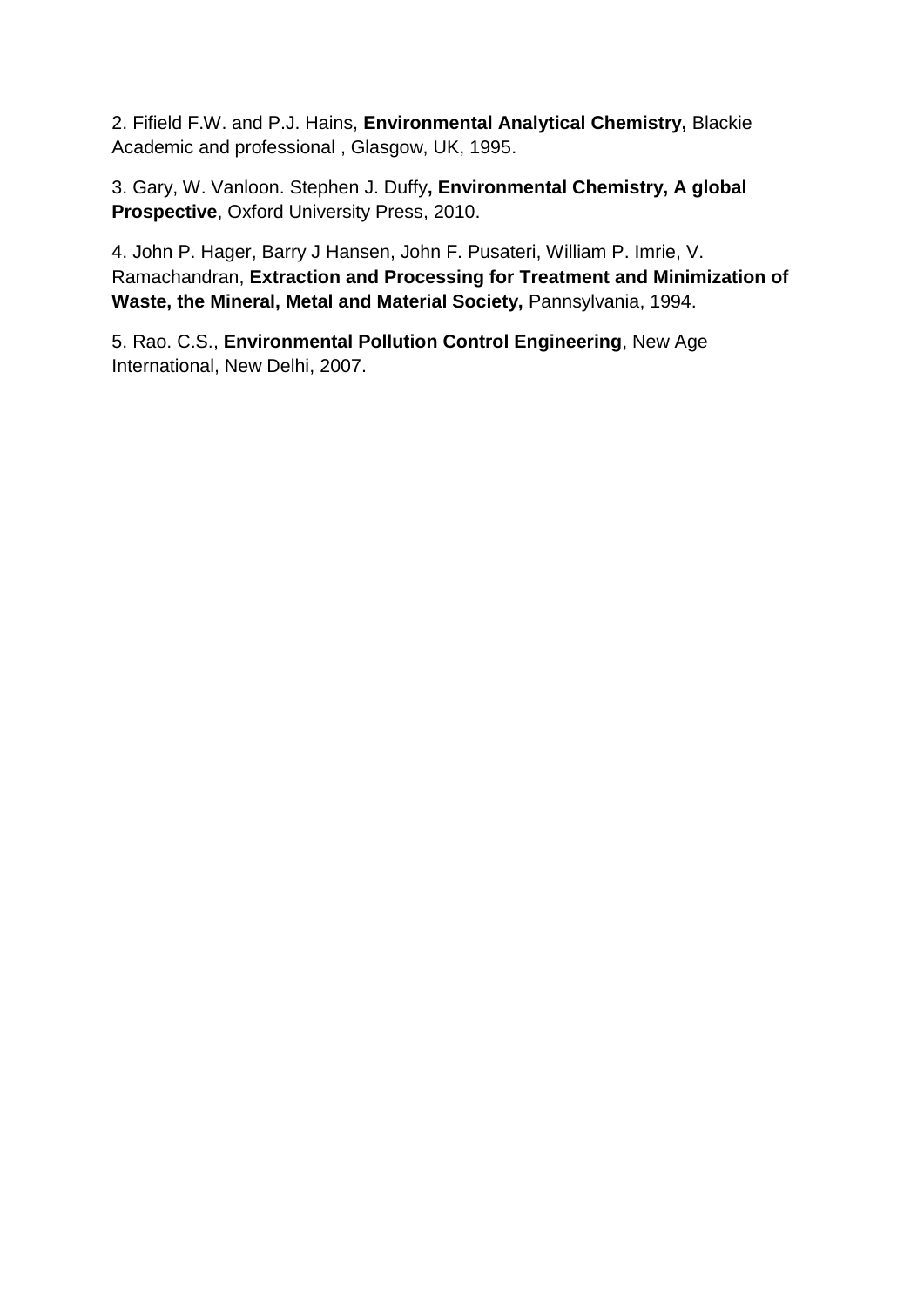2. Fifield F.W. and P.J. Hains, **Environmental Analytical Chemistry,** Blackie Academic and professional , Glasgow, UK, 1995.

3. Gary, W. Vanloon. Stephen J. Duffy**, Environmental Chemistry, A global Prospective**, Oxford University Press, 2010.

4. John P. Hager, Barry J Hansen, John F. Pusateri, William P. Imrie, V. Ramachandran, **Extraction and Processing for Treatment and Minimization of Waste, the Mineral, Metal and Material Society,** Pannsylvania, 1994.

5. Rao. C.S., **Environmental Pollution Control Engineering**, New Age International, New Delhi, 2007.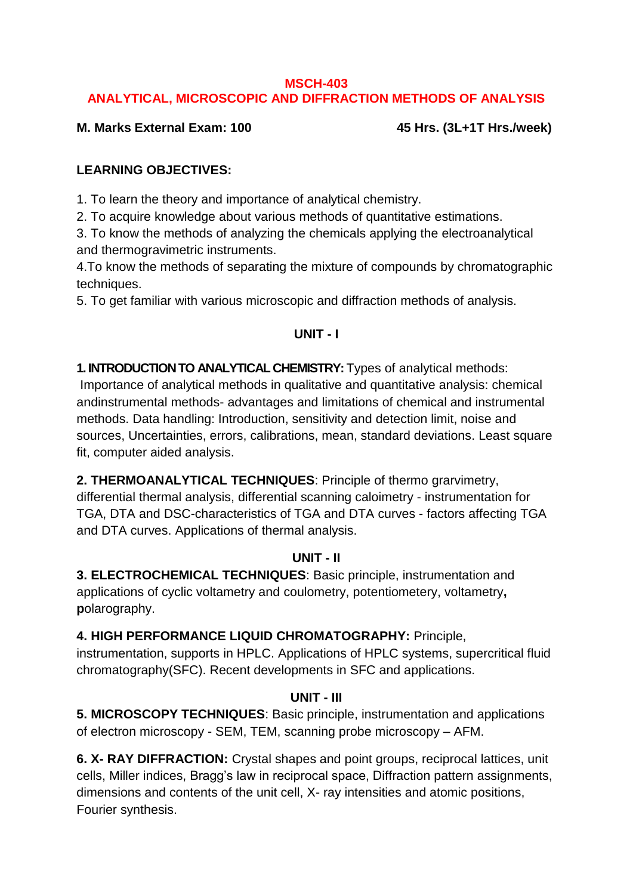## MSCH-403

## ANALYTICAL, MICROSCOPIC AND DIFFRACTION METHODS OF ANALYSIS

**M. Marks External Exam: 100** **45 Hrs. (3L+1T Hrs./week)**

### LEARNING OBJECTIVES:

1. To learn the theory and importance of analytical chemistry.
2. To acquire knowledge about various methods of quantitative estimations.
3. To know the methods of analyzing the chemicals applying the electroanalytical and thermogravimetric instruments.
4. To know the methods of separating the mixture of compounds by chromatographic techniques.
5. To get familiar with various microscopic and diffraction methods of analysis.

### UNIT - I

**1. INTRODUCTION TO ANALYTICAL CHEMISTRY:** Types of analytical methods: Importance of analytical methods in qualitative and quantitative analysis: chemical andinstrumental methods- advantages and limitations of chemical and instrumental methods. Data handling: Introduction, sensitivity and detection limit, noise and sources, Uncertainties, errors, calibrations, mean, standard deviations. Least square fit, computer aided analysis.

**2. THERMOANALYTICAL TECHNIQUES**: Principle of thermo grarvimetry, differential thermal analysis, differential scanning caloimetry - instrumentation for TGA, DTA and DSC-characteristics of TGA and DTA curves - factors affecting TGA and DTA curves. Applications of thermal analysis.

### UNIT - II

**3. ELECTROCHEMICAL TECHNIQUES**: Basic principle, instrumentation and applications of cyclic voltametry and coulometry, potentiometry, voltametry**, p**olarography.

**4. HIGH PERFORMANCE LIQUID CHROMATOGRAPHY:** Principle, instrumentation, supports in HPLC. Applications of HPLC systems, supercritical fluid chromatography(SFC). Recent developments in SFC and applications.

### UNIT - III

**5. MICROSCOPY TECHNIQUES**: Basic principle, instrumentation and applications of electron microscopy - SEM, TEM, scanning probe microscopy – AFM.

**6. X- RAY DIFFRACTION:** Crystal shapes and point groups, reciprocal lattices, unit cells, Miller indices, Bragg's law in reciprocal space, Diffraction pattern assignments, dimensions and contents of the unit cell, X- ray intensities and atomic positions, Fourier synthesis.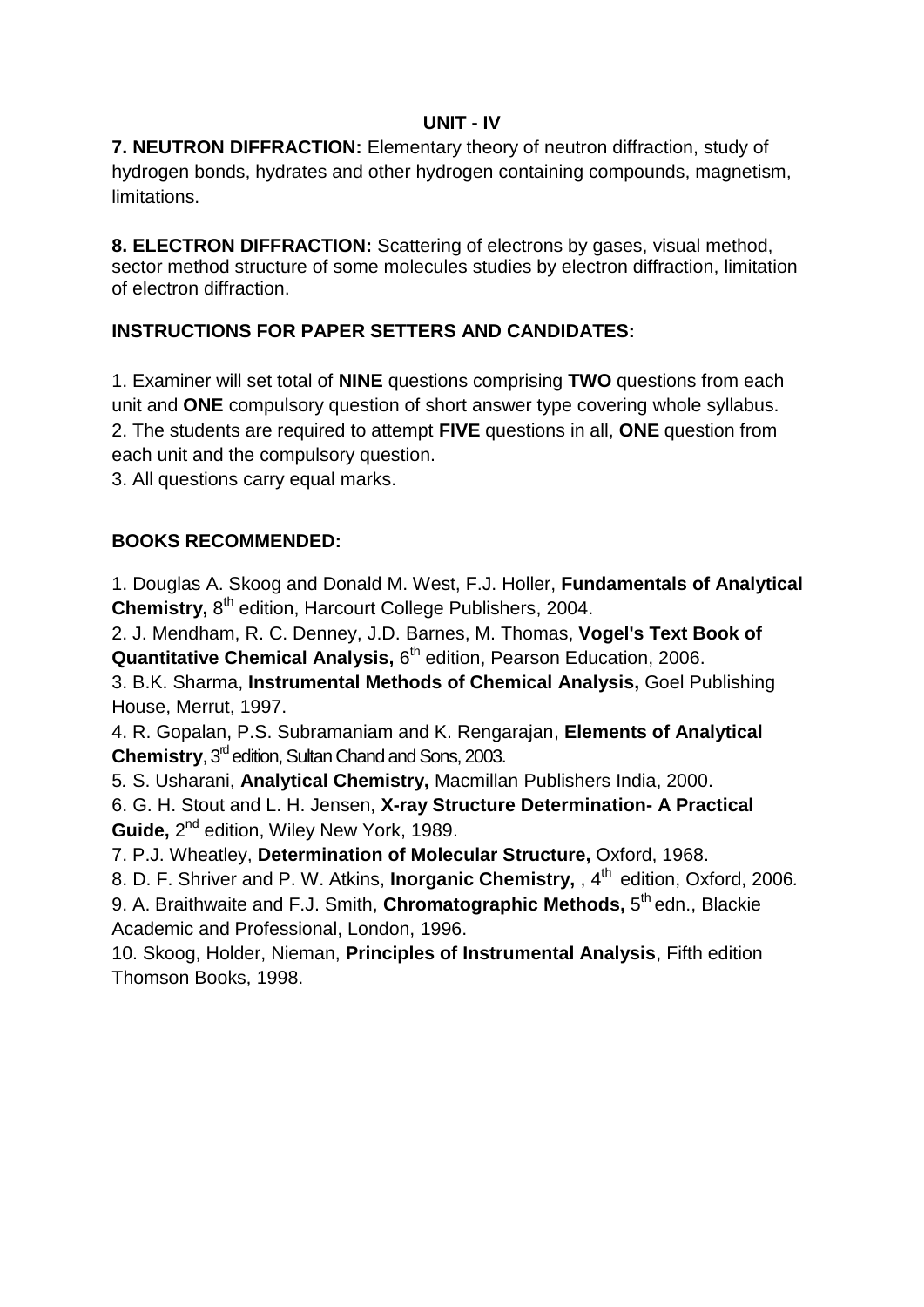## UNIT - IV

**7. NEUTRON DIFFRACTION:** Elementary theory of neutron diffraction, study of hydrogen bonds, hydrates and other hydrogen containing compounds, magnetism, limitations.

**8. ELECTRON DIFFRACTION:** Scattering of electrons by gases, visual method, sector method structure of some molecules studies by electron diffraction, limitation of electron diffraction.

**INSTRUCTIONS FOR PAPER SETTERS AND CANDIDATES:**

1. Examiner will set total of **NINE** questions comprising **TWO** questions from each unit and **ONE** compulsory question of short answer type covering whole syllabus.
2. The students are required to attempt **FIVE** questions in all, **ONE** question from each unit and the compulsory question.
3. All questions carry equal marks.

**BOOKS RECOMMENDED:**

1. Douglas A. Skoog and Donald M. West, F.J. Holler, **Fundamentals of Analytical Chemistry,** 8th edition, Harcourt College Publishers, 2004.
2. J. Mendham, R. C. Denney, J.D. Barnes, M. Thomas, **Vogel's Text Book of Quantitative Chemical Analysis,** 6th edition, Pearson Education, 2006.
3. B.K. Sharma, **Instrumental Methods of Chemical Analysis,** Goel Publishing House, Merrut, 1997.
4. R. Gopalan, P.S. Subramaniam and K. Rengarajan, **Elements of Analytical Chemistry**, 3rd edition, Sultan Chand and Sons, 2003.
5. S. Usharani, **Analytical Chemistry,** Macmillan Publishers India, 2000.
6. G. H. Stout and L. H. Jensen, **X-ray Structure Determination- A Practical Guide,** 2nd edition, Wiley New York, 1989.
7. P.J. Wheatley, **Determination of Molecular Structure,** Oxford, 1968.
8. D. F. Shriver and P. W. Atkins, **Inorganic Chemistry,** , 4th edition, Oxford, 2006.
9. A. Braithwaite and F.J. Smith, **Chromatographic Methods,** 5th edn., Blackie Academic and Professional, London, 1996.
10. Skoog, Holder, Nieman, **Principles of Instrumental Analysis**, Fifth edition Thomson Books, 1998.